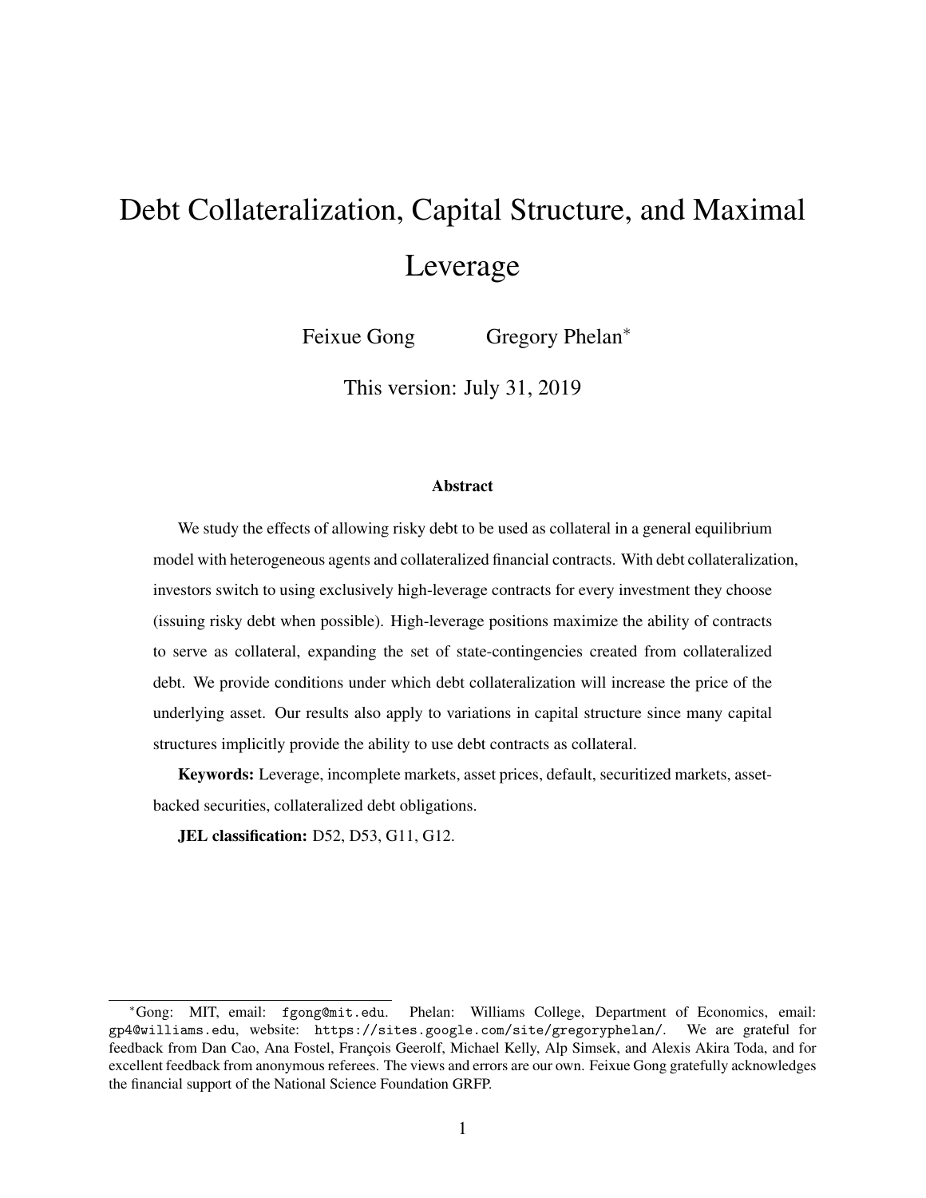# Debt Collateralization, Capital Structure, and Maximal Leverage

Feixue Gong Gregory Phelan*

This version: July 31, 2019

### Abstract

We study the effects of allowing risky debt to be used as collateral in a general equilibrium model with heterogeneous agents and collateralized financial contracts. With debt collateralization, investors switch to using exclusively high-leverage contracts for every investment they choose (issuing risky debt when possible). High-leverage positions maximize the ability of contracts to serve as collateral, expanding the set of state-contingencies created from collateralized debt. We provide conditions under which debt collateralization will increase the price of the underlying asset. Our results also apply to variations in capital structure since many capital structures implicitly provide the ability to use debt contracts as collateral.

**Keywords:** Leverage, incomplete markets, asset prices, default, securitized markets, asset-backed securities, collateralized debt obligations.

**JEL classification:** D52, D53, G11, G12.

---

*Gong: MIT, email: fgong@mit.edu. Phelan: Williams College, Department of Economics, email: gp4@williams.edu, website: https://sites.google.com/site/gregoryphelan/. We are grateful for feedback from Dan Cao, Ana Fostel, François Geerolf, Michael Kelly, Alp Simsek, and Alexis Akira Toda, and for excellent feedback from anonymous referees. The views and errors are our own. Feixue Gong gratefully acknowledges the financial support of the National Science Foundation GRFP.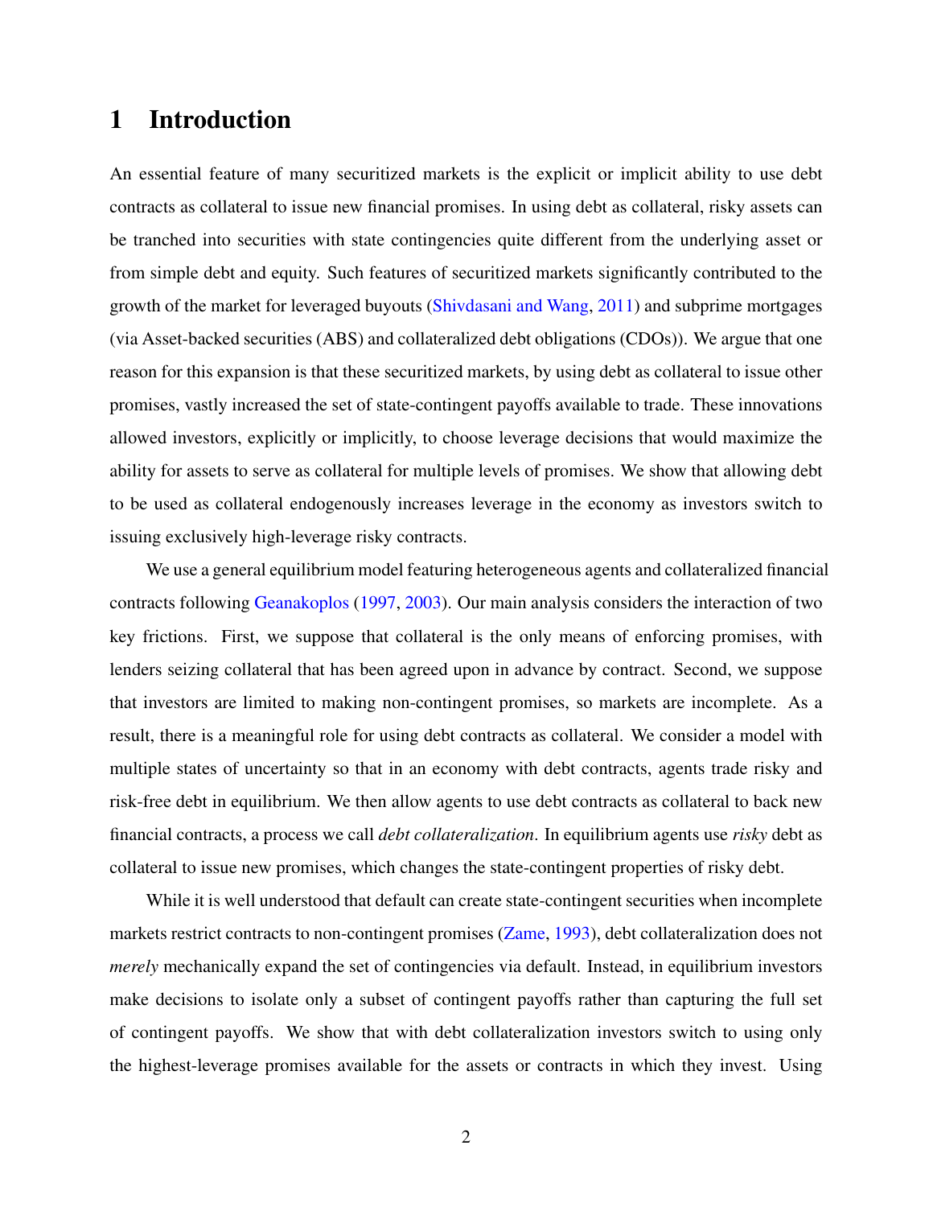# 1 Introduction

An essential feature of many securitized markets is the explicit or implicit ability to use debt contracts as collateral to issue new financial promises. In using debt as collateral, risky assets can be tranched into securities with state contingencies quite different from the underlying asset or from simple debt and equity. Such features of securitized markets significantly contributed to the growth of the market for leveraged buyouts (Shivdasani and Wang, 2011) and subprime mortgages (via Asset-backed securities (ABS) and collateralized debt obligations (CDOs)). We argue that one reason for this expansion is that these securitized markets, by using debt as collateral to issue other promises, vastly increased the set of state-contingent payoffs available to trade. These innovations allowed investors, explicitly or implicitly, to choose leverage decisions that would maximize the ability for assets to serve as collateral for multiple levels of promises. We show that allowing debt to be used as collateral endogenously increases leverage in the economy as investors switch to issuing exclusively high-leverage risky contracts.

We use a general equilibrium model featuring heterogeneous agents and collateralized financial contracts following Geanakoplos (1997, 2003). Our main analysis considers the interaction of two key frictions. First, we suppose that collateral is the only means of enforcing promises, with lenders seizing collateral that has been agreed upon in advance by contract. Second, we suppose that investors are limited to making non-contingent promises, so markets are incomplete. As a result, there is a meaningful role for using debt contracts as collateral. We consider a model with multiple states of uncertainty so that in an economy with debt contracts, agents trade risky and risk-free debt in equilibrium. We then allow agents to use debt contracts as collateral to back new financial contracts, a process we call *debt collateralization*. In equilibrium agents use *risky* debt as collateral to issue new promises, which changes the state-contingent properties of risky debt.

While it is well understood that default can create state-contingent securities when incomplete markets restrict contracts to non-contingent promises (Zame, 1993), debt collateralization does not *merely* mechanically expand the set of contingencies via default. Instead, in equilibrium investors make decisions to isolate only a subset of contingent payoffs rather than capturing the full set of contingent payoffs. We show that with debt collateralization investors switch to using only the highest-leverage promises available for the assets or contracts in which they invest. Using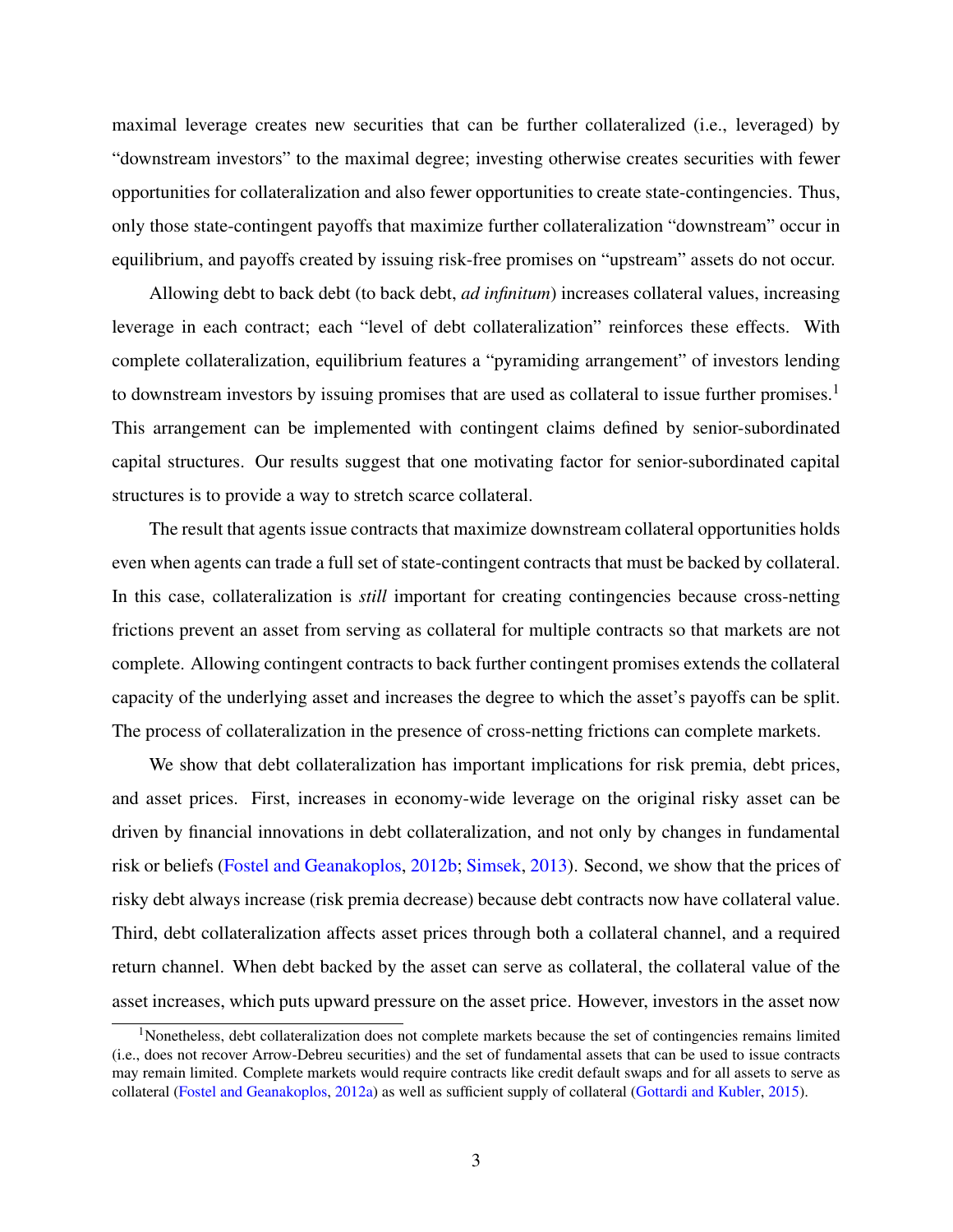maximal leverage creates new securities that can be further collateralized (i.e., leveraged) by "downstream investors" to the maximal degree; investing otherwise creates securities with fewer opportunities for collateralization and also fewer opportunities to create state-contingencies. Thus, only those state-contingent payoffs that maximize further collateralization "downstream" occur in equilibrium, and payoffs created by issuing risk-free promises on "upstream" assets do not occur.

Allowing debt to back debt (to back debt, *ad infinitum*) increases collateral values, increasing leverage in each contract; each "level of debt collateralization" reinforces these effects. With complete collateralization, equilibrium features a "pyramiding arrangement" of investors lending to downstream investors by issuing promises that are used as collateral to issue further promises.[1] This arrangement can be implemented with contingent claims defined by senior-subordinated capital structures. Our results suggest that one motivating factor for senior-subordinated capital structures is to provide a way to stretch scarce collateral.

The result that agents issue contracts that maximize downstream collateral opportunities holds even when agents can trade a full set of state-contingent contracts that must be backed by collateral. In this case, collateralization is *still* important for creating contingencies because cross-netting frictions prevent an asset from serving as collateral for multiple contracts so that markets are not complete. Allowing contingent contracts to back further contingent promises extends the collateral capacity of the underlying asset and increases the degree to which the asset's payoffs can be split. The process of collateralization in the presence of cross-netting frictions can complete markets.

We show that debt collateralization has important implications for risk premia, debt prices, and asset prices. First, increases in economy-wide leverage on the original risky asset can be driven by financial innovations in debt collateralization, and not only by changes in fundamental risk or beliefs (Fostel and Geanakoplos, 2012b; Simsek, 2013). Second, we show that the prices of risky debt always increase (risk premia decrease) because debt contracts now have collateral value. Third, debt collateralization affects asset prices through both a collateral channel, and a required return channel. When debt backed by the asset can serve as collateral, the collateral value of the asset increases, which puts upward pressure on the asset price. However, investors in the asset now

[1] Nonetheless, debt collateralization does not complete markets because the set of contingencies remains limited (i.e., does not recover Arrow-Debreu securities) and the set of fundamental assets that can be used to issue contracts may remain limited. Complete markets would require contracts like credit default swaps and for all assets to serve as collateral (Fostel and Geanakoplos, 2012a) as well as sufficient supply of collateral (Gottardi and Kubler, 2015).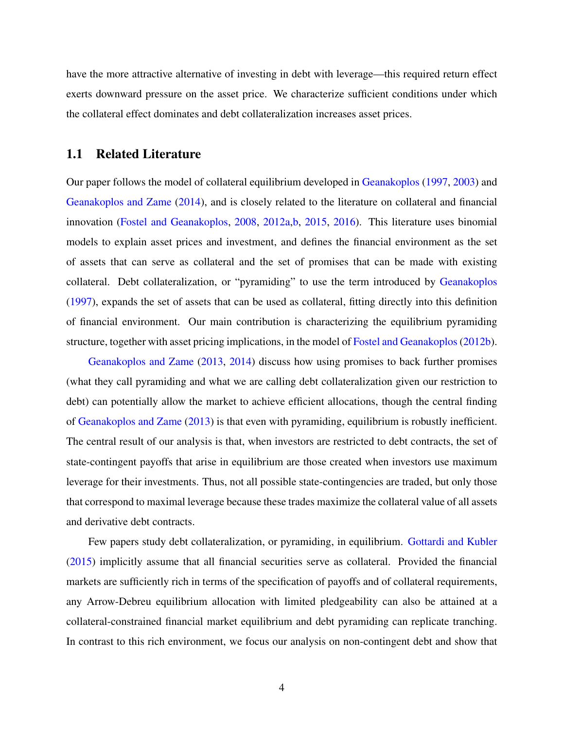have the more attractive alternative of investing in debt with leverage—this required return effect exerts downward pressure on the asset price. We characterize sufficient conditions under which the collateral effect dominates and debt collateralization increases asset prices.

## 1.1 Related Literature

Our paper follows the model of collateral equilibrium developed in Geanakoplos (1997, 2003) and Geanakoplos and Zame (2014), and is closely related to the literature on collateral and financial innovation (Fostel and Geanakoplos, 2008, 2012a,b, 2015, 2016). This literature uses binomial models to explain asset prices and investment, and defines the financial environment as the set of assets that can serve as collateral and the set of promises that can be made with existing collateral. Debt collateralization, or "pyramiding" to use the term introduced by Geanakoplos (1997), expands the set of assets that can be used as collateral, fitting directly into this definition of financial environment. Our main contribution is characterizing the equilibrium pyramiding structure, together with asset pricing implications, in the model of Fostel and Geanakoplos (2012b).

Geanakoplos and Zame (2013, 2014) discuss how using promises to back further promises (what they call pyramiding and what we are calling debt collateralization given our restriction to debt) can potentially allow the market to achieve efficient allocations, though the central finding of Geanakoplos and Zame (2013) is that even with pyramiding, equilibrium is robustly inefficient. The central result of our analysis is that, when investors are restricted to debt contracts, the set of state-contingent payoffs that arise in equilibrium are those created when investors use maximum leverage for their investments. Thus, not all possible state-contingencies are traded, but only those that correspond to maximal leverage because these trades maximize the collateral value of all assets and derivative debt contracts.

Few papers study debt collateralization, or pyramiding, in equilibrium. Gottardi and Kubler (2015) implicitly assume that all financial securities serve as collateral. Provided the financial markets are sufficiently rich in terms of the specification of payoffs and of collateral requirements, any Arrow-Debreu equilibrium allocation with limited pledgeability can also be attained at a collateral-constrained financial market equilibrium and debt pyramiding can replicate tranching. In contrast to this rich environment, we focus our analysis on non-contingent debt and show that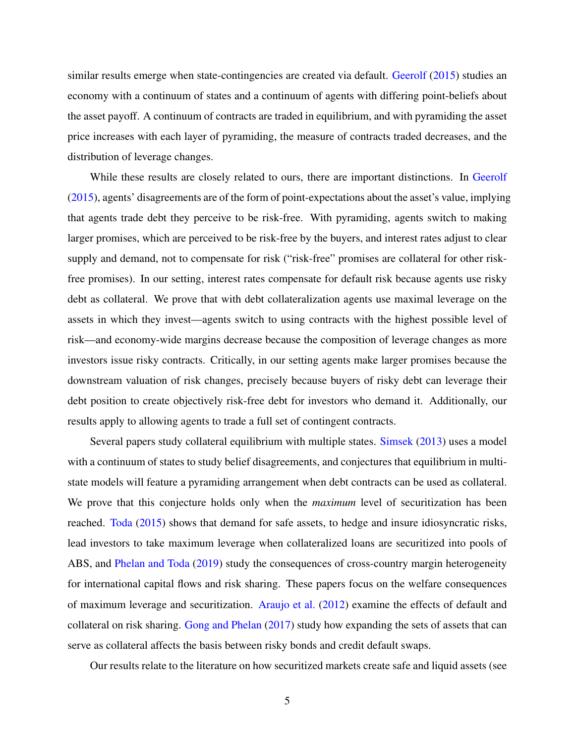similar results emerge when state-contingencies are created via default. Geerolf (2015) studies an economy with a continuum of states and a continuum of agents with differing point-beliefs about the asset payoff. A continuum of contracts are traded in equilibrium, and with pyramiding the asset price increases with each layer of pyramiding, the measure of contracts traded decreases, and the distribution of leverage changes.

While these results are closely related to ours, there are important distinctions. In Geerolf (2015), agents' disagreements are of the form of point-expectations about the asset's value, implying that agents trade debt they perceive to be risk-free. With pyramiding, agents switch to making larger promises, which are perceived to be risk-free by the buyers, and interest rates adjust to clear supply and demand, not to compensate for risk ("risk-free" promises are collateral for other risk-free promises). In our setting, interest rates compensate for default risk because agents use risky debt as collateral. We prove that with debt collateralization agents use maximal leverage on the assets in which they invest—agents switch to using contracts with the highest possible level of risk—and economy-wide margins decrease because the composition of leverage changes as more investors issue risky contracts. Critically, in our setting agents make larger promises because the downstream valuation of risk changes, precisely because buyers of risky debt can leverage their debt position to create objectively risk-free debt for investors who demand it. Additionally, our results apply to allowing agents to trade a full set of contingent contracts.

Several papers study collateral equilibrium with multiple states. Simsek (2013) uses a model with a continuum of states to study belief disagreements, and conjectures that equilibrium in multi-state models will feature a pyramiding arrangement when debt contracts can be used as collateral. We prove that this conjecture holds only when the *maximum* level of securitization has been reached. Toda (2015) shows that demand for safe assets, to hedge and insure idiosyncratic risks, lead investors to take maximum leverage when collateralized loans are securitized into pools of ABS, and Phelan and Toda (2019) study the consequences of cross-country margin heterogeneity for international capital flows and risk sharing. These papers focus on the welfare consequences of maximum leverage and securitization. Araujo et al. (2012) examine the effects of default and collateral on risk sharing. Gong and Phelan (2017) study how expanding the sets of assets that can serve as collateral affects the basis between risky bonds and credit default swaps.

Our results relate to the literature on how securitized markets create safe and liquid assets (see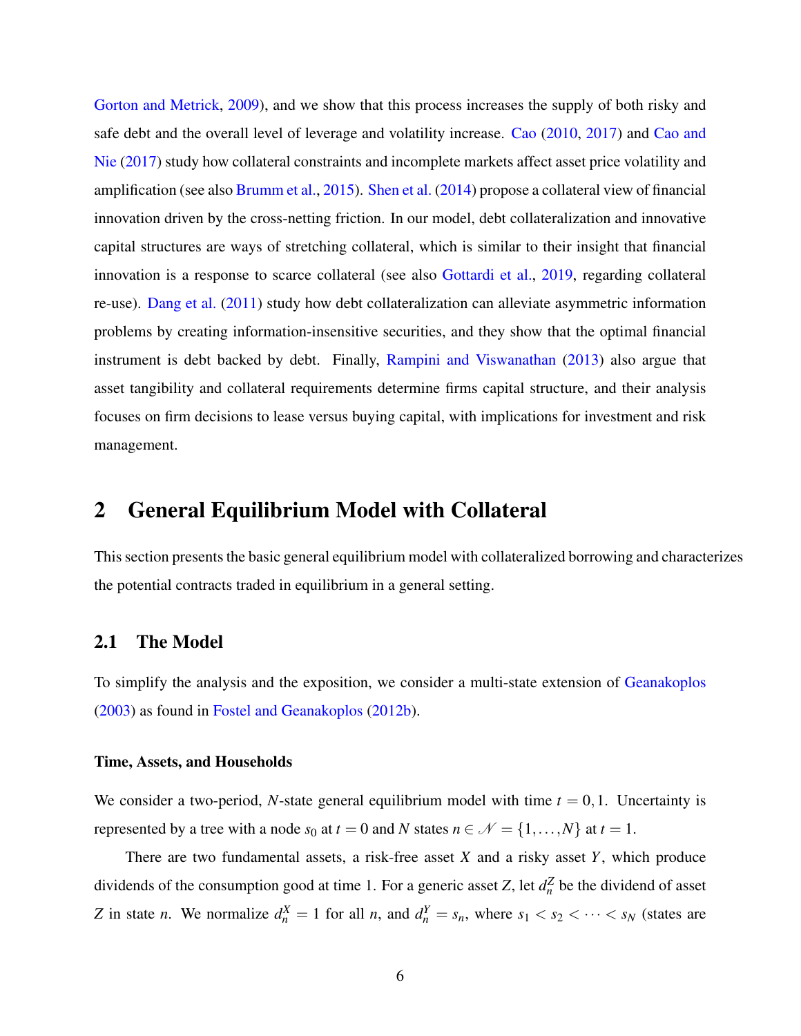Gorton and Metrick, 2009), and we show that this process increases the supply of both risky and safe debt and the overall level of leverage and volatility increase. Cao (2010, 2017) and Cao and Nie (2017) study how collateral constraints and incomplete markets affect asset price volatility and amplification (see also Brumm et al., 2015). Shen et al. (2014) propose a collateral view of financial innovation driven by the cross-netting friction. In our model, debt collateralization and innovative capital structures are ways of stretching collateral, which is similar to their insight that financial innovation is a response to scarce collateral (see also Gottardi et al., 2019, regarding collateral re-use). Dang et al. (2011) study how debt collateralization can alleviate asymmetric information problems by creating information-insensitive securities, and they show that the optimal financial instrument is debt backed by debt. Finally, Rampini and Viswanathan (2013) also argue that asset tangibility and collateral requirements determine firms capital structure, and their analysis focuses on firm decisions to lease versus buying capital, with implications for investment and risk management.

## 2 General Equilibrium Model with Collateral

This section presents the basic general equilibrium model with collateralized borrowing and characterizes the potential contracts traded in equilibrium in a general setting.

### 2.1 The Model

To simplify the analysis and the exposition, we consider a multi-state extension of Geanakoplos (2003) as found in Fostel and Geanakoplos (2012b).

#### Time, Assets, and Households

We consider a two-period, $N$-state general equilibrium model with time $t = 0, 1$. Uncertainty is represented by a tree with a node $s_0$ at $t = 0$ and $N$ states $n \in \mathcal{N} = \{1, \ldots, N\}$ at $t = 1$.

There are two fundamental assets, a risk-free asset $X$ and a risky asset $Y$, which produce dividends of the consumption good at time 1. For a generic asset $Z$, let $d_n^Z$ be the dividend of asset $Z$ in state $n$. We normalize $d_n^X = 1$ for all $n$, and $d_n^Y = s_n$, where $s_1 < s_2 < \cdots < s_N$ (states are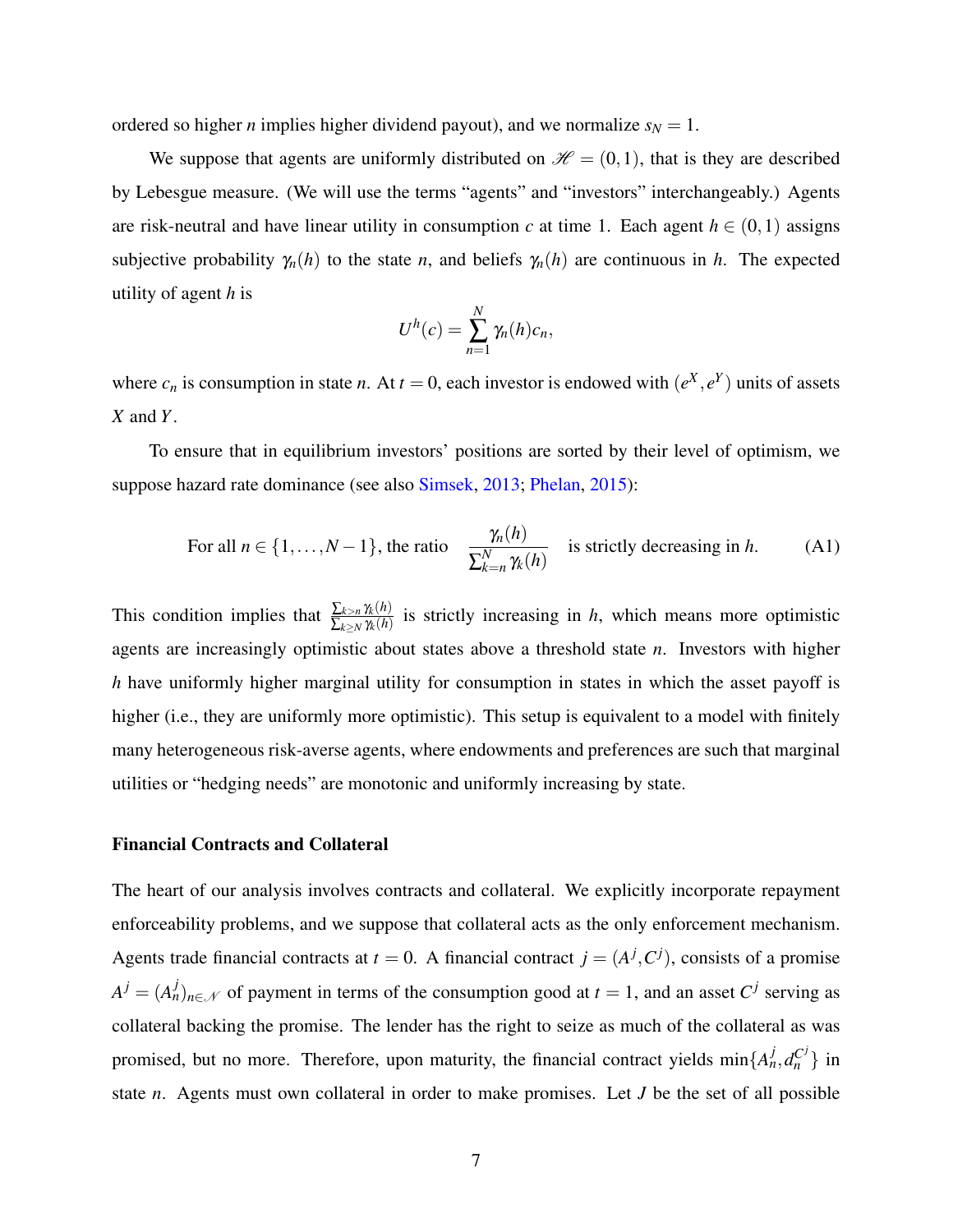ordered so higher $n$ implies higher dividend payout), and we normalize $s_N = 1$.

We suppose that agents are uniformly distributed on $\mathscr{H} = (0,1)$, that is they are described by Lebesgue measure. (We will use the terms "agents" and "investors" interchangeably.) Agents are risk-neutral and have linear utility in consumption $c$ at time 1. Each agent $h \in (0,1)$ assigns subjective probability $\gamma_n(h)$ to the state $n$, and beliefs $\gamma_n(h)$ are continuous in $h$. The expected utility of agent $h$ is

$$U^h(c) = \sum_{n=1}^{N} \gamma_n(h) c_n,$$

where $c_n$ is consumption in state $n$. At $t = 0$, each investor is endowed with $(e^X, e^Y)$ units of assets $X$ and $Y$.

To ensure that in equilibrium investors' positions are sorted by their level of optimism, we suppose hazard rate dominance (see also Simsek, 2013; Phelan, 2015):

$$\text{For all } n \in \{1, \ldots, N-1\}, \text{ the ratio } \quad \frac{\gamma_n(h)}{\sum_{k=n}^{N} \gamma_k(h)} \quad \text{is strictly decreasing in } h. \tag{A1}$$

This condition implies that $\frac{\sum_{k>n} \gamma_k(h)}{\sum_{k \geq N} \gamma_k(h)}$ is strictly increasing in $h$, which means more optimistic agents are increasingly optimistic about states above a threshold state $n$. Investors with higher $h$ have uniformly higher marginal utility for consumption in states in which the asset payoff is higher (i.e., they are uniformly more optimistic). This setup is equivalent to a model with finitely many heterogeneous risk-averse agents, where endowments and preferences are such that marginal utilities or "hedging needs" are monotonic and uniformly increasing by state.

### Financial Contracts and Collateral

The heart of our analysis involves contracts and collateral. We explicitly incorporate repayment enforceability problems, and we suppose that collateral acts as the only enforcement mechanism. Agents trade financial contracts at $t = 0$. A financial contract $j = (A^j, C^j)$, consists of a promise $A^j = (A^j_n)_{n \in \mathscr{N}}$ of payment in terms of the consumption good at $t = 1$, and an asset $C^j$ serving as collateral backing the promise. The lender has the right to seize as much of the collateral as was promised, but no more. Therefore, upon maturity, the financial contract yields $\min\{A^j_n, d^{C^j}_n\}$ in state $n$. Agents must own collateral in order to make promises. Let $J$ be the set of all possible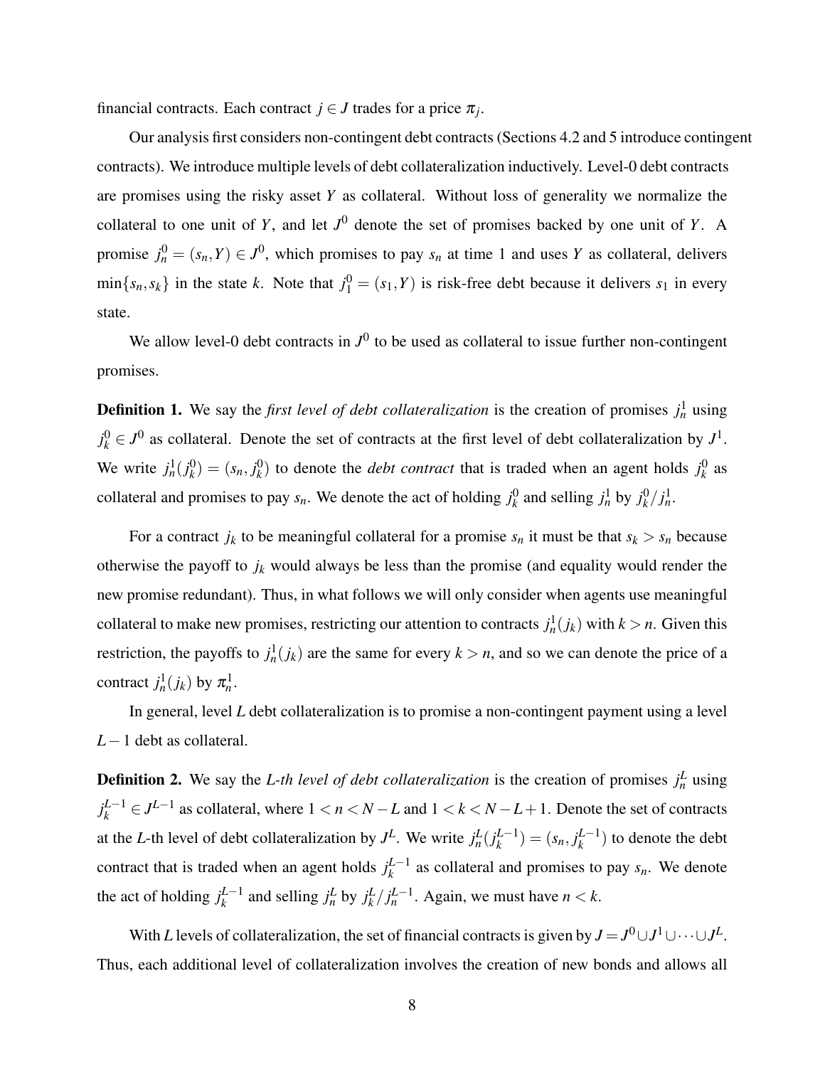financial contracts. Each contract $j \in J$ trades for a price $\pi_j$.

Our analysis first considers non-contingent debt contracts (Sections 4.2 and 5 introduce contingent contracts). We introduce multiple levels of debt collateralization inductively. Level-0 debt contracts are promises using the risky asset $Y$ as collateral. Without loss of generality we normalize the collateral to one unit of $Y$, and let $J^0$ denote the set of promises backed by one unit of $Y$. A promise $j^0_n = (s_n, Y) \in J^0$, which promises to pay $s_n$ at time 1 and uses $Y$ as collateral, delivers $\min\{s_n, s_k\}$ in the state $k$. Note that $j^0_1 = (s_1, Y)$ is risk-free debt because it delivers $s_1$ in every state.

We allow level-0 debt contracts in $J^0$ to be used as collateral to issue further non-contingent promises.

**Definition 1.** We say the *first level of debt collateralization* is the creation of promises $j^1_n$ using $j^0_k \in J^0$ as collateral. Denote the set of contracts at the first level of debt collateralization by $J^1$. We write $j^1_n(j^0_k) = (s_n, j^0_k)$ to denote the *debt contract* that is traded when an agent holds $j^0_k$ as collateral and promises to pay $s_n$. We denote the act of holding $j^0_k$ and selling $j^1_n$ by $j^0_k/j^1_n$.

For a contract $j_k$ to be meaningful collateral for a promise $s_n$ it must be that $s_k > s_n$ because otherwise the payoff to $j_k$ would always be less than the promise (and equality would render the new promise redundant). Thus, in what follows we will only consider when agents use meaningful collateral to make new promises, restricting our attention to contracts $j^1_n(j_k)$ with $k > n$. Given this restriction, the payoffs to $j^1_n(j_k)$ are the same for every $k > n$, and so we can denote the price of a contract $j^1_n(j_k)$ by $\pi^1_n$.

In general, level $L$ debt collateralization is to promise a non-contingent payment using a level $L-1$ debt as collateral.

**Definition 2.** We say the *L-th level of debt collateralization* is the creation of promises $j^L_n$ using $j^{L-1}_k \in J^{L-1}$ as collateral, where $1 < n < N-L$ and $1 < k < N-L+1$. Denote the set of contracts at the $L$-th level of debt collateralization by $J^L$. We write $j^L_n(j^{L-1}_k) = (s_n, j^{L-1}_k)$ to denote the debt contract that is traded when an agent holds $j^{L-1}_k$ as collateral and promises to pay $s_n$. We denote the act of holding $j^{L-1}_k$ and selling $j^L_n$ by $j^L_k/j^{L-1}_n$. Again, we must have $n < k$.

With $L$ levels of collateralization, the set of financial contracts is given by $J = J^0 \cup J^1 \cup \cdots \cup J^L$. Thus, each additional level of collateralization involves the creation of new bonds and allows all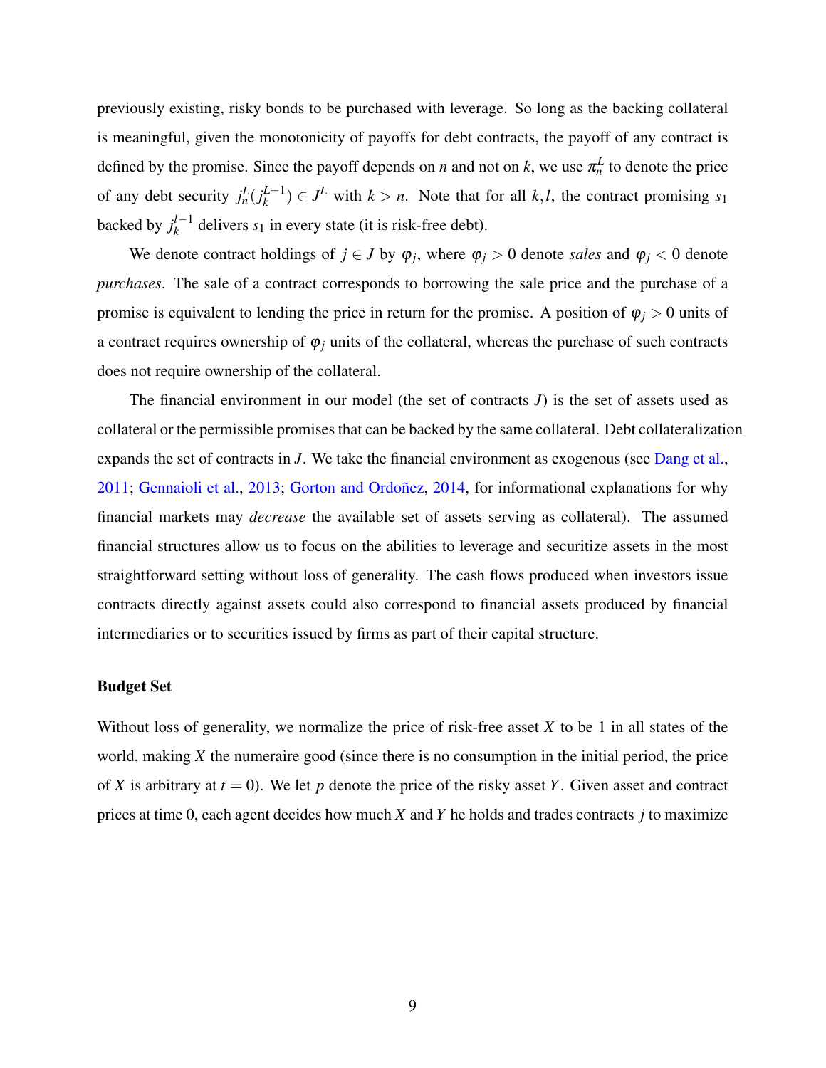previously existing, risky bonds to be purchased with leverage. So long as the backing collateral is meaningful, given the monotonicity of payoffs for debt contracts, the payoff of any contract is defined by the promise. Since the payoff depends on $n$ and not on $k$, we use $\pi_n^L$ to denote the price of any debt security $j_n^L(j_k^{L-1}) \in J^L$ with $k > n$. Note that for all $k, l$, the contract promising $s_1$ backed by $j_k^{l-1}$ delivers $s_1$ in every state (it is risk-free debt).

We denote contract holdings of $j \in J$ by $\varphi_j$, where $\varphi_j > 0$ denote *sales* and $\varphi_j < 0$ denote *purchases*. The sale of a contract corresponds to borrowing the sale price and the purchase of a promise is equivalent to lending the price in return for the promise. A position of $\varphi_j > 0$ units of a contract requires ownership of $\varphi_j$ units of the collateral, whereas the purchase of such contracts does not require ownership of the collateral.

The financial environment in our model (the set of contracts $J$) is the set of assets used as collateral or the permissible promises that can be backed by the same collateral. Debt collateralization expands the set of contracts in $J$. We take the financial environment as exogenous (see Dang et al., 2011; Gennaioli et al., 2013; Gorton and Ordoñez, 2014, for informational explanations for why financial markets may *decrease* the available set of assets serving as collateral). The assumed financial structures allow us to focus on the abilities to leverage and securitize assets in the most straightforward setting without loss of generality. The cash flows produced when investors issue contracts directly against assets could also correspond to financial assets produced by financial intermediaries or to securities issued by firms as part of their capital structure.

**Budget Set**

Without loss of generality, we normalize the price of risk-free asset $X$ to be 1 in all states of the world, making $X$ the numeraire good (since there is no consumption in the initial period, the price of $X$ is arbitrary at $t = 0$). We let $p$ denote the price of the risky asset $Y$. Given asset and contract prices at time 0, each agent decides how much $X$ and $Y$ he holds and trades contracts $j$ to maximize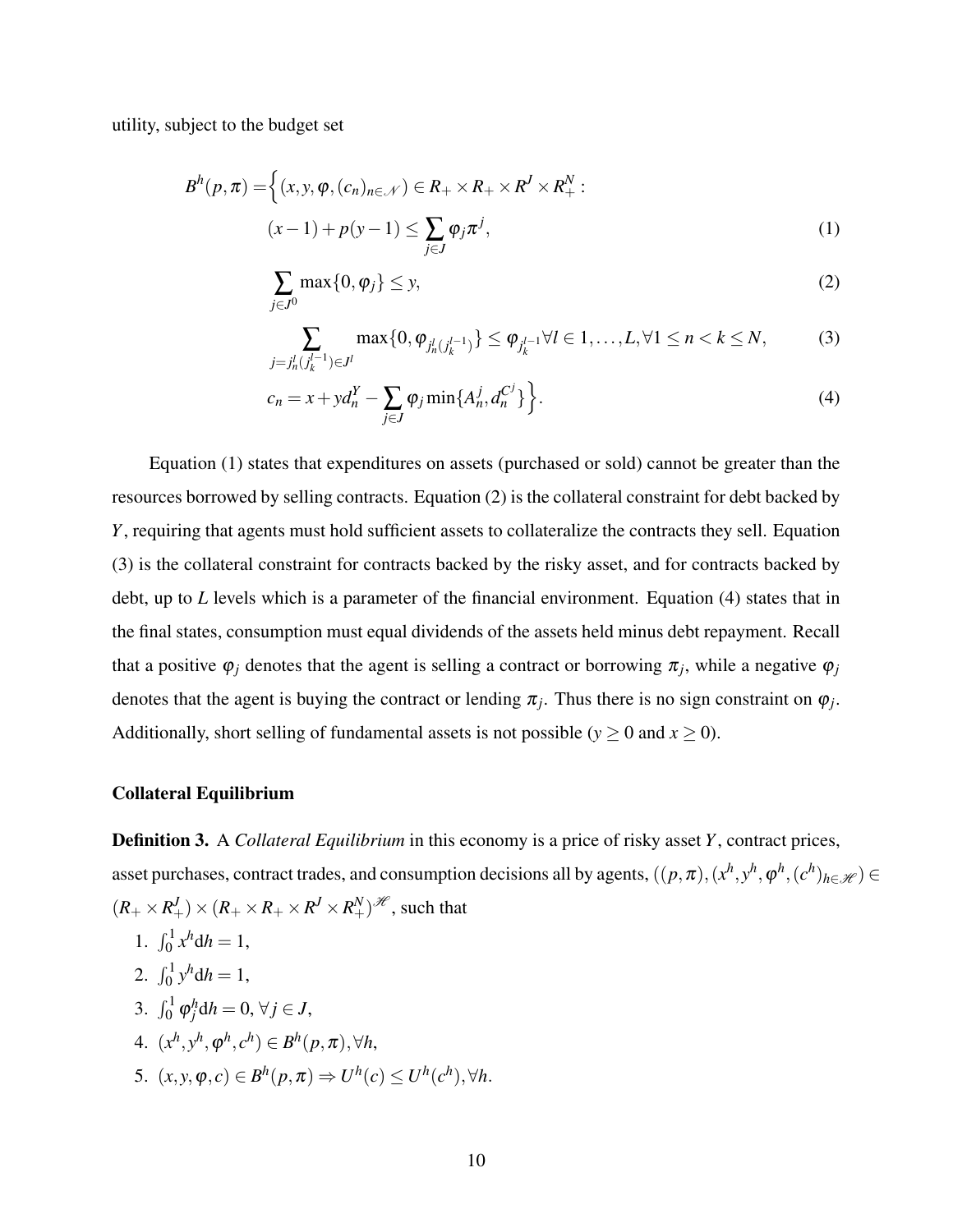utility, subject to the budget set

$$
\begin{aligned}
B^h(p,\pi) = \Big\{ & (x, y, \varphi, (c_n)_{n\in\mathcal{N}}) \in R_+ \times R_+ \times R^J \times R^N_+ : \\
& (x-1) + p(y-1) \leq \sum_{j\in J} \varphi_j \pi^j, & (1)\\
& \sum_{j\in J^0} \max\{0, \varphi_j\} \leq y, & (2)\\
& \sum_{j=j^l_n(j^{l-1}_k)\in J^l} \max\{0, \varphi_{j^l_n(j^{l-1}_k)}\} \leq \varphi_{j^{l-1}_k} \forall l \in 1,\ldots,L, \forall 1 \leq n < k \leq N, & (3)\\
& c_n = x + y d^Y_n - \sum_{j\in J} \varphi_j \min\{A^j_n, d^{C^j}_n\} \Big\}. & (4)
\end{aligned}
$$

Equation (1) states that expenditures on assets (purchased or sold) cannot be greater than the resources borrowed by selling contracts. Equation (2) is the collateral constraint for debt backed by $Y$, requiring that agents must hold sufficient assets to collateralize the contracts they sell. Equation (3) is the collateral constraint for contracts backed by the risky asset, and for contracts backed by debt, up to $L$ levels which is a parameter of the financial environment. Equation (4) states that in the final states, consumption must equal dividends of the assets held minus debt repayment. Recall that a positive $\varphi_j$ denotes that the agent is selling a contract or borrowing $\pi_j$, while a negative $\varphi_j$ denotes that the agent is buying the contract or lending $\pi_j$. Thus there is no sign constraint on $\varphi_j$. Additionally, short selling of fundamental assets is not possible ($y \geq 0$ and $x \geq 0$).

**Collateral Equilibrium**

**Definition 3.** A *Collateral Equilibrium* in this economy is a price of risky asset $Y$, contract prices, asset purchases, contract trades, and consumption decisions all by agents, $((p,\pi),(x^h,y^h,\varphi^h,(c^h)_{h\in\mathscr{H}}) \in (R_+ \times R^J_+) \times (R_+ \times R_+ \times R^J \times R^N_+)^{\mathscr{H}}$, such that

1. $\int_0^1 x^h \mathrm{d}h = 1$,
2. $\int_0^1 y^h \mathrm{d}h = 1$,
3. $\int_0^1 \varphi^h_j \mathrm{d}h = 0, \forall j \in J$,
4. $(x^h, y^h, \varphi^h, c^h) \in B^h(p,\pi), \forall h$,
5. $(x, y, \varphi, c) \in B^h(p,\pi) \Rightarrow U^h(c) \leq U^h(c^h), \forall h$.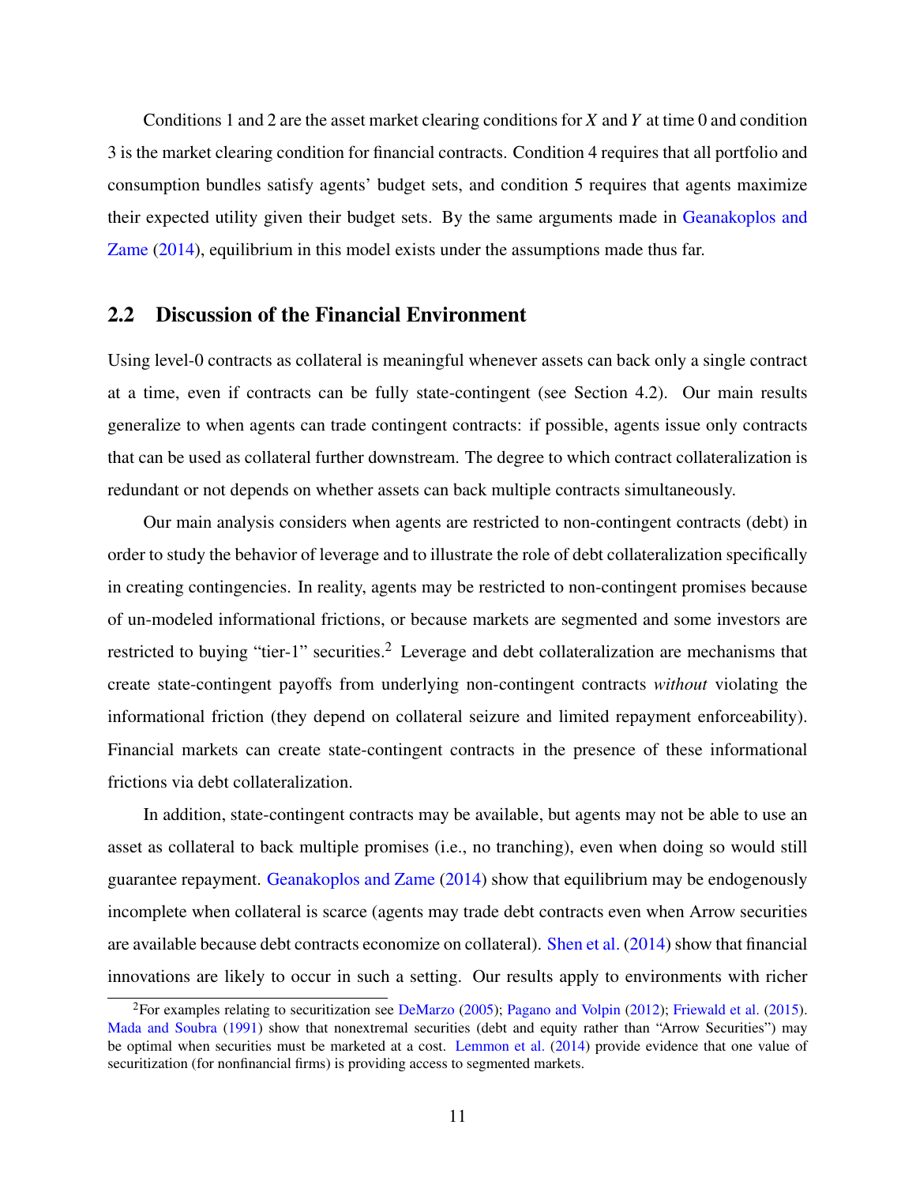Conditions 1 and 2 are the asset market clearing conditions for $X$ and $Y$ at time 0 and condition 3 is the market clearing condition for financial contracts. Condition 4 requires that all portfolio and consumption bundles satisfy agents' budget sets, and condition 5 requires that agents maximize their expected utility given their budget sets. By the same arguments made in Geanakoplos and Zame (2014), equilibrium in this model exists under the assumptions made thus far.

## 2.2 Discussion of the Financial Environment

Using level-0 contracts as collateral is meaningful whenever assets can back only a single contract at a time, even if contracts can be fully state-contingent (see Section 4.2). Our main results generalize to when agents can trade contingent contracts: if possible, agents issue only contracts that can be used as collateral further downstream. The degree to which contract collateralization is redundant or not depends on whether assets can back multiple contracts simultaneously.

Our main analysis considers when agents are restricted to non-contingent contracts (debt) in order to study the behavior of leverage and to illustrate the role of debt collateralization specifically in creating contingencies. In reality, agents may be restricted to non-contingent promises because of un-modeled informational frictions, or because markets are segmented and some investors are restricted to buying "tier-1" securities.[2] Leverage and debt collateralization are mechanisms that create state-contingent payoffs from underlying non-contingent contracts *without* violating the informational friction (they depend on collateral seizure and limited repayment enforceability). Financial markets can create state-contingent contracts in the presence of these informational frictions via debt collateralization.

In addition, state-contingent contracts may be available, but agents may not be able to use an asset as collateral to back multiple promises (i.e., no tranching), even when doing so would still guarantee repayment. Geanakoplos and Zame (2014) show that equilibrium may be endogenously incomplete when collateral is scarce (agents may trade debt contracts even when Arrow securities are available because debt contracts economize on collateral). Shen et al. (2014) show that financial innovations are likely to occur in such a setting. Our results apply to environments with richer

[2] For examples relating to securitization see DeMarzo (2005); Pagano and Volpin (2012); Friewald et al. (2015). Mada and Soubra (1991) show that nonextremal securities (debt and equity rather than "Arrow Securities") may be optimal when securities must be marketed at a cost. Lemmon et al. (2014) provide evidence that one value of securitization (for nonfinancial firms) is providing access to segmented markets.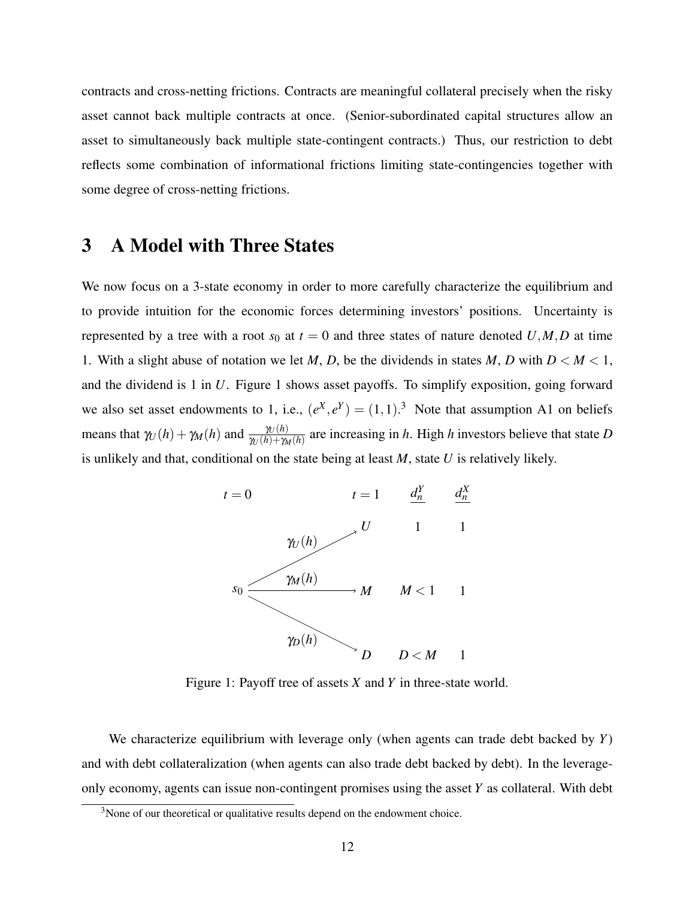contracts and cross-netting frictions. Contracts are meaningful collateral precisely when the risky asset cannot back multiple contracts at once. (Senior-subordinated capital structures allow an asset to simultaneously back multiple state-contingent contracts.) Thus, our restriction to debt reflects some combination of informational frictions limiting state-contingencies together with some degree of cross-netting frictions.

# 3 A Model with Three States

We now focus on a 3-state economy in order to more carefully characterize the equilibrium and to provide intuition for the economic forces determining investors' positions. Uncertainty is represented by a tree with a root $s_0$ at $t = 0$ and three states of nature denoted $U, M, D$ at time 1. With a slight abuse of notation we let $M$, $D$, be the dividends in states $M$, $D$ with $D < M < 1$, and the dividend is 1 in $U$. Figure 1 shows asset payoffs. To simplify exposition, going forward we also set asset endowments to 1, i.e., $(e^X, e^Y) = (1,1)$.[3] Note that assumption A1 on beliefs means that $\gamma_U(h) + \gamma_M(h)$ and $\frac{\gamma_U(h)}{\gamma_U(h)+\gamma_M(h)}$ are increasing in $h$. High $h$ investors believe that state $D$ is unlikely and that, conditional on the state being at least $M$, state $U$ is relatively likely.

| $t=0$ | | $t=1$ | $d_n^Y$ | $d_n^X$ |
|---|---|---|---|---|
| $s_0$ | $\gamma_U(h)$ | $U$ | $1$ | $1$ |
| | $\gamma_M(h)$ | $M$ | $M < 1$ | $1$ |
| | $\gamma_D(h)$ | $D$ | $D < M$ | $1$ |

Figure 1: Payoff tree of assets $X$ and $Y$ in three-state world.

We characterize equilibrium with leverage only (when agents can trade debt backed by $Y$) and with debt collateralization (when agents can also trade debt backed by debt). In the leverage-only economy, agents can issue non-contingent promises using the asset $Y$ as collateral. With debt

[3] None of our theoretical or qualitative results depend on the endowment choice.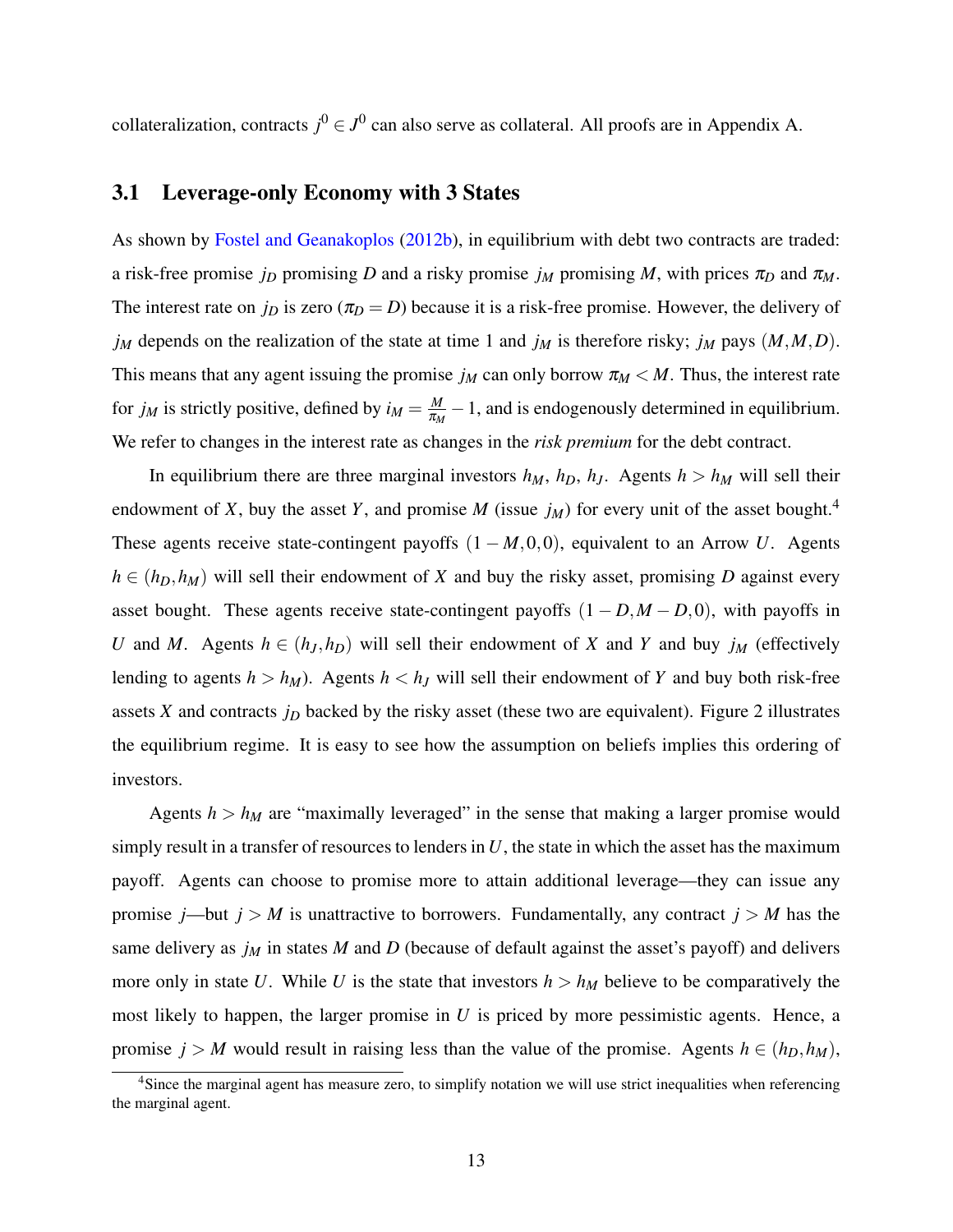collateralization, contracts $j^0 \in J^0$ can also serve as collateral. All proofs are in Appendix A.

### 3.1 Leverage-only Economy with 3 States

As shown by Fostel and Geanakoplos (2012b), in equilibrium with debt two contracts are traded: a risk-free promise $j_D$ promising $D$ and a risky promise $j_M$ promising $M$, with prices $\pi_D$ and $\pi_M$. The interest rate on $j_D$ is zero ($\pi_D = D$) because it is a risk-free promise. However, the delivery of $j_M$ depends on the realization of the state at time 1 and $j_M$ is therefore risky; $j_M$ pays $(M, M, D)$. This means that any agent issuing the promise $j_M$ can only borrow $\pi_M < M$. Thus, the interest rate for $j_M$ is strictly positive, defined by $i_M = \frac{M}{\pi_M} - 1$, and is endogenously determined in equilibrium. We refer to changes in the interest rate as changes in the *risk premium* for the debt contract.

In equilibrium there are three marginal investors $h_M$, $h_D$, $h_J$. Agents $h > h_M$ will sell their endowment of $X$, buy the asset $Y$, and promise $M$ (issue $j_M$) for every unit of the asset bought.[4] These agents receive state-contingent payoffs $(1-M, 0, 0)$, equivalent to an Arrow $U$. Agents $h \in (h_D, h_M)$ will sell their endowment of $X$ and buy the risky asset, promising $D$ against every asset bought. These agents receive state-contingent payoffs $(1-D, M-D, 0)$, with payoffs in $U$ and $M$. Agents $h \in (h_J, h_D)$ will sell their endowment of $X$ and $Y$ and buy $j_M$ (effectively lending to agents $h > h_M$). Agents $h < h_J$ will sell their endowment of $Y$ and buy both risk-free assets $X$ and contracts $j_D$ backed by the risky asset (these two are equivalent). Figure 2 illustrates the equilibrium regime. It is easy to see how the assumption on beliefs implies this ordering of investors.

Agents $h > h_M$ are "maximally leveraged" in the sense that making a larger promise would simply result in a transfer of resources to lenders in $U$, the state in which the asset has the maximum payoff. Agents can choose to promise more to attain additional leverage—they can issue any promise $j$—but $j > M$ is unattractive to borrowers. Fundamentally, any contract $j > M$ has the same delivery as $j_M$ in states $M$ and $D$ (because of default against the asset's payoff) and delivers more only in state $U$. While $U$ is the state that investors $h > h_M$ believe to be comparatively the most likely to happen, the larger promise in $U$ is priced by more pessimistic agents. Hence, a promise $j > M$ would result in raising less than the value of the promise. Agents $h \in (h_D, h_M)$,

[4] Since the marginal agent has measure zero, to simplify notation we will use strict inequalities when referencing the marginal agent.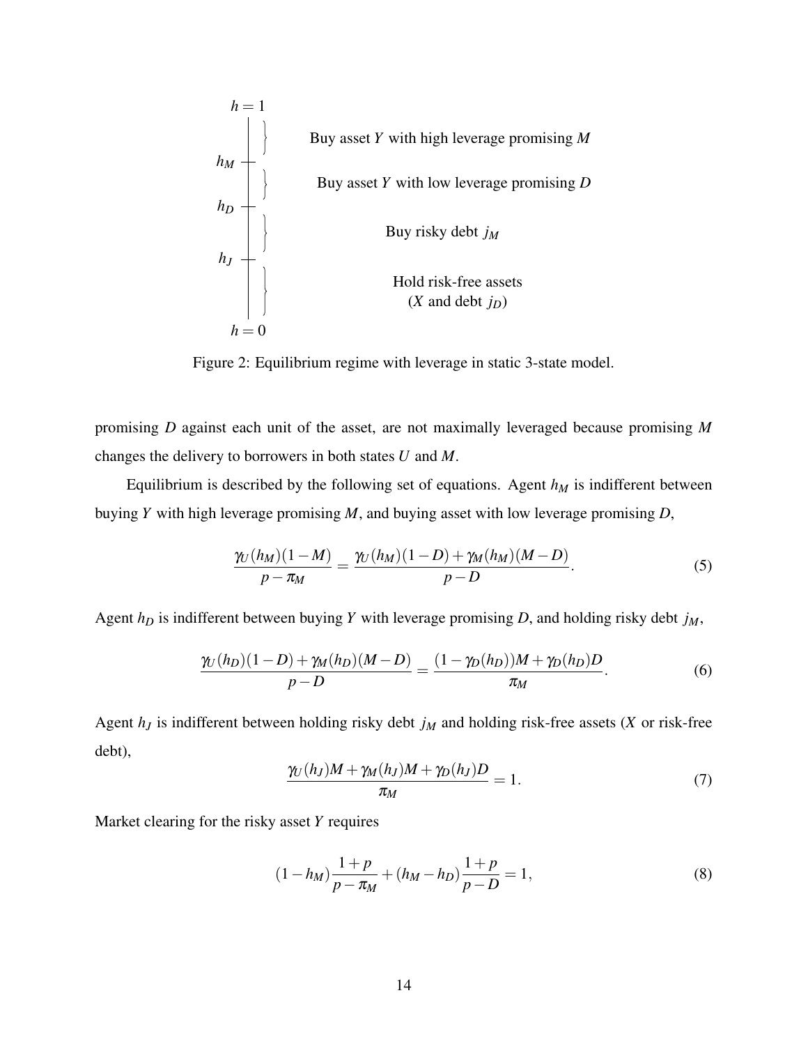| | |
|---|---|
| $h=1$ | |
| | Buy asset $Y$ with high leverage promising $M$ |
| $h_M$ | |
| | Buy asset $Y$ with low leverage promising $D$ |
| $h_D$ | |
| | Buy risky debt $j_M$ |
| $h_J$ | |
| | Hold risk-free assets ($X$ and debt $j_D$) |
| $h=0$ | |

Figure 2: Equilibrium regime with leverage in static 3-state model.

promising $D$ against each unit of the asset, are not maximally leveraged because promising $M$ changes the delivery to borrowers in both states $U$ and $M$.

Equilibrium is described by the following set of equations. Agent $h_M$ is indifferent between buying $Y$ with high leverage promising $M$, and buying asset with low leverage promising $D$,

$$\frac{\gamma_U(h_M)(1-M)}{p-\pi_M} = \frac{\gamma_U(h_M)(1-D)+\gamma_M(h_M)(M-D)}{p-D}. \tag{5}$$

Agent $h_D$ is indifferent between buying $Y$ with leverage promising $D$, and holding risky debt $j_M$,

$$\frac{\gamma_U(h_D)(1-D)+\gamma_M(h_D)(M-D)}{p-D} = \frac{(1-\gamma_D(h_D))M+\gamma_D(h_D)D}{\pi_M}. \tag{6}$$

Agent $h_J$ is indifferent between holding risky debt $j_M$ and holding risk-free assets ($X$ or risk-free debt),

$$\frac{\gamma_U(h_J)M+\gamma_M(h_J)M+\gamma_D(h_J)D}{\pi_M} = 1. \tag{7}$$

Market clearing for the risky asset $Y$ requires

$$(1-h_M)\frac{1+p}{p-\pi_M} + (h_M-h_D)\frac{1+p}{p-D} = 1, \tag{8}$$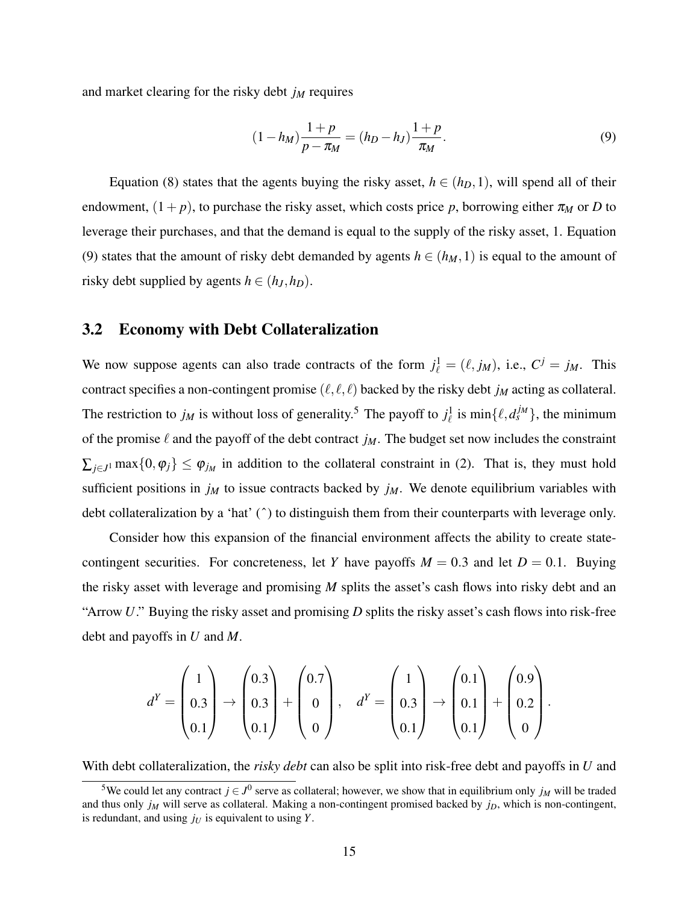and market clearing for the risky debt $j_M$ requires

$$(1-h_M)\frac{1+p}{p-\pi_M} = (h_D - h_J)\frac{1+p}{\pi_M}. \tag{9}$$

Equation (8) states that the agents buying the risky asset, $h \in (h_D, 1)$, will spend all of their endowment, $(1+p)$, to purchase the risky asset, which costs price $p$, borrowing either $\pi_M$ or $D$ to leverage their purchases, and that the demand is equal to the supply of the risky asset, 1. Equation (9) states that the amount of risky debt demanded by agents $h \in (h_M, 1)$ is equal to the amount of risky debt supplied by agents $h \in (h_J, h_D)$.

## 3.2 Economy with Debt Collateralization

We now suppose agents can also trade contracts of the form $j^1_\ell = (\ell, j_M)$, i.e., $C^j = j_M$. This contract specifies a non-contingent promise $(\ell, \ell, \ell)$ backed by the risky debt $j_M$ acting as collateral. The restriction to $j_M$ is without loss of generality.[5] The payoff to $j^1_\ell$ is $\min\{\ell, d^{j_M}_s\}$, the minimum of the promise $\ell$ and the payoff of the debt contract $j_M$. The budget set now includes the constraint $\sum_{j\in J^1} \max\{0, \varphi_j\} \leq \varphi_{j_M}$ in addition to the collateral constraint in (2). That is, they must hold sufficient positions in $j_M$ to issue contracts backed by $j_M$. We denote equilibrium variables with debt collateralization by a 'hat' ($\hat{}$) to distinguish them from their counterparts with leverage only.

Consider how this expansion of the financial environment affects the ability to create state-contingent securities. For concreteness, let $Y$ have payoffs $M = 0.3$ and let $D = 0.1$. Buying the risky asset with leverage and promising $M$ splits the asset's cash flows into risky debt and an "Arrow $U$." Buying the risky asset and promising $D$ splits the risky asset's cash flows into risk-free debt and payoffs in $U$ and $M$.

$$d^Y = \begin{pmatrix} 1 \\ 0.3 \\ 0.1 \end{pmatrix} \rightarrow \begin{pmatrix} 0.3 \\ 0.3 \\ 0.1 \end{pmatrix} + \begin{pmatrix} 0.7 \\ 0 \\ 0 \end{pmatrix}, \quad d^Y = \begin{pmatrix} 1 \\ 0.3 \\ 0.1 \end{pmatrix} \rightarrow \begin{pmatrix} 0.1 \\ 0.1 \\ 0.1 \end{pmatrix} + \begin{pmatrix} 0.9 \\ 0.2 \\ 0 \end{pmatrix}.$$

With debt collateralization, the *risky debt* can also be split into risk-free debt and payoffs in $U$ and

[5] We could let any contract $j \in J^0$ serve as collateral; however, we show that in equilibrium only $j_M$ will be traded and thus only $j_M$ will serve as collateral. Making a non-contingent promised backed by $j_D$, which is non-contingent, is redundant, and using $j_U$ is equivalent to using $Y$.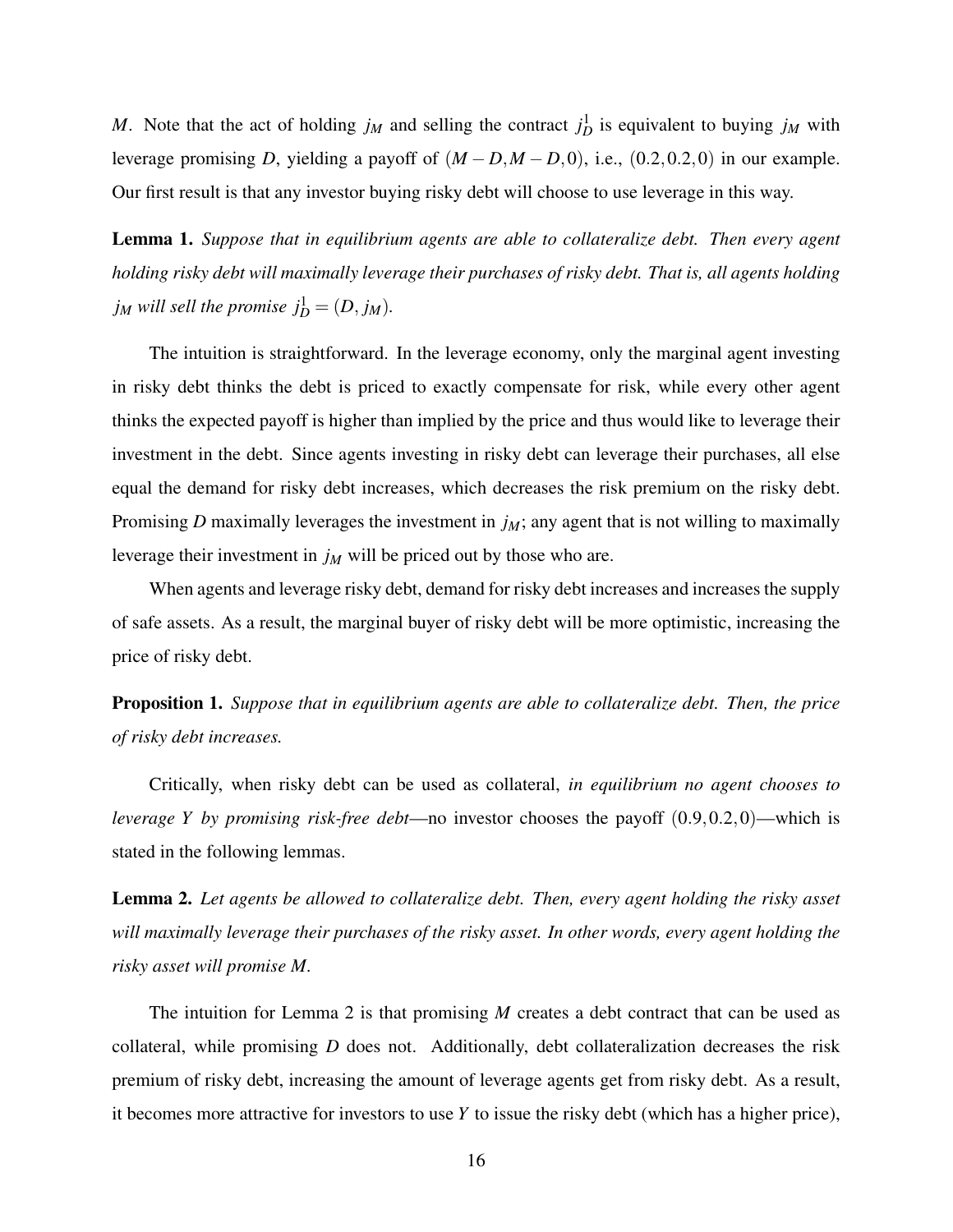$M$. Note that the act of holding $j_M$ and selling the contract $j_D^1$ is equivalent to buying $j_M$ with leverage promising $D$, yielding a payoff of $(M-D, M-D, 0)$, i.e., $(0.2, 0.2, 0)$ in our example. Our first result is that any investor buying risky debt will choose to use leverage in this way.

**Lemma 1.** *Suppose that in equilibrium agents are able to collateralize debt. Then every agent holding risky debt will maximally leverage their purchases of risky debt. That is, all agents holding $j_M$ will sell the promise $j_D^1 = (D, j_M)$.*

The intuition is straightforward. In the leverage economy, only the marginal agent investing in risky debt thinks the debt is priced to exactly compensate for risk, while every other agent thinks the expected payoff is higher than implied by the price and thus would like to leverage their investment in the debt. Since agents investing in risky debt can leverage their purchases, all else equal the demand for risky debt increases, which decreases the risk premium on the risky debt. Promising $D$ maximally leverages the investment in $j_M$; any agent that is not willing to maximally leverage their investment in $j_M$ will be priced out by those who are.

When agents and leverage risky debt, demand for risky debt increases and increases the supply of safe assets. As a result, the marginal buyer of risky debt will be more optimistic, increasing the price of risky debt.

**Proposition 1.** *Suppose that in equilibrium agents are able to collateralize debt. Then, the price of risky debt increases.*

Critically, when risky debt can be used as collateral, *in equilibrium no agent chooses to leverage $Y$ by promising risk-free debt*—no investor chooses the payoff $(0.9, 0.2, 0)$—which is stated in the following lemmas.

**Lemma 2.** *Let agents be allowed to collateralize debt. Then, every agent holding the risky asset will maximally leverage their purchases of the risky asset. In other words, every agent holding the risky asset will promise $M$.*

The intuition for Lemma 2 is that promising $M$ creates a debt contract that can be used as collateral, while promising $D$ does not. Additionally, debt collateralization decreases the risk premium of risky debt, increasing the amount of leverage agents get from risky debt. As a result, it becomes more attractive for investors to use $Y$ to issue the risky debt (which has a higher price),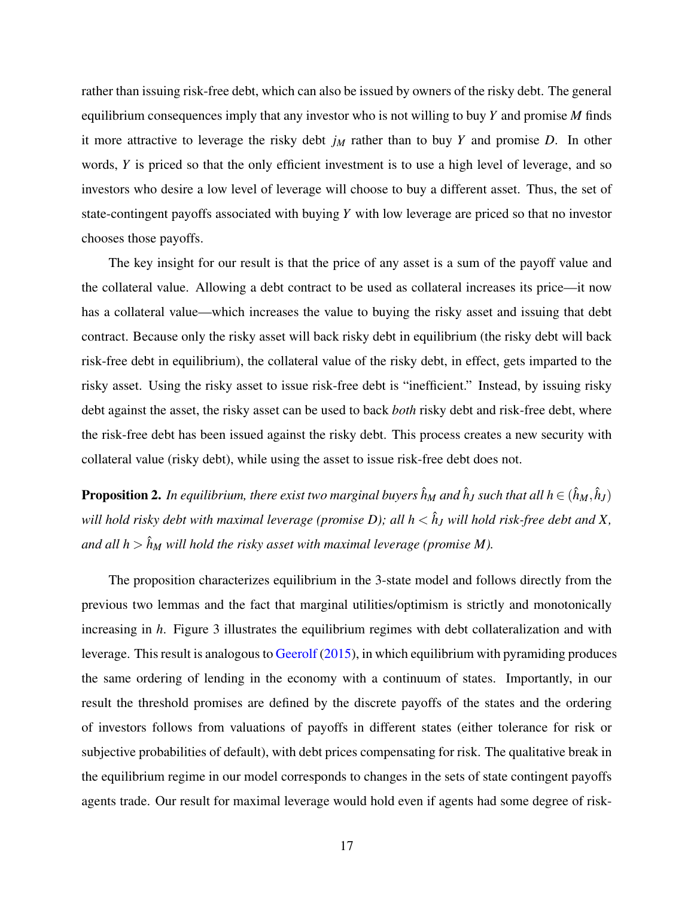rather than issuing risk-free debt, which can also be issued by owners of the risky debt. The general equilibrium consequences imply that any investor who is not willing to buy $Y$ and promise $M$ finds it more attractive to leverage the risky debt $j_M$ rather than to buy $Y$ and promise $D$. In other words, $Y$ is priced so that the only efficient investment is to use a high level of leverage, and so investors who desire a low level of leverage will choose to buy a different asset. Thus, the set of state-contingent payoffs associated with buying $Y$ with low leverage are priced so that no investor chooses those payoffs.

The key insight for our result is that the price of any asset is a sum of the payoff value and the collateral value. Allowing a debt contract to be used as collateral increases its price—it now has a collateral value—which increases the value to buying the risky asset and issuing that debt contract. Because only the risky asset will back risky debt in equilibrium (the risky debt will back risk-free debt in equilibrium), the collateral value of the risky debt, in effect, gets imparted to the risky asset. Using the risky asset to issue risk-free debt is "inefficient." Instead, by issuing risky debt against the asset, the risky asset can be used to back *both* risky debt and risk-free debt, where the risk-free debt has been issued against the risky debt. This process creates a new security with collateral value (risky debt), while using the asset to issue risk-free debt does not.

**Proposition 2.** *In equilibrium, there exist two marginal buyers $\hat{h}_M$ and $\hat{h}_J$ such that all $h \in (\hat{h}_M, \hat{h}_J)$ will hold risky debt with maximal leverage (promise $D$); all $h < \hat{h}_J$ will hold risk-free debt and $X$, and all $h > \hat{h}_M$ will hold the risky asset with maximal leverage (promise $M$).*

The proposition characterizes equilibrium in the 3-state model and follows directly from the previous two lemmas and the fact that marginal utilities/optimism is strictly and monotonically increasing in $h$. Figure 3 illustrates the equilibrium regimes with debt collateralization and with leverage. This result is analogous to Geerolf (2015), in which equilibrium with pyramiding produces the same ordering of lending in the economy with a continuum of states. Importantly, in our result the threshold promises are defined by the discrete payoffs of the states and the ordering of investors follows from valuations of payoffs in different states (either tolerance for risk or subjective probabilities of default), with debt prices compensating for risk. The qualitative break in the equilibrium regime in our model corresponds to changes in the sets of state contingent payoffs agents trade. Our result for maximal leverage would hold even if agents had some degree of risk-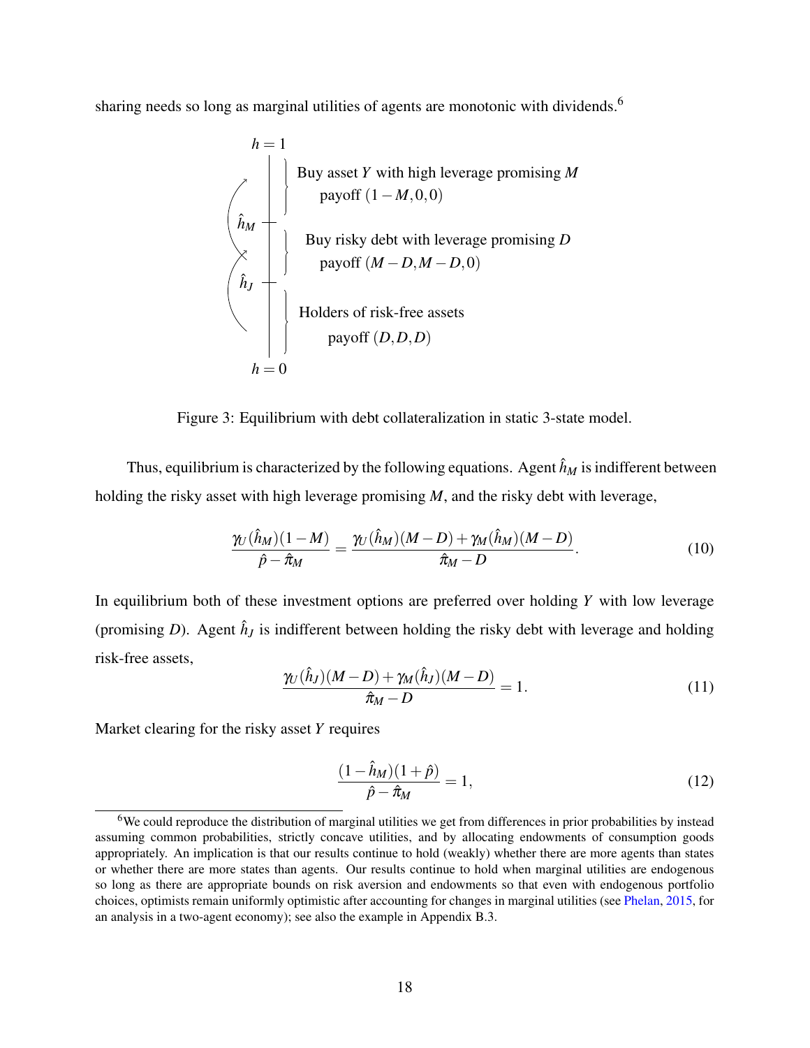sharing needs so long as marginal utilities of agents are monotonic with dividends.[6]

$h = 1$

Buy asset $Y$ with high leverage promising $M$
payoff $(1-M, 0, 0)$

$\hat{h}_M$

Buy risky debt with leverage promising $D$
payoff $(M-D, M-D, 0)$

$\hat{h}_J$

Holders of risk-free assets
payoff $(D, D, D)$

$h = 0$

Figure 3: Equilibrium with debt collateralization in static 3-state model.

Thus, equilibrium is characterized by the following equations. Agent $\hat{h}_M$ is indifferent between holding the risky asset with high leverage promising $M$, and the risky debt with leverage,

$$\frac{\gamma_U(\hat{h}_M)(1-M)}{\hat{p}-\hat{\pi}_M} = \frac{\gamma_U(\hat{h}_M)(M-D)+\gamma_M(\hat{h}_M)(M-D)}{\hat{\pi}_M - D}. \tag{10}$$

In equilibrium both of these investment options are preferred over holding $Y$ with low leverage (promising $D$). Agent $\hat{h}_J$ is indifferent between holding the risky debt with leverage and holding risk-free assets,

$$\frac{\gamma_U(\hat{h}_J)(M-D)+\gamma_M(\hat{h}_J)(M-D)}{\hat{\pi}_M - D} = 1. \tag{11}$$

Market clearing for the risky asset $Y$ requires

$$\frac{(1-\hat{h}_M)(1+\hat{p})}{\hat{p}-\hat{\pi}_M} = 1, \tag{12}$$

[6] We could reproduce the distribution of marginal utilities we get from differences in prior probabilities by instead assuming common probabilities, strictly concave utilities, and by allocating endowments of consumption goods appropriately. An implication is that our results continue to hold (weakly) whether there are more agents than states or whether there are more states than agents. Our results continue to hold when marginal utilities are endogenous so long as there are appropriate bounds on risk aversion and endowments so that even with endogenous portfolio choices, optimists remain uniformly optimistic after accounting for changes in marginal utilities (see Phelan, 2015, for an analysis in a two-agent economy); see also the example in Appendix B.3.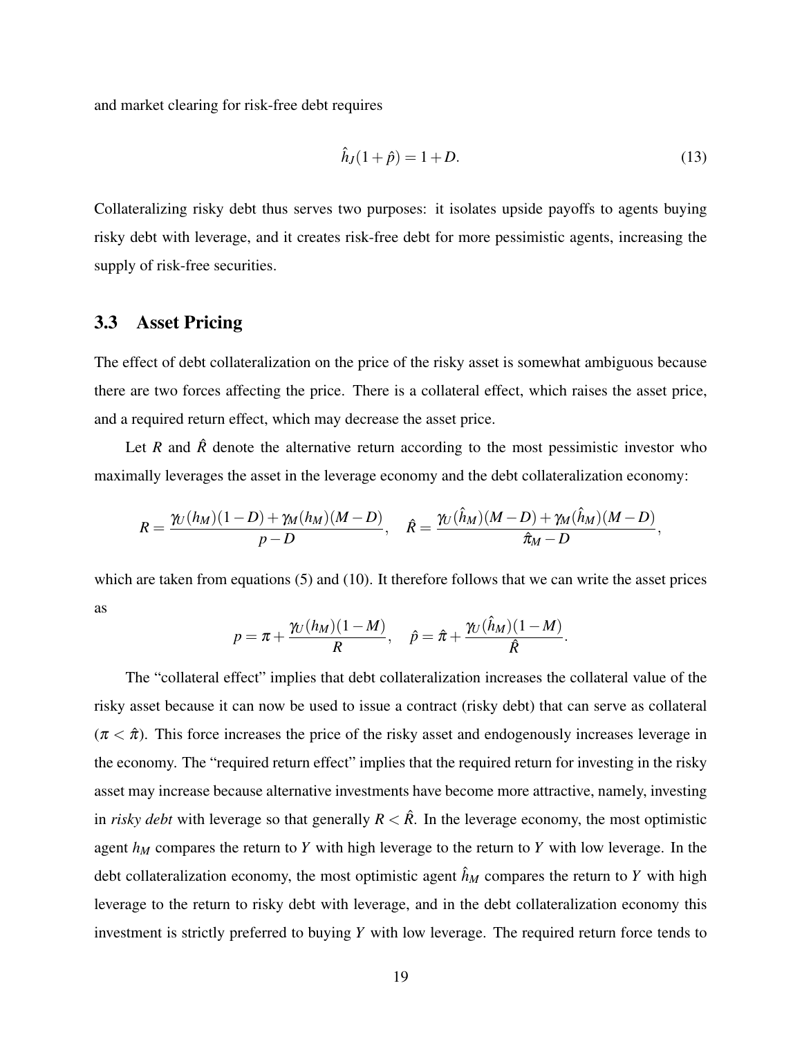and market clearing for risk-free debt requires

$$\hat{h}_J(1+\hat{p}) = 1 + D. \tag{13}$$

Collateralizing risky debt thus serves two purposes: it isolates upside payoffs to agents buying risky debt with leverage, and it creates risk-free debt for more pessimistic agents, increasing the supply of risk-free securities.

### 3.3 Asset Pricing

The effect of debt collateralization on the price of the risky asset is somewhat ambiguous because there are two forces affecting the price. There is a collateral effect, which raises the asset price, and a required return effect, which may decrease the asset price.

Let $R$ and $\hat{R}$ denote the alternative return according to the most pessimistic investor who maximally leverages the asset in the leverage economy and the debt collateralization economy:

$$R = \frac{\gamma_U(h_M)(1-D) + \gamma_M(h_M)(M-D)}{p-D}, \quad \hat{R} = \frac{\gamma_U(\hat{h}_M)(M-D) + \gamma_M(\hat{h}_M)(M-D)}{\hat{\pi}_M - D},$$

which are taken from equations (5) and (10). It therefore follows that we can write the asset prices as

$$p = \pi + \frac{\gamma_U(h_M)(1-M)}{R}, \quad \hat{p} = \hat{\pi} + \frac{\gamma_U(\hat{h}_M)(1-M)}{\hat{R}}.$$

The "collateral effect" implies that debt collateralization increases the collateral value of the risky asset because it can now be used to issue a contract (risky debt) that can serve as collateral ($\pi < \hat{\pi}$). This force increases the price of the risky asset and endogenously increases leverage in the economy. The "required return effect" implies that the required return for investing in the risky asset may increase because alternative investments have become more attractive, namely, investing in *risky debt* with leverage so that generally $R < \hat{R}$. In the leverage economy, the most optimistic agent $h_M$ compares the return to $Y$ with high leverage to the return to $Y$ with low leverage. In the debt collateralization economy, the most optimistic agent $\hat{h}_M$ compares the return to $Y$ with high leverage to the return to risky debt with leverage, and in the debt collateralization economy this investment is strictly preferred to buying $Y$ with low leverage. The required return force tends to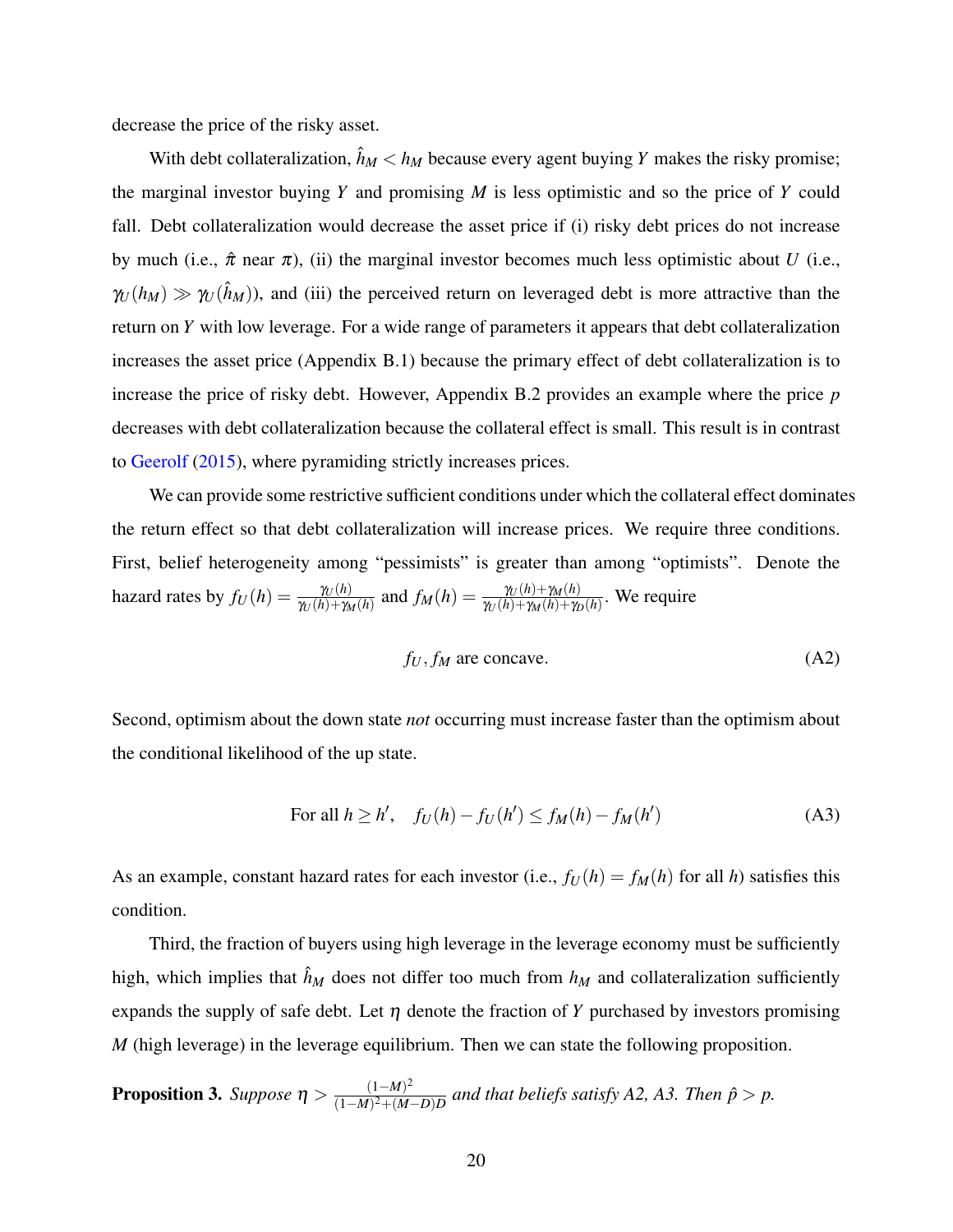decrease the price of the risky asset.

With debt collateralization, $\hat{h}_M < h_M$ because every agent buying $Y$ makes the risky promise; the marginal investor buying $Y$ and promising $M$ is less optimistic and so the price of $Y$ could fall. Debt collateralization would decrease the asset price if (i) risky debt prices do not increase by much (i.e., $\hat{\pi}$ near $\pi$), (ii) the marginal investor becomes much less optimistic about $U$ (i.e., $\gamma_U(h_M) \gg \gamma_U(\hat{h}_M)$), and (iii) the perceived return on leveraged debt is more attractive than the return on $Y$ with low leverage. For a wide range of parameters it appears that debt collateralization increases the asset price (Appendix B.1) because the primary effect of debt collateralization is to increase the price of risky debt. However, Appendix B.2 provides an example where the price $p$ decreases with debt collateralization because the collateral effect is small. This result is in contrast to Geerolf (2015), where pyramiding strictly increases prices.

We can provide some restrictive sufficient conditions under which the collateral effect dominates the return effect so that debt collateralization will increase prices. We require three conditions. First, belief heterogeneity among "pessimists" is greater than among "optimists". Denote the hazard rates by $f_U(h) = \frac{\gamma_U(h)}{\gamma_U(h)+\gamma_M(h)}$ and $f_M(h) = \frac{\gamma_U(h)+\gamma_M(h)}{\gamma_U(h)+\gamma_M(h)+\gamma_D(h)}$. We require

$$f_U, f_M \text{ are concave.} \tag{A2}$$

Second, optimism about the down state *not* occurring must increase faster than the optimism about the conditional likelihood of the up state.

$$\text{For all } h \geq h', \quad f_U(h) - f_U(h') \leq f_M(h) - f_M(h') \tag{A3}$$

As an example, constant hazard rates for each investor (i.e., $f_U(h) = f_M(h)$ for all $h$) satisfies this condition.

Third, the fraction of buyers using high leverage in the leverage economy must be sufficiently high, which implies that $\hat{h}_M$ does not differ too much from $h_M$ and collateralization sufficiently expands the supply of safe debt. Let $\eta$ denote the fraction of $Y$ purchased by investors promising $M$ (high leverage) in the leverage equilibrium. Then we can state the following proposition.

**Proposition 3.** *Suppose $\eta > \frac{(1-M)^2}{(1-M)^2+(M-D)D}$ and that beliefs satisfy A2, A3. Then $\hat{p} > p$.*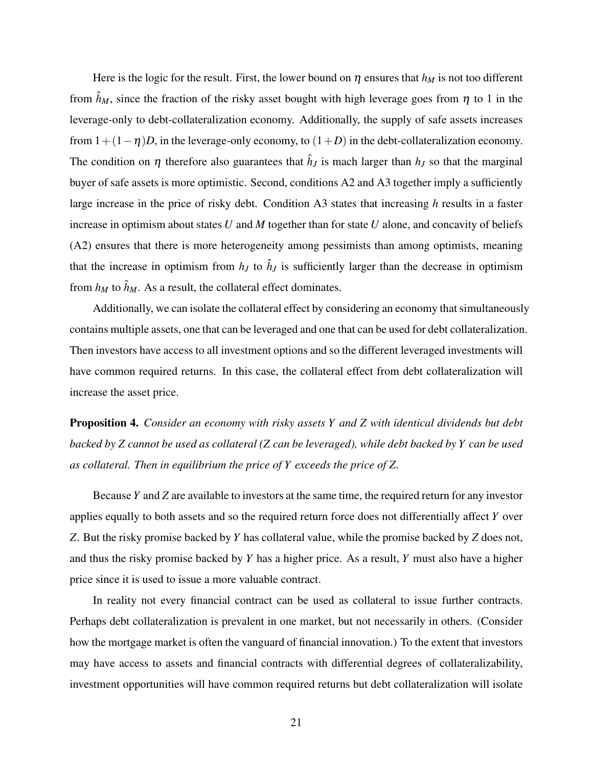Here is the logic for the result. First, the lower bound on $\eta$ ensures that $h_M$ is not too different from $\hat{h}_M$, since the fraction of the risky asset bought with high leverage goes from $\eta$ to 1 in the leverage-only to debt-collateralization economy. Additionally, the supply of safe assets increases from $1+(1-\eta)D$, in the leverage-only economy, to $(1+D)$ in the debt-collateralization economy. The condition on $\eta$ therefore also guarantees that $\hat{h}_J$ is mach larger than $h_J$ so that the marginal buyer of safe assets is more optimistic. Second, conditions A2 and A3 together imply a sufficiently large increase in the price of risky debt. Condition A3 states that increasing $h$ results in a faster increase in optimism about states $U$ and $M$ together than for state $U$ alone, and concavity of beliefs (A2) ensures that there is more heterogeneity among pessimists than among optimists, meaning that the increase in optimism from $h_J$ to $\hat{h}_J$ is sufficiently larger than the decrease in optimism from $h_M$ to $\hat{h}_M$. As a result, the collateral effect dominates.

Additionally, we can isolate the collateral effect by considering an economy that simultaneously contains multiple assets, one that can be leveraged and one that can be used for debt collateralization. Then investors have access to all investment options and so the different leveraged investments will have common required returns. In this case, the collateral effect from debt collateralization will increase the asset price.

**Proposition 4.** *Consider an economy with risky assets $Y$ and $Z$ with identical dividends but debt backed by $Z$ cannot be used as collateral ($Z$ can be leveraged), while debt backed by $Y$ can be used as collateral. Then in equilibrium the price of $Y$ exceeds the price of $Z$.*

Because $Y$ and $Z$ are available to investors at the same time, the required return for any investor applies equally to both assets and so the required return force does not differentially affect $Y$ over $Z$. But the risky promise backed by $Y$ has collateral value, while the promise backed by $Z$ does not, and thus the risky promise backed by $Y$ has a higher price. As a result, $Y$ must also have a higher price since it is used to issue a more valuable contract.

In reality not every financial contract can be used as collateral to issue further contracts. Perhaps debt collateralization is prevalent in one market, but not necessarily in others. (Consider how the mortgage market is often the vanguard of financial innovation.) To the extent that investors may have access to assets and financial contracts with differential degrees of collateralizability, investment opportunities will have common required returns but debt collateralization will isolate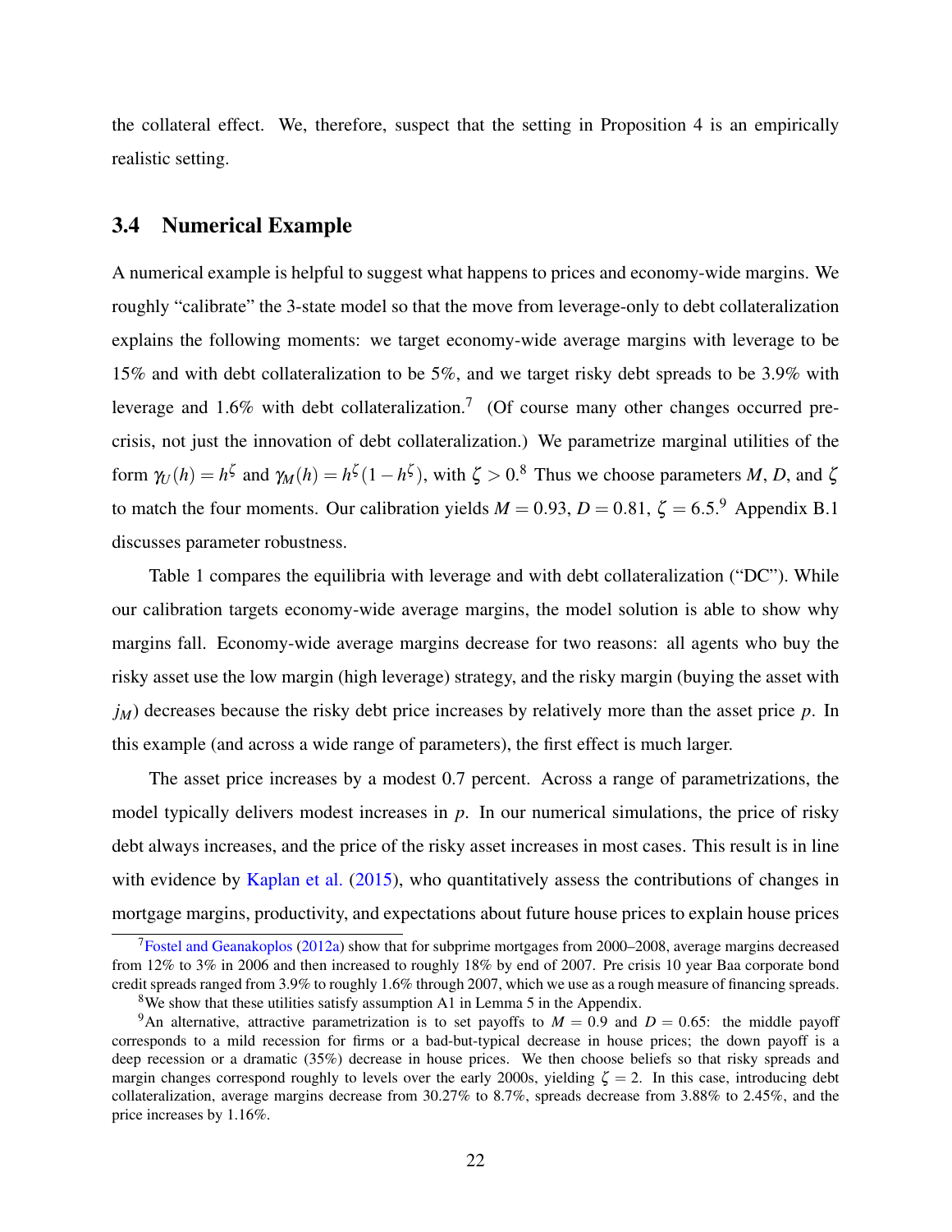the collateral effect. We, therefore, suspect that the setting in Proposition 4 is an empirically realistic setting.

### 3.4 Numerical Example

A numerical example is helpful to suggest what happens to prices and economy-wide margins. We roughly "calibrate" the 3-state model so that the move from leverage-only to debt collateralization explains the following moments: we target economy-wide average margins with leverage to be 15% and with debt collateralization to be 5%, and we target risky debt spreads to be 3.9% with leverage and 1.6% with debt collateralization.[7] (Of course many other changes occurred pre-crisis, not just the innovation of debt collateralization.) We parametrize marginal utilities of the form $\gamma_U(h) = h^\zeta$ and $\gamma_M(h) = h^\zeta(1 - h^\zeta)$, with $\zeta > 0$.[8] Thus we choose parameters $M$, $D$, and $\zeta$ to match the four moments. Our calibration yields $M = 0.93$, $D = 0.81$, $\zeta = 6.5$.[9] Appendix B.1 discusses parameter robustness.

Table 1 compares the equilibria with leverage and with debt collateralization ("DC"). While our calibration targets economy-wide average margins, the model solution is able to show why margins fall. Economy-wide average margins decrease for two reasons: all agents who buy the risky asset use the low margin (high leverage) strategy, and the risky margin (buying the asset with $j_M$) decreases because the risky debt price increases by relatively more than the asset price $p$. In this example (and across a wide range of parameters), the first effect is much larger.

The asset price increases by a modest 0.7 percent. Across a range of parametrizations, the model typically delivers modest increases in $p$. In our numerical simulations, the price of risky debt always increases, and the price of the risky asset increases in most cases. This result is in line with evidence by Kaplan et al. (2015), who quantitatively assess the contributions of changes in mortgage margins, productivity, and expectations about future house prices to explain house prices

[7] Fostel and Geanakoplos (2012a) show that for subprime mortgages from 2000–2008, average margins decreased from 12% to 3% in 2006 and then increased to roughly 18% by end of 2007. Pre crisis 10 year Baa corporate bond credit spreads ranged from 3.9% to roughly 1.6% through 2007, which we use as a rough measure of financing spreads.

[8] We show that these utilities satisfy assumption A1 in Lemma 5 in the Appendix.

[9] An alternative, attractive parametrization is to set payoffs to $M = 0.9$ and $D = 0.65$: the middle payoff corresponds to a mild recession for firms or a bad-but-typical decrease in house prices; the down payoff is a deep recession or a dramatic (35%) decrease in house prices. We then choose beliefs so that risky spreads and margin changes correspond roughly to levels over the early 2000s, yielding $\zeta = 2$. In this case, introducing debt collateralization, average margins decrease from 30.27% to 8.7%, spreads decrease from 3.88% to 2.45%, and the price increases by 1.16%.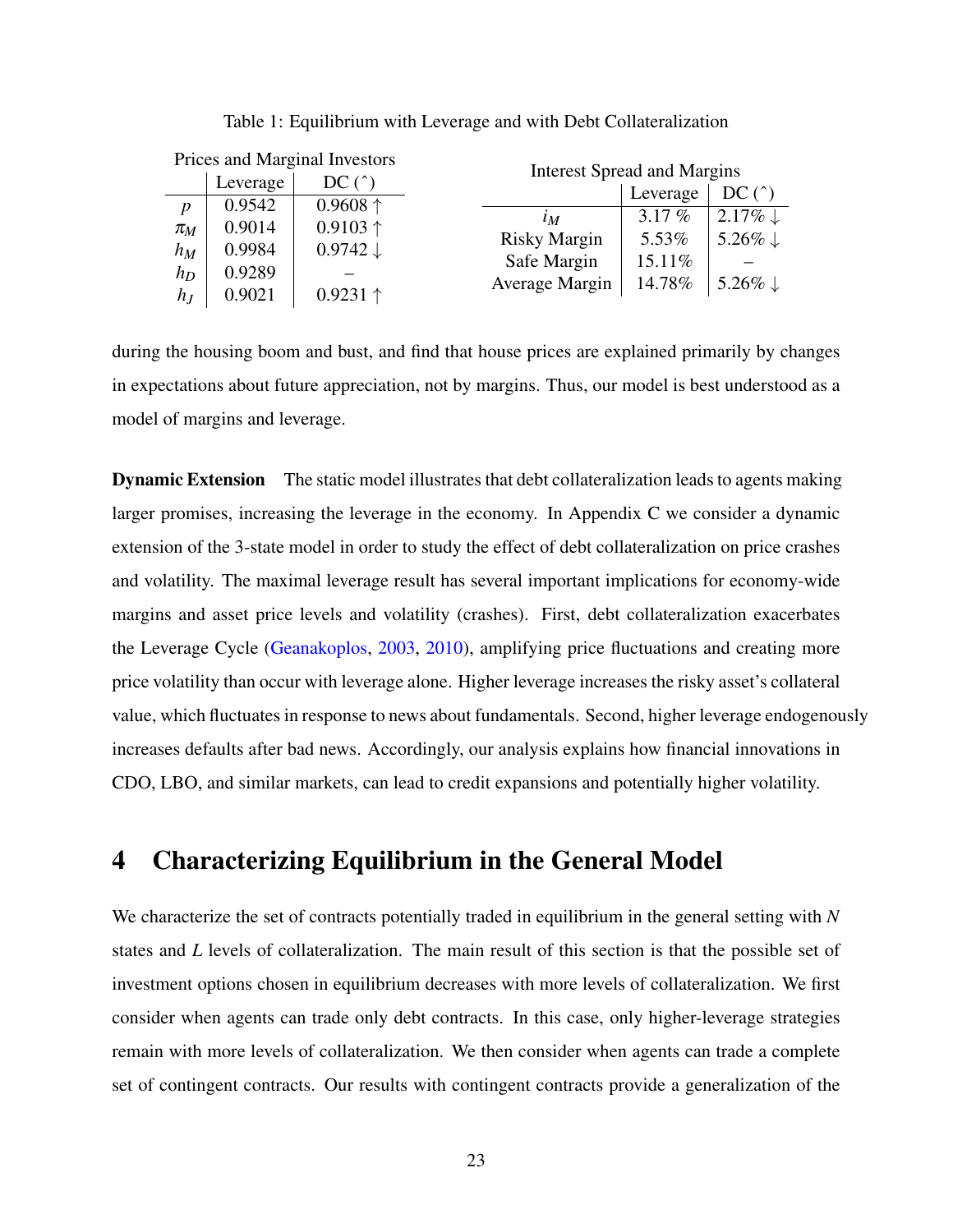Table 1: Equilibrium with Leverage and with Debt Collateralization

Prices and Marginal Investors

| | Leverage | DC ($\hat{}$) |
|---|---|---|
| $p$ | 0.9542 | 0.9608 ↑ |
| $\pi_M$ | 0.9014 | 0.9103 ↑ |
| $h_M$ | 0.9984 | 0.9742 ↓ |
| $h_D$ | 0.9289 | – |
| $h_J$ | 0.9021 | 0.9231 ↑ |

Interest Spread and Margins

| | Leverage | DC ($\hat{}$) |
|---|---|---|
| $i_M$ | 3.17 % | 2.17% ↓ |
| Risky Margin | 5.53% | 5.26% ↓ |
| Safe Margin | 15.11% | – |
| Average Margin | 14.78% | 5.26% ↓ |

during the housing boom and bust, and find that house prices are explained primarily by changes in expectations about future appreciation, not by margins. Thus, our model is best understood as a model of margins and leverage.

**Dynamic Extension** The static model illustrates that debt collateralization leads to agents making larger promises, increasing the leverage in the economy. In Appendix C we consider a dynamic extension of the 3-state model in order to study the effect of debt collateralization on price crashes and volatility. The maximal leverage result has several important implications for economy-wide margins and asset price levels and volatility (crashes). First, debt collateralization exacerbates the Leverage Cycle (Geanakoplos, 2003, 2010), amplifying price fluctuations and creating more price volatility than occur with leverage alone. Higher leverage increases the risky asset's collateral value, which fluctuates in response to news about fundamentals. Second, higher leverage endogenously increases defaults after bad news. Accordingly, our analysis explains how financial innovations in CDO, LBO, and similar markets, can lead to credit expansions and potentially higher volatility.

# 4 Characterizing Equilibrium in the General Model

We characterize the set of contracts potentially traded in equilibrium in the general setting with $N$ states and $L$ levels of collateralization. The main result of this section is that the possible set of investment options chosen in equilibrium decreases with more levels of collateralization. We first consider when agents can trade only debt contracts. In this case, only higher-leverage strategies remain with more levels of collateralization. We then consider when agents can trade a complete set of contingent contracts. Our results with contingent contracts provide a generalization of the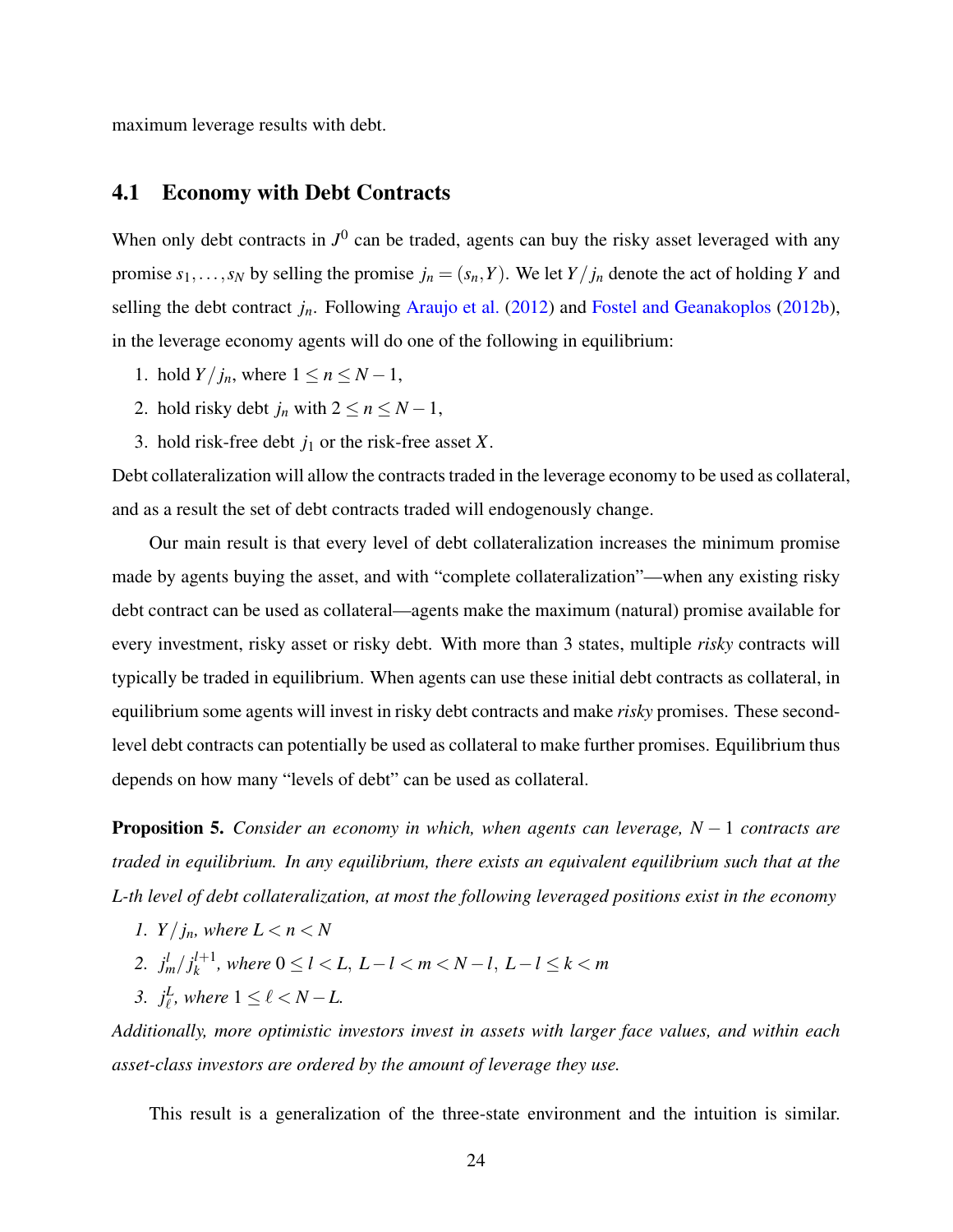maximum leverage results with debt.

## 4.1 Economy with Debt Contracts

When only debt contracts in $J^0$ can be traded, agents can buy the risky asset leveraged with any promise $s_1, \ldots, s_N$ by selling the promise $j_n = (s_n, Y)$. We let $Y/j_n$ denote the act of holding $Y$ and selling the debt contract $j_n$. Following Araujo et al. (2012) and Fostel and Geanakoplos (2012b), in the leverage economy agents will do one of the following in equilibrium:

1. hold $Y/j_n$, where $1 \leq n \leq N-1$,
2. hold risky debt $j_n$ with $2 \leq n \leq N-1$,
3. hold risk-free debt $j_1$ or the risk-free asset $X$.

Debt collateralization will allow the contracts traded in the leverage economy to be used as collateral, and as a result the set of debt contracts traded will endogenously change.

Our main result is that every level of debt collateralization increases the minimum promise made by agents buying the asset, and with "complete collateralization"—when any existing risky debt contract can be used as collateral—agents make the maximum (natural) promise available for every investment, risky asset or risky debt. With more than 3 states, multiple *risky* contracts will typically be traded in equilibrium. When agents can use these initial debt contracts as collateral, in equilibrium some agents will invest in risky debt contracts and make *risky* promises. These second-level debt contracts can potentially be used as collateral to make further promises. Equilibrium thus depends on how many "levels of debt" can be used as collateral.

**Proposition 5.** *Consider an economy in which, when agents can leverage, $N-1$ contracts are traded in equilibrium. In any equilibrium, there exists an equivalent equilibrium such that at the L-th level of debt collateralization, at most the following leveraged positions exist in the economy*

1. *$Y/j_n$, where $L < n < N$*
2. *$j^l_m/j^{l+1}_k$, where $0 \leq l < L$, $L-l < m < N-l$, $L-l \leq k < m$*
3. *$j^L_\ell$, where $1 \leq \ell < N-L$.*

*Additionally, more optimistic investors invest in assets with larger face values, and within each asset-class investors are ordered by the amount of leverage they use.*

This result is a generalization of the three-state environment and the intuition is similar.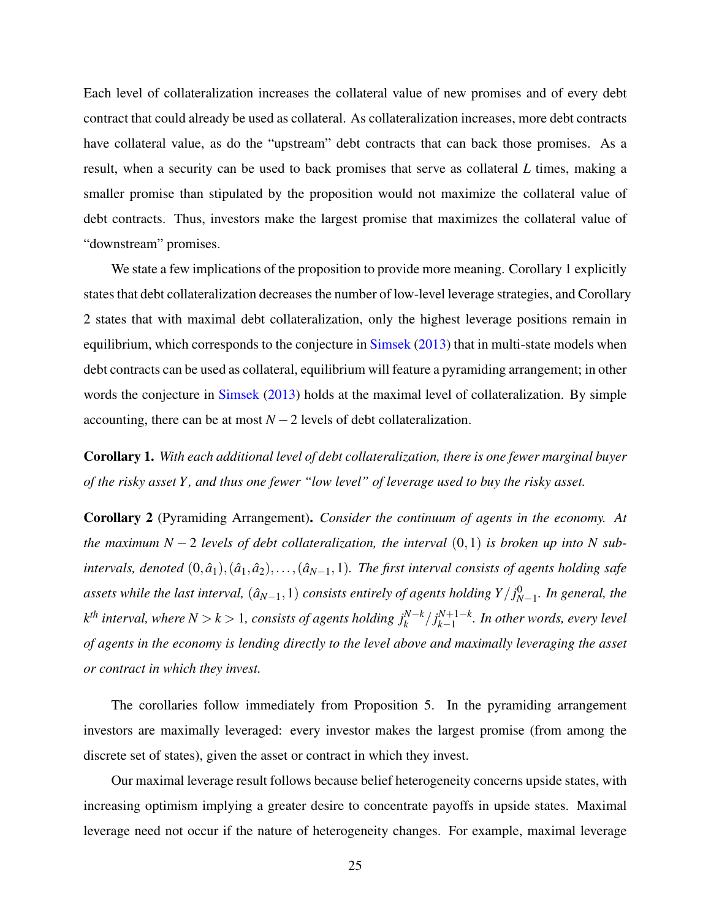Each level of collateralization increases the collateral value of new promises and of every debt contract that could already be used as collateral. As collateralization increases, more debt contracts have collateral value, as do the "upstream" debt contracts that can back those promises. As a result, when a security can be used to back promises that serve as collateral $L$ times, making a smaller promise than stipulated by the proposition would not maximize the collateral value of debt contracts. Thus, investors make the largest promise that maximizes the collateral value of "downstream" promises.

We state a few implications of the proposition to provide more meaning. Corollary 1 explicitly states that debt collateralization decreases the number of low-level leverage strategies, and Corollary 2 states that with maximal debt collateralization, only the highest leverage positions remain in equilibrium, which corresponds to the conjecture in Simsek (2013) that in multi-state models when debt contracts can be used as collateral, equilibrium will feature a pyramiding arrangement; in other words the conjecture in Simsek (2013) holds at the maximal level of collateralization. By simple accounting, there can be at most $N-2$ levels of debt collateralization.

**Corollary 1.** *With each additional level of debt collateralization, there is one fewer marginal buyer of the risky asset $Y$, and thus one fewer "low level" of leverage used to buy the risky asset.*

**Corollary 2** (Pyramiding Arrangement)**.** *Consider the continuum of agents in the economy. At the maximum $N-2$ levels of debt collateralization, the interval $(0,1)$ is broken up into $N$ sub-intervals, denoted $(0,\hat{a}_1),(\hat{a}_1,\hat{a}_2),\ldots,(\hat{a}_{N-1},1)$. The first interval consists of agents holding safe assets while the last interval, $(\hat{a}_{N-1},1)$ consists entirely of agents holding $Y/j^0_{N-1}$. In general, the $k^{th}$ interval, where $N>k>1$, consists of agents holding $j^{N-k}_k/j^{N+1-k}_{k-1}$. In other words, every level of agents in the economy is lending directly to the level above and maximally leveraging the asset or contract in which they invest.*

The corollaries follow immediately from Proposition 5. In the pyramiding arrangement investors are maximally leveraged: every investor makes the largest promise (from among the discrete set of states), given the asset or contract in which they invest.

Our maximal leverage result follows because belief heterogeneity concerns upside states, with increasing optimism implying a greater desire to concentrate payoffs in upside states. Maximal leverage need not occur if the nature of heterogeneity changes. For example, maximal leverage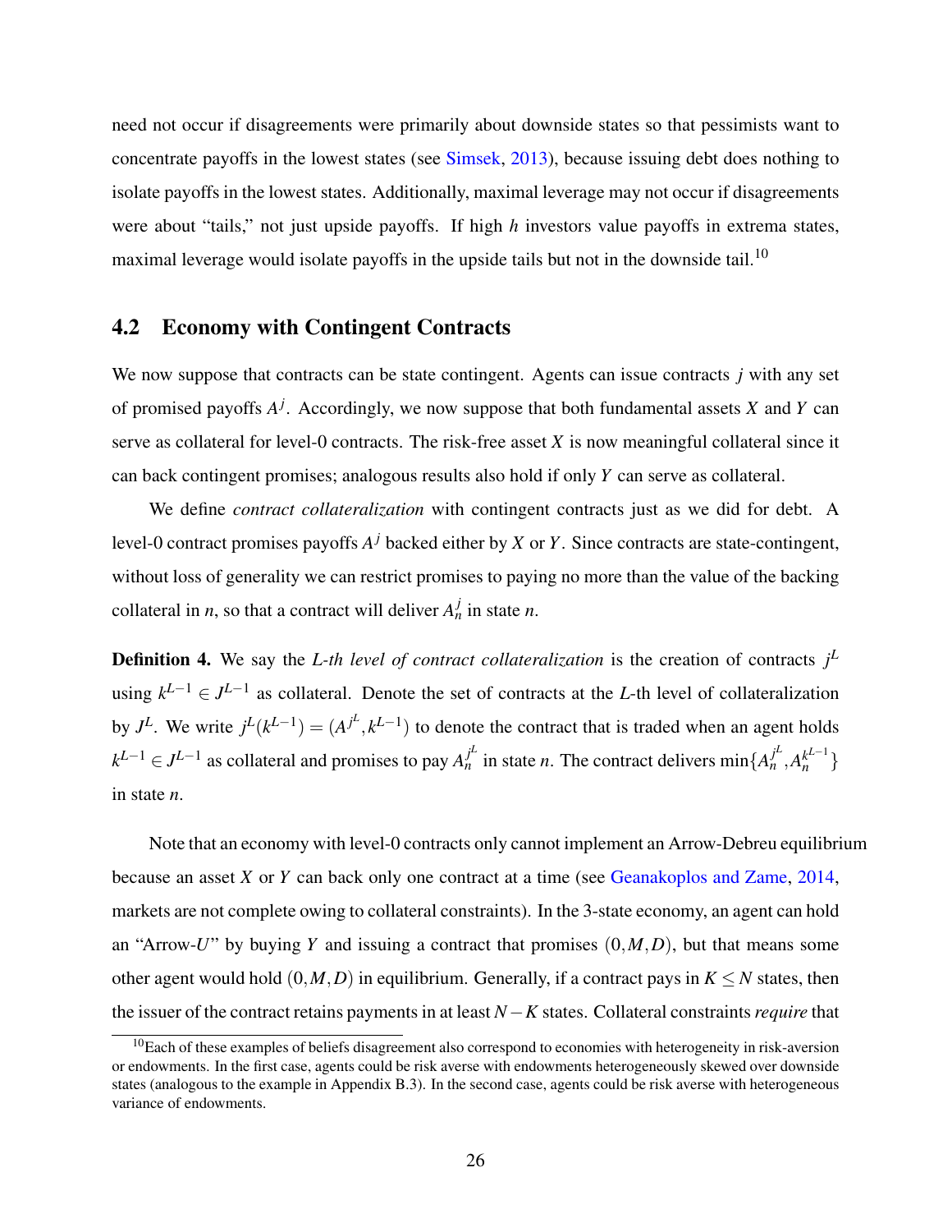need not occur if disagreements were primarily about downside states so that pessimists want to concentrate payoffs in the lowest states (see Simsek, 2013), because issuing debt does nothing to isolate payoffs in the lowest states. Additionally, maximal leverage may not occur if disagreements were about "tails," not just upside payoffs. If high $h$ investors value payoffs in extrema states, maximal leverage would isolate payoffs in the upside tails but not in the downside tail.[10]

## 4.2 Economy with Contingent Contracts

We now suppose that contracts can be state contingent. Agents can issue contracts $j$ with any set of promised payoffs $A^j$. Accordingly, we now suppose that both fundamental assets $X$ and $Y$ can serve as collateral for level-0 contracts. The risk-free asset $X$ is now meaningful collateral since it can back contingent promises; analogous results also hold if only $Y$ can serve as collateral.

We define *contract collateralization* with contingent contracts just as we did for debt. A level-0 contract promises payoffs $A^j$ backed either by $X$ or $Y$. Since contracts are state-contingent, without loss of generality we can restrict promises to paying no more than the value of the backing collateral in $n$, so that a contract will deliver $A^j_n$ in state $n$.

**Definition 4.** We say the *L-th level of contract collateralization* is the creation of contracts $j^L$ using $k^{L-1} \in J^{L-1}$ as collateral. Denote the set of contracts at the $L$-th level of collateralization by $J^L$. We write $j^L(k^{L-1}) = (A^{j^L}, k^{L-1})$ to denote the contract that is traded when an agent holds $k^{L-1} \in J^{L-1}$ as collateral and promises to pay $A^{j^L}_n$ in state $n$. The contract delivers $\min\{A^{j^L}_n, A^{k^{L-1}}_n\}$ in state $n$.

Note that an economy with level-0 contracts only cannot implement an Arrow-Debreu equilibrium because an asset $X$ or $Y$ can back only one contract at a time (see Geanakoplos and Zame, 2014, markets are not complete owing to collateral constraints). In the 3-state economy, an agent can hold an "Arrow-$U$" by buying $Y$ and issuing a contract that promises $(0, M, D)$, but that means some other agent would hold $(0, M, D)$ in equilibrium. Generally, if a contract pays in $K \leq N$ states, then the issuer of the contract retains payments in at least $N - K$ states. Collateral constraints *require* that

[10]Each of these examples of beliefs disagreement also correspond to economies with heterogeneity in risk-aversion or endowments. In the first case, agents could be risk averse with endowments heterogeneously skewed over downside states (analogous to the example in Appendix B.3). In the second case, agents could be risk averse with heterogeneous variance of endowments.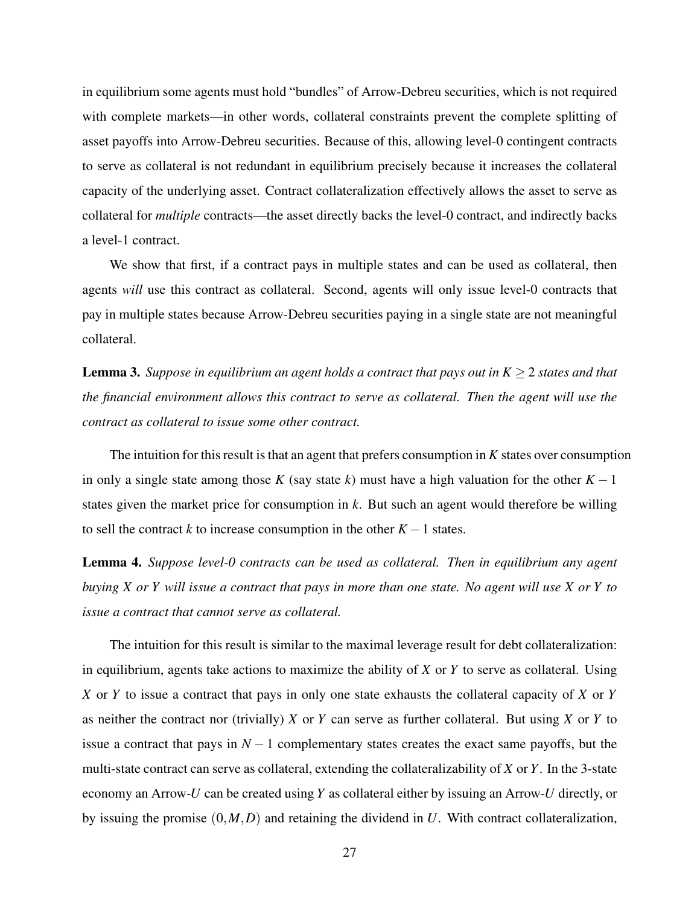in equilibrium some agents must hold "bundles" of Arrow-Debreu securities, which is not required with complete markets—in other words, collateral constraints prevent the complete splitting of asset payoffs into Arrow-Debreu securities. Because of this, allowing level-0 contingent contracts to serve as collateral is not redundant in equilibrium precisely because it increases the collateral capacity of the underlying asset. Contract collateralization effectively allows the asset to serve as collateral for *multiple* contracts—the asset directly backs the level-0 contract, and indirectly backs a level-1 contract.

We show that first, if a contract pays in multiple states and can be used as collateral, then agents *will* use this contract as collateral. Second, agents will only issue level-0 contracts that pay in multiple states because Arrow-Debreu securities paying in a single state are not meaningful collateral.

**Lemma 3.** *Suppose in equilibrium an agent holds a contract that pays out in $K \geq 2$ states and that the financial environment allows this contract to serve as collateral. Then the agent will use the contract as collateral to issue some other contract.*

The intuition for this result is that an agent that prefers consumption in $K$ states over consumption in only a single state among those $K$ (say state $k$) must have a high valuation for the other $K-1$ states given the market price for consumption in $k$. But such an agent would therefore be willing to sell the contract $k$ to increase consumption in the other $K-1$ states.

**Lemma 4.** *Suppose level-0 contracts can be used as collateral. Then in equilibrium any agent buying $X$ or $Y$ will issue a contract that pays in more than one state. No agent will use $X$ or $Y$ to issue a contract that cannot serve as collateral.*

The intuition for this result is similar to the maximal leverage result for debt collateralization: in equilibrium, agents take actions to maximize the ability of $X$ or $Y$ to serve as collateral. Using $X$ or $Y$ to issue a contract that pays in only one state exhausts the collateral capacity of $X$ or $Y$ as neither the contract nor (trivially) $X$ or $Y$ can serve as further collateral. But using $X$ or $Y$ to issue a contract that pays in $N-1$ complementary states creates the exact same payoffs, but the multi-state contract can serve as collateral, extending the collateralizability of $X$ or $Y$. In the 3-state economy an Arrow-$U$ can be created using $Y$ as collateral either by issuing an Arrow-$U$ directly, or by issuing the promise $(0, M, D)$ and retaining the dividend in $U$. With contract collateralization,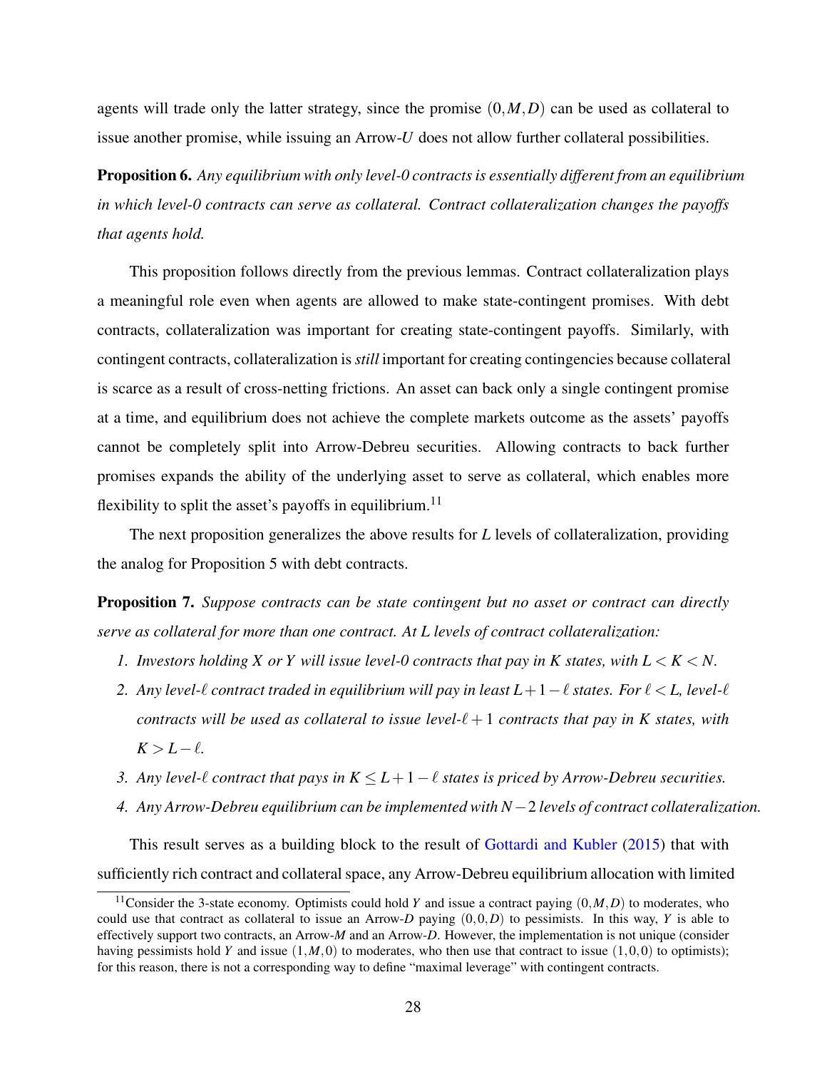agents will trade only the latter strategy, since the promise $(0, M, D)$ can be used as collateral to issue another promise, while issuing an Arrow-$U$ does not allow further collateral possibilities.

**Proposition 6.** *Any equilibrium with only level-0 contracts is essentially different from an equilibrium in which level-0 contracts can serve as collateral. Contract collateralization changes the payoffs that agents hold.*

This proposition follows directly from the previous lemmas. Contract collateralization plays a meaningful role even when agents are allowed to make state-contingent promises. With debt contracts, collateralization was important for creating state-contingent payoffs. Similarly, with contingent contracts, collateralization is *still* important for creating contingencies because collateral is scarce as a result of cross-netting frictions. An asset can back only a single contingent promise at a time, and equilibrium does not achieve the complete markets outcome as the assets' payoffs cannot be completely split into Arrow-Debreu securities. Allowing contracts to back further promises expands the ability of the underlying asset to serve as collateral, which enables more flexibility to split the asset's payoffs in equilibrium.[11]

The next proposition generalizes the above results for $L$ levels of collateralization, providing the analog for Proposition 5 with debt contracts.

**Proposition 7.** *Suppose contracts can be state contingent but no asset or contract can directly serve as collateral for more than one contract. At $L$ levels of contract collateralization:*

1. *Investors holding $X$ or $Y$ will issue level-0 contracts that pay in $K$ states, with $L < K < N$.*
2. *Any level-$\ell$ contract traded in equilibrium will pay in least $L + 1 - \ell$ states. For $\ell < L$, level-$\ell$ contracts will be used as collateral to issue level-$\ell + 1$ contracts that pay in $K$ states, with $K > L - \ell$.*
3. *Any level-$\ell$ contract that pays in $K \leq L + 1 - \ell$ states is priced by Arrow-Debreu securities.*
4. *Any Arrow-Debreu equilibrium can be implemented with $N - 2$ levels of contract collateralization.*

This result serves as a building block to the result of Gottardi and Kubler (2015) that with sufficiently rich contract and collateral space, any Arrow-Debreu equilibrium allocation with limited

[11] Consider the 3-state economy. Optimists could hold $Y$ and issue a contract paying $(0, M, D)$ to moderates, who could use that contract as collateral to issue an Arrow-$D$ paying $(0, 0, D)$ to pessimists. In this way, $Y$ is able to effectively support two contracts, an Arrow-$M$ and an Arrow-$D$. However, the implementation is not unique (consider having pessimists hold $Y$ and issue $(1, M, 0)$ to moderates, who then use that contract to issue $(1, 0, 0)$ to optimists); for this reason, there is not a corresponding way to define "maximal leverage" with contingent contracts.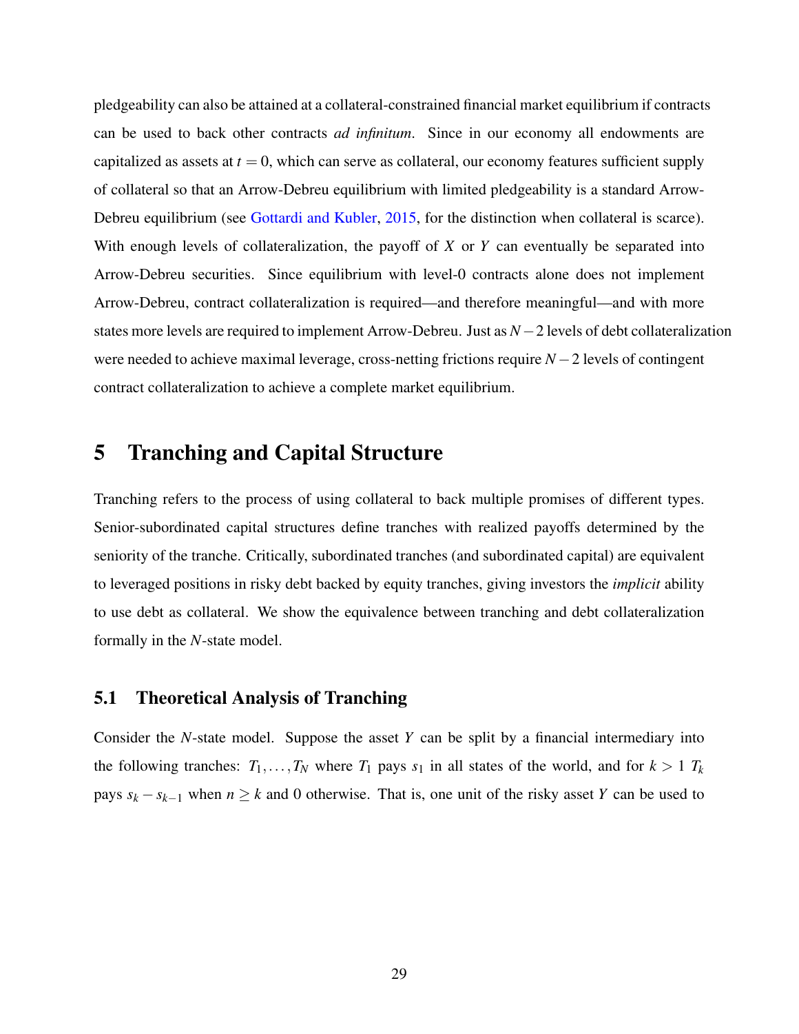pledgeability can also be attained at a collateral-constrained financial market equilibrium if contracts can be used to back other contracts *ad infinitum*. Since in our economy all endowments are capitalized as assets at $t = 0$, which can serve as collateral, our economy features sufficient supply of collateral so that an Arrow-Debreu equilibrium with limited pledgeability is a standard Arrow-Debreu equilibrium (see Gottardi and Kubler, 2015, for the distinction when collateral is scarce). With enough levels of collateralization, the payoff of $X$ or $Y$ can eventually be separated into Arrow-Debreu securities. Since equilibrium with level-0 contracts alone does not implement Arrow-Debreu, contract collateralization is required—and therefore meaningful—and with more states more levels are required to implement Arrow-Debreu. Just as $N-2$ levels of debt collateralization were needed to achieve maximal leverage, cross-netting frictions require $N-2$ levels of contingent contract collateralization to achieve a complete market equilibrium.

# 5 Tranching and Capital Structure

Tranching refers to the process of using collateral to back multiple promises of different types. Senior-subordinated capital structures define tranches with realized payoffs determined by the seniority of the tranche. Critically, subordinated tranches (and subordinated capital) are equivalent to leveraged positions in risky debt backed by equity tranches, giving investors the *implicit* ability to use debt as collateral. We show the equivalence between tranching and debt collateralization formally in the $N$-state model.

## 5.1 Theoretical Analysis of Tranching

Consider the $N$-state model. Suppose the asset $Y$ can be split by a financial intermediary into the following tranches: $T_1, \ldots, T_N$ where $T_1$ pays $s_1$ in all states of the world, and for $k > 1$ $T_k$ pays $s_k - s_{k-1}$ when $n \geq k$ and 0 otherwise. That is, one unit of the risky asset $Y$ can be used to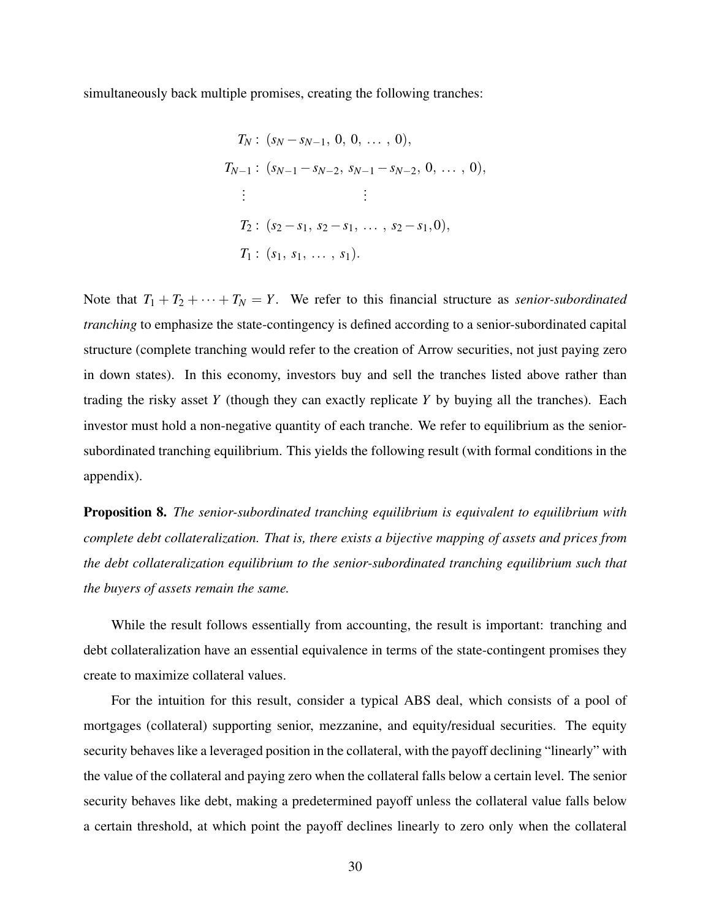simultaneously back multiple promises, creating the following tranches:

$$
\begin{aligned}
T_N &: \ (s_N - s_{N-1},\ 0,\ 0,\ \dots,\ 0), \\
T_{N-1} &: \ (s_{N-1} - s_{N-2},\ s_{N-1} - s_{N-2},\ 0,\ \dots,\ 0), \\
&\ \ \vdots \qquad\qquad\qquad\qquad \vdots \\
T_2 &: \ (s_2 - s_1,\ s_2 - s_1,\ \dots,\ s_2 - s_1, 0), \\
T_1 &: \ (s_1,\ s_1,\ \dots,\ s_1).
\end{aligned}
$$

Note that $T_1 + T_2 + \cdots + T_N = Y$. We refer to this financial structure as *senior-subordinated tranching* to emphasize the state-contingency is defined according to a senior-subordinated capital structure (complete tranching would refer to the creation of Arrow securities, not just paying zero in down states). In this economy, investors buy and sell the tranches listed above rather than trading the risky asset $Y$ (though they can exactly replicate $Y$ by buying all the tranches). Each investor must hold a non-negative quantity of each tranche. We refer to equilibrium as the senior-subordinated tranching equilibrium. This yields the following result (with formal conditions in the appendix).

**Proposition 8.** *The senior-subordinated tranching equilibrium is equivalent to equilibrium with complete debt collateralization. That is, there exists a bijective mapping of assets and prices from the debt collateralization equilibrium to the senior-subordinated tranching equilibrium such that the buyers of assets remain the same.*

While the result follows essentially from accounting, the result is important: tranching and debt collateralization have an essential equivalence in terms of the state-contingent promises they create to maximize collateral values.

For the intuition for this result, consider a typical ABS deal, which consists of a pool of mortgages (collateral) supporting senior, mezzanine, and equity/residual securities. The equity security behaves like a leveraged position in the collateral, with the payoff declining "linearly" with the value of the collateral and paying zero when the collateral falls below a certain level. The senior security behaves like debt, making a predetermined payoff unless the collateral value falls below a certain threshold, at which point the payoff declines linearly to zero only when the collateral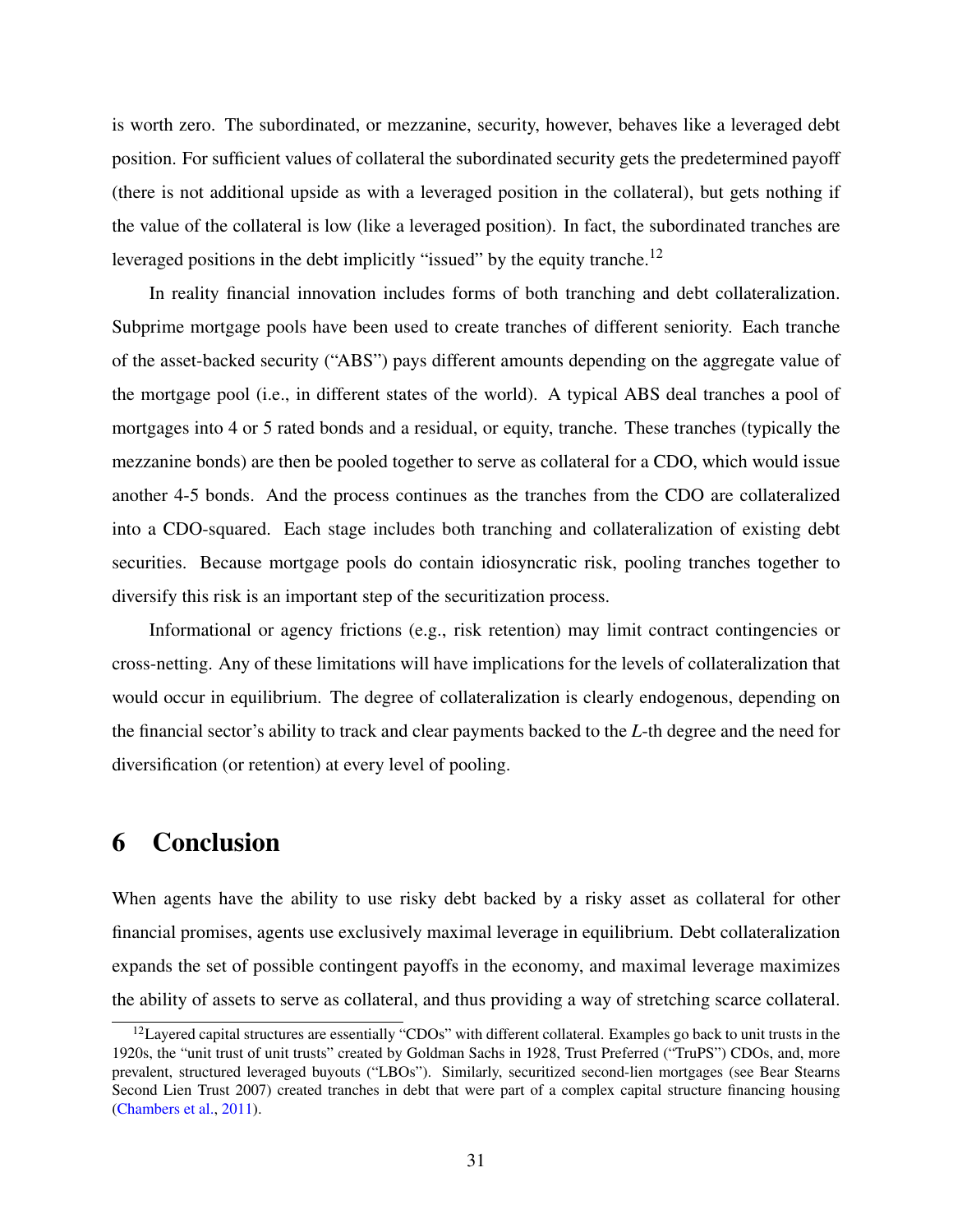is worth zero. The subordinated, or mezzanine, security, however, behaves like a leveraged debt position. For sufficient values of collateral the subordinated security gets the predetermined payoff (there is not additional upside as with a leveraged position in the collateral), but gets nothing if the value of the collateral is low (like a leveraged position). In fact, the subordinated tranches are leveraged positions in the debt implicitly "issued" by the equity tranche.[12]

In reality financial innovation includes forms of both tranching and debt collateralization. Subprime mortgage pools have been used to create tranches of different seniority. Each tranche of the asset-backed security ("ABS") pays different amounts depending on the aggregate value of the mortgage pool (i.e., in different states of the world). A typical ABS deal tranches a pool of mortgages into 4 or 5 rated bonds and a residual, or equity, tranche. These tranches (typically the mezzanine bonds) are then be pooled together to serve as collateral for a CDO, which would issue another 4-5 bonds. And the process continues as the tranches from the CDO are collateralized into a CDO-squared. Each stage includes both tranching and collateralization of existing debt securities. Because mortgage pools do contain idiosyncratic risk, pooling tranches together to diversify this risk is an important step of the securitization process.

Informational or agency frictions (e.g., risk retention) may limit contract contingencies or cross-netting. Any of these limitations will have implications for the levels of collateralization that would occur in equilibrium. The degree of collateralization is clearly endogenous, depending on the financial sector's ability to track and clear payments backed to the $L$-th degree and the need for diversification (or retention) at every level of pooling.

## 6 Conclusion

When agents have the ability to use risky debt backed by a risky asset as collateral for other financial promises, agents use exclusively maximal leverage in equilibrium. Debt collateralization expands the set of possible contingent payoffs in the economy, and maximal leverage maximizes the ability of assets to serve as collateral, and thus providing a way of stretching scarce collateral.

[12] Layered capital structures are essentially "CDOs" with different collateral. Examples go back to unit trusts in the 1920s, the "unit trust of unit trusts" created by Goldman Sachs in 1928, Trust Preferred ("TruPS") CDOs, and, more prevalent, structured leveraged buyouts ("LBOs"). Similarly, securitized second-lien mortgages (see Bear Stearns Second Lien Trust 2007) created tranches in debt that were part of a complex capital structure financing housing (Chambers et al., 2011).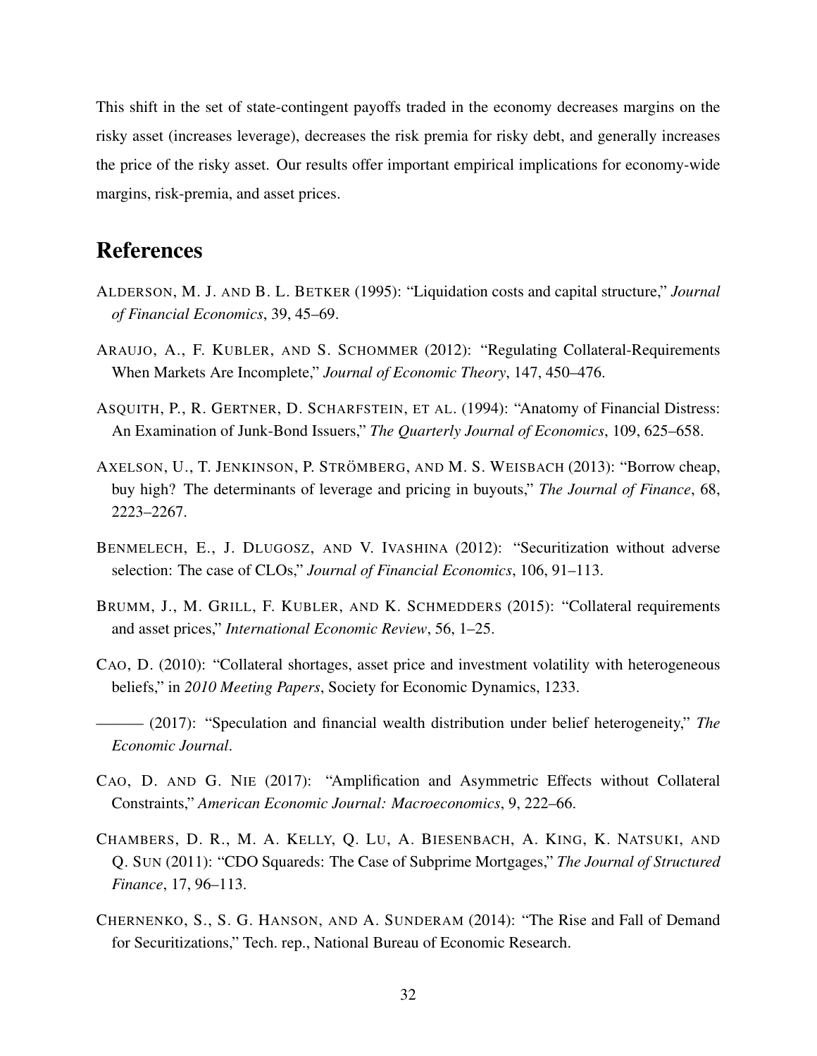This shift in the set of state-contingent payoffs traded in the economy decreases margins on the risky asset (increases leverage), decreases the risk premia for risky debt, and generally increases the price of the risky asset. Our results offer important empirical implications for economy-wide margins, risk-premia, and asset prices.

# References

ALDERSON, M. J. AND B. L. BETKER (1995): "Liquidation costs and capital structure," *Journal of Financial Economics*, 39, 45–69.

ARAUJO, A., F. KUBLER, AND S. SCHOMMER (2012): "Regulating Collateral-Requirements When Markets Are Incomplete," *Journal of Economic Theory*, 147, 450–476.

ASQUITH, P., R. GERTNER, D. SCHARFSTEIN, ET AL. (1994): "Anatomy of Financial Distress: An Examination of Junk-Bond Issuers," *The Quarterly Journal of Economics*, 109, 625–658.

AXELSON, U., T. JENKINSON, P. STRÖMBERG, AND M. S. WEISBACH (2013): "Borrow cheap, buy high? The determinants of leverage and pricing in buyouts," *The Journal of Finance*, 68, 2223–2267.

BENMELECH, E., J. DLUGOSZ, AND V. IVASHINA (2012): "Securitization without adverse selection: The case of CLOs," *Journal of Financial Economics*, 106, 91–113.

BRUMM, J., M. GRILL, F. KUBLER, AND K. SCHMEDDERS (2015): "Collateral requirements and asset prices," *International Economic Review*, 56, 1–25.

CAO, D. (2010): "Collateral shortages, asset price and investment volatility with heterogeneous beliefs," in *2010 Meeting Papers*, Society for Economic Dynamics, 1233.

——— (2017): "Speculation and financial wealth distribution under belief heterogeneity," *The Economic Journal*.

CAO, D. AND G. NIE (2017): "Amplification and Asymmetric Effects without Collateral Constraints," *American Economic Journal: Macroeconomics*, 9, 222–66.

CHAMBERS, D. R., M. A. KELLY, Q. LU, A. BIESENBACH, A. KING, K. NATSUKI, AND Q. SUN (2011): "CDO Squareds: The Case of Subprime Mortgages," *The Journal of Structured Finance*, 17, 96–113.

CHERNENKO, S., S. G. HANSON, AND A. SUNDERAM (2014): "The Rise and Fall of Demand for Securitizations," Tech. rep., National Bureau of Economic Research.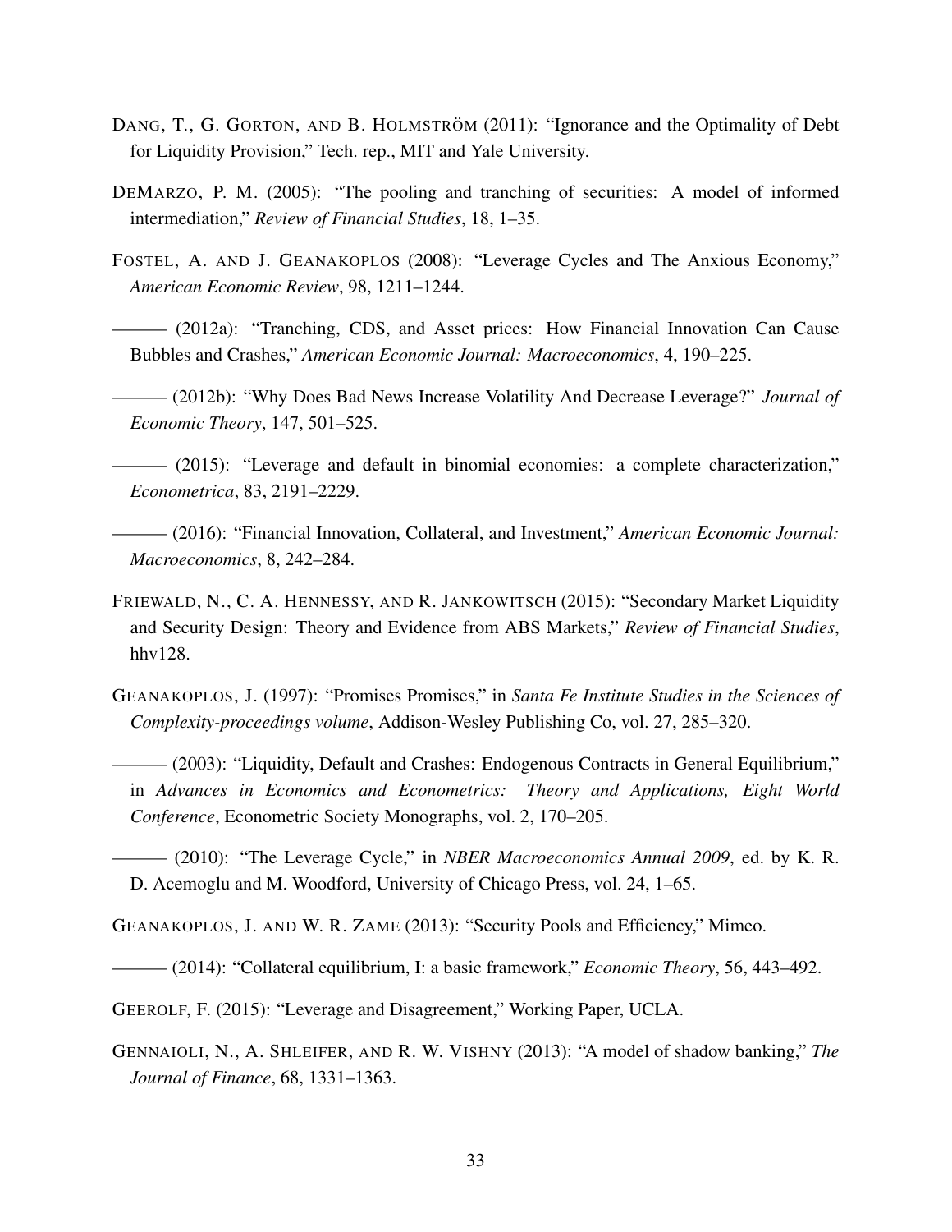DANG, T., G. GORTON, AND B. HOLMSTRÖM (2011): "Ignorance and the Optimality of Debt for Liquidity Provision," Tech. rep., MIT and Yale University.

DEMARZO, P. M. (2005): "The pooling and tranching of securities: A model of informed intermediation," *Review of Financial Studies*, 18, 1–35.

FOSTEL, A. AND J. GEANAKOPLOS (2008): "Leverage Cycles and The Anxious Economy," *American Economic Review*, 98, 1211–1244.

——— (2012a): "Tranching, CDS, and Asset prices: How Financial Innovation Can Cause Bubbles and Crashes," *American Economic Journal: Macroeconomics*, 4, 190–225.

——— (2012b): "Why Does Bad News Increase Volatility And Decrease Leverage?" *Journal of Economic Theory*, 147, 501–525.

——— (2015): "Leverage and default in binomial economies: a complete characterization," *Econometrica*, 83, 2191–2229.

——— (2016): "Financial Innovation, Collateral, and Investment," *American Economic Journal: Macroeconomics*, 8, 242–284.

FRIEWALD, N., C. A. HENNESSY, AND R. JANKOWITSCH (2015): "Secondary Market Liquidity and Security Design: Theory and Evidence from ABS Markets," *Review of Financial Studies*, hhv128.

GEANAKOPLOS, J. (1997): "Promises Promises," in *Santa Fe Institute Studies in the Sciences of Complexity-proceedings volume*, Addison-Wesley Publishing Co, vol. 27, 285–320.

——— (2003): "Liquidity, Default and Crashes: Endogenous Contracts in General Equilibrium," in *Advances in Economics and Econometrics: Theory and Applications, Eight World Conference*, Econometric Society Monographs, vol. 2, 170–205.

——— (2010): "The Leverage Cycle," in *NBER Macroeconomics Annual 2009*, ed. by K. R. D. Acemoglu and M. Woodford, University of Chicago Press, vol. 24, 1–65.

GEANAKOPLOS, J. AND W. R. ZAME (2013): "Security Pools and Efficiency," Mimeo.

——— (2014): "Collateral equilibrium, I: a basic framework," *Economic Theory*, 56, 443–492.

GEEROLF, F. (2015): "Leverage and Disagreement," Working Paper, UCLA.

GENNAIOLI, N., A. SHLEIFER, AND R. W. VISHNY (2013): "A model of shadow banking," *The Journal of Finance*, 68, 1331–1363.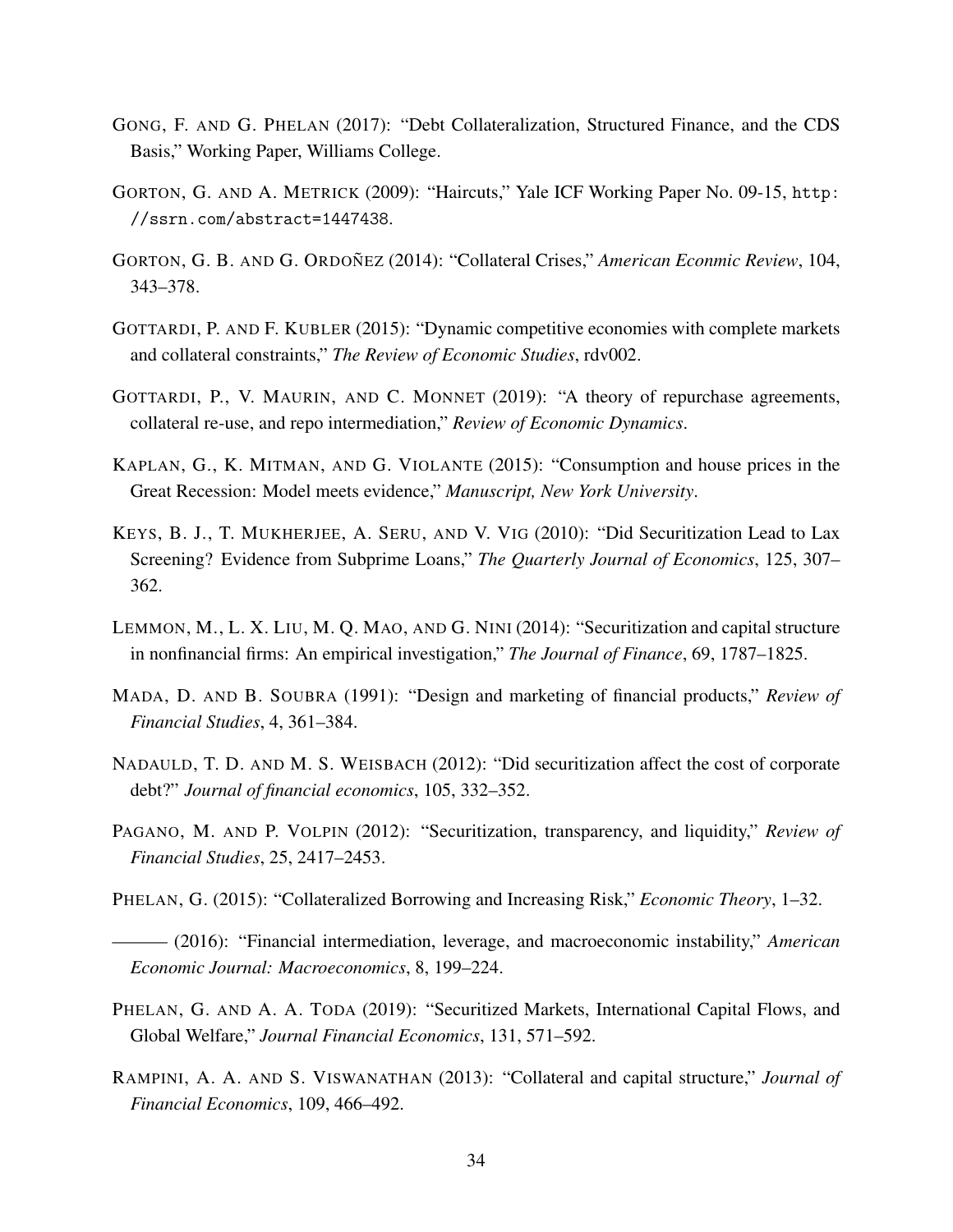GONG, F. AND G. PHELAN (2017): "Debt Collateralization, Structured Finance, and the CDS Basis," Working Paper, Williams College.

GORTON, G. AND A. METRICK (2009): "Haircuts," Yale ICF Working Paper No. 09-15, http://ssrn.com/abstract=1447438.

GORTON, G. B. AND G. ORDOÑEZ (2014): "Collateral Crises," *American Econmic Review*, 104, 343–378.

GOTTARDI, P. AND F. KUBLER (2015): "Dynamic competitive economies with complete markets and collateral constraints," *The Review of Economic Studies*, rdv002.

GOTTARDI, P., V. MAURIN, AND C. MONNET (2019): "A theory of repurchase agreements, collateral re-use, and repo intermediation," *Review of Economic Dynamics*.

KAPLAN, G., K. MITMAN, AND G. VIOLANTE (2015): "Consumption and house prices in the Great Recession: Model meets evidence," *Manuscript, New York University*.

KEYS, B. J., T. MUKHERJEE, A. SERU, AND V. VIG (2010): "Did Securitization Lead to Lax Screening? Evidence from Subprime Loans," *The Quarterly Journal of Economics*, 125, 307–362.

LEMMON, M., L. X. LIU, M. Q. MAO, AND G. NINI (2014): "Securitization and capital structure in nonfinancial firms: An empirical investigation," *The Journal of Finance*, 69, 1787–1825.

MADA, D. AND B. SOUBRA (1991): "Design and marketing of financial products," *Review of Financial Studies*, 4, 361–384.

NADAULD, T. D. AND M. S. WEISBACH (2012): "Did securitization affect the cost of corporate debt?" *Journal of financial economics*, 105, 332–352.

PAGANO, M. AND P. VOLPIN (2012): "Securitization, transparency, and liquidity," *Review of Financial Studies*, 25, 2417–2453.

PHELAN, G. (2015): "Collateralized Borrowing and Increasing Risk," *Economic Theory*, 1–32.

——— (2016): "Financial intermediation, leverage, and macroeconomic instability," *American Economic Journal: Macroeconomics*, 8, 199–224.

PHELAN, G. AND A. A. TODA (2019): "Securitized Markets, International Capital Flows, and Global Welfare," *Journal Financial Economics*, 131, 571–592.

RAMPINI, A. A. AND S. VISWANATHAN (2013): "Collateral and capital structure," *Journal of Financial Economics*, 109, 466–492.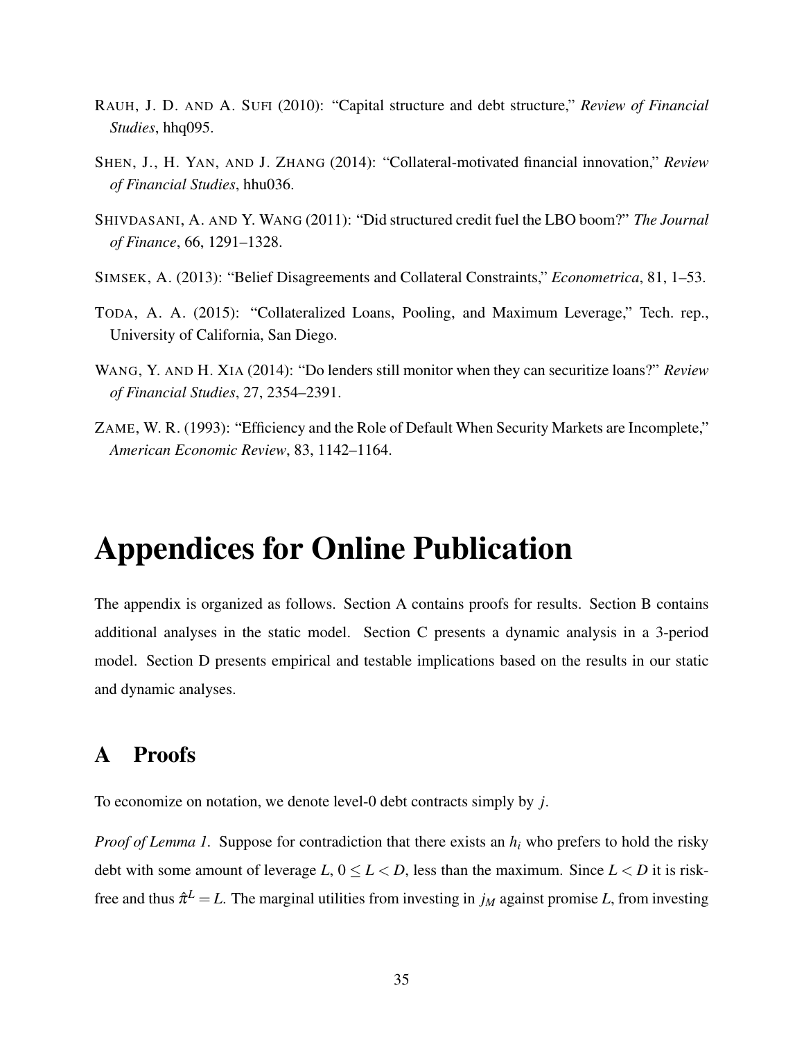RAUH, J. D. AND A. SUFI (2010): "Capital structure and debt structure," *Review of Financial Studies*, hhq095.

SHEN, J., H. YAN, AND J. ZHANG (2014): "Collateral-motivated financial innovation," *Review of Financial Studies*, hhu036.

SHIVDASANI, A. AND Y. WANG (2011): "Did structured credit fuel the LBO boom?" *The Journal of Finance*, 66, 1291–1328.

SIMSEK, A. (2013): "Belief Disagreements and Collateral Constraints," *Econometrica*, 81, 1–53.

TODA, A. A. (2015): "Collateralized Loans, Pooling, and Maximum Leverage," Tech. rep., University of California, San Diego.

WANG, Y. AND H. XIA (2014): "Do lenders still monitor when they can securitize loans?" *Review of Financial Studies*, 27, 2354–2391.

ZAME, W. R. (1993): "Efficiency and the Role of Default When Security Markets are Incomplete," *American Economic Review*, 83, 1142–1164.

# Appendices for Online Publication

The appendix is organized as follows. Section A contains proofs for results. Section B contains additional analyses in the static model. Section C presents a dynamic analysis in a 3-period model. Section D presents empirical and testable implications based on the results in our static and dynamic analyses.

## A Proofs

To economize on notation, we denote level-0 debt contracts simply by $j$.

*Proof of Lemma 1.* Suppose for contradiction that there exists an $h_i$ who prefers to hold the risky debt with some amount of leverage $L$, $0 \leq L < D$, less than the maximum. Since $L < D$ it is risk-free and thus $\hat{\pi}^L = L$. The marginal utilities from investing in $j_M$ against promise $L$, from investing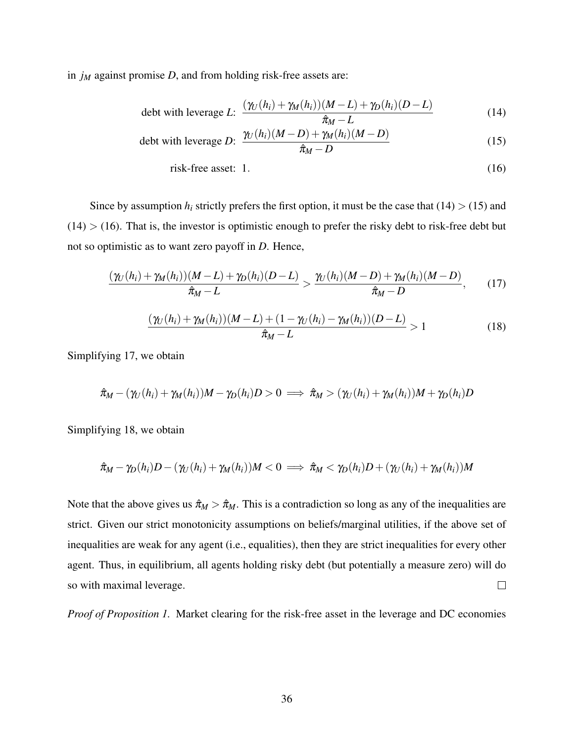in $j_M$ against promise $D$, and from holding risk-free assets are:

$$\text{debt with leverage } L\text{: } \frac{(\gamma_U(h_i)+\gamma_M(h_i))(M-L)+\gamma_D(h_i)(D-L)}{\hat{\pi}_M - L} \tag{14}$$

$$\text{debt with leverage } D\text{: } \frac{\gamma_U(h_i)(M-D)+\gamma_M(h_i)(M-D)}{\hat{\pi}_M - D} \tag{15}$$

$$\text{risk-free asset: } 1. \tag{16}$$

Since by assumption $h_i$ strictly prefers the first option, it must be the case that (14) $>$ (15) and (14) $>$ (16). That is, the investor is optimistic enough to prefer the risky debt to risk-free debt but not so optimistic as to want zero payoff in $D$. Hence,

$$\frac{(\gamma_U(h_i)+\gamma_M(h_i))(M-L)+\gamma_D(h_i)(D-L)}{\hat{\pi}_M - L} > \frac{\gamma_U(h_i)(M-D)+\gamma_M(h_i)(M-D)}{\hat{\pi}_M - D}, \tag{17}$$

$$\frac{(\gamma_U(h_i)+\gamma_M(h_i))(M-L)+(1-\gamma_U(h_i)-\gamma_M(h_i))(D-L)}{\hat{\pi}_M - L} > 1 \tag{18}$$

Simplifying 17, we obtain

$$\hat{\pi}_M - (\gamma_U(h_i)+\gamma_M(h_i))M - \gamma_D(h_i)D > 0 \implies \hat{\pi}_M > (\gamma_U(h_i)+\gamma_M(h_i))M + \gamma_D(h_i)D$$

Simplifying 18, we obtain

$$\hat{\pi}_M - \gamma_D(h_i)D - (\gamma_U(h_i)+\gamma_M(h_i))M < 0 \implies \hat{\pi}_M < \gamma_D(h_i)D + (\gamma_U(h_i)+\gamma_M(h_i))M$$

Note that the above gives us $\hat{\pi}_M > \hat{\pi}_M$. This is a contradiction so long as any of the inequalities are strict. Given our strict monotonicity assumptions on beliefs/marginal utilities, if the above set of inequalities are weak for any agent (i.e., equalities), then they are strict inequalities for every other agent. Thus, in equilibrium, all agents holding risky debt (but potentially a measure zero) will do so with maximal leverage. □

*Proof of Proposition 1.* Market clearing for the risk-free asset in the leverage and DC economies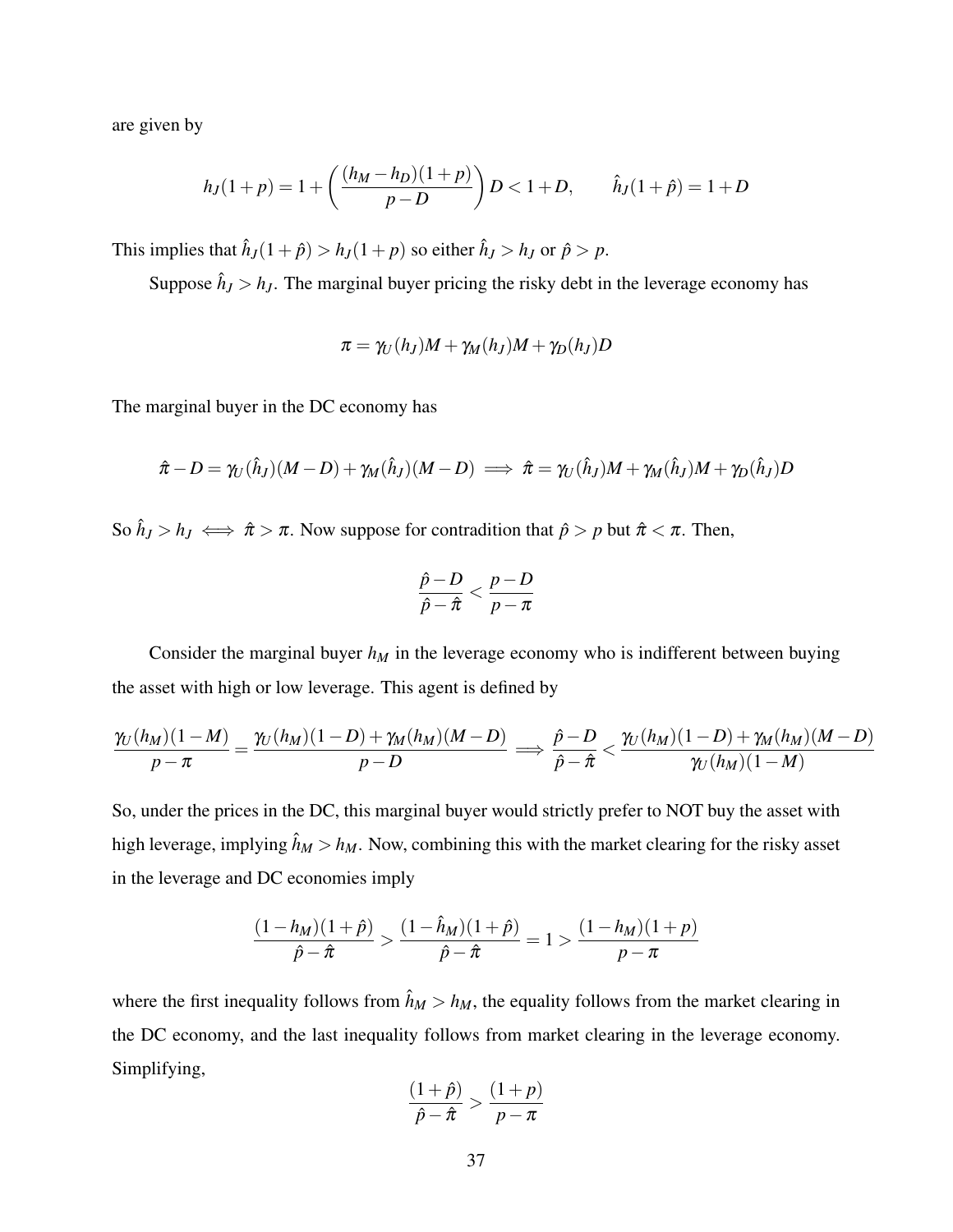are given by

$$h_J(1+p) = 1 + \left( \frac{(h_M - h_D)(1+p)}{p-D} \right) D < 1 + D, \qquad \hat{h}_J(1+\hat{p}) = 1 + D$$

This implies that $\hat{h}_J(1+\hat{p}) > h_J(1+p)$ so either $\hat{h}_J > h_J$ or $\hat{p} > p$.

Suppose $\hat{h}_J > h_J$. The marginal buyer pricing the risky debt in the leverage economy has

$$\pi = \gamma_U(h_J)M + \gamma_M(h_J)M + \gamma_D(h_J)D$$

The marginal buyer in the DC economy has

$$\hat{\pi} - D = \gamma_U(\hat{h}_J)(M-D) + \gamma_M(\hat{h}_J)(M-D) \implies \hat{\pi} = \gamma_U(\hat{h}_J)M + \gamma_M(\hat{h}_J)M + \gamma_D(\hat{h}_J)D$$

So $\hat{h}_J > h_J \iff \hat{\pi} > \pi$. Now suppose for contradition that $\hat{p} > p$ but $\hat{\pi} < \pi$. Then,

$$\frac{\hat{p} - D}{\hat{p} - \hat{\pi}} < \frac{p - D}{p - \pi}$$

Consider the marginal buyer $h_M$ in the leverage economy who is indifferent between buying the asset with high or low leverage. This agent is defined by

$$\frac{\gamma_U(h_M)(1-M)}{p-\pi} = \frac{\gamma_U(h_M)(1-D) + \gamma_M(h_M)(M-D)}{p-D} \implies \frac{\hat{p}-D}{\hat{p}-\hat{\pi}} < \frac{\gamma_U(h_M)(1-D) + \gamma_M(h_M)(M-D)}{\gamma_U(h_M)(1-M)}$$

So, under the prices in the DC, this marginal buyer would strictly prefer to NOT buy the asset with high leverage, implying $\hat{h}_M > h_M$. Now, combining this with the market clearing for the risky asset in the leverage and DC economies imply

$$\frac{(1-h_M)(1+\hat{p})}{\hat{p}-\hat{\pi}} > \frac{(1-\hat{h}_M)(1+\hat{p})}{\hat{p}-\hat{\pi}} = 1 > \frac{(1-h_M)(1+p)}{p-\pi}$$

where the first inequality follows from $\hat{h}_M > h_M$, the equality follows from the market clearing in the DC economy, and the last inequality follows from market clearing in the leverage economy. Simplifying,

$$\frac{(1+\hat{p})}{\hat{p}-\hat{\pi}} > \frac{(1+p)}{p-\pi}$$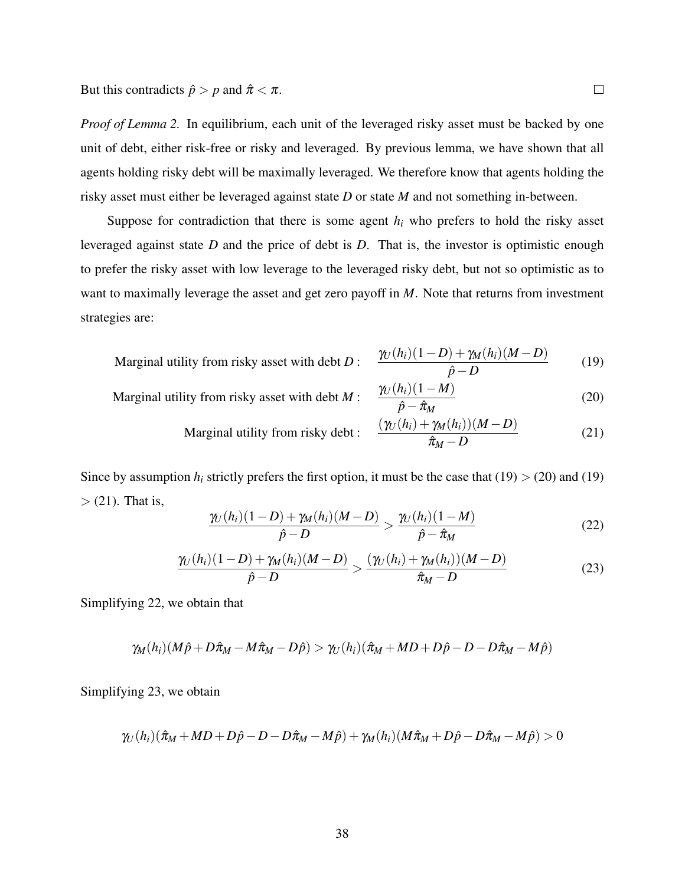But this contradicts $\hat{p} > p$ and $\hat{\pi} < \pi$. $\square$

*Proof of Lemma 2.* In equilibrium, each unit of the leveraged risky asset must be backed by one unit of debt, either risk-free or risky and leveraged. By previous lemma, we have shown that all agents holding risky debt will be maximally leveraged. We therefore know that agents holding the risky asset must either be leveraged against state $D$ or state $M$ and not something in-between.

Suppose for contradiction that there is some agent $h_i$ who prefers to hold the risky asset leveraged against state $D$ and the price of debt is $D$. That is, the investor is optimistic enough to prefer the risky asset with low leverage to the leveraged risky debt, but not so optimistic as to want to maximally leverage the asset and get zero payoff in $M$. Note that returns from investment strategies are:

$$\text{Marginal utility from risky asset with debt } D: \quad \frac{\gamma_U(h_i)(1-D) + \gamma_M(h_i)(M-D)}{\hat{p}-D} \tag{19}$$

$$\text{Marginal utility from risky asset with debt } M: \quad \frac{\gamma_U(h_i)(1-M)}{\hat{p}-\hat{\pi}_M} \tag{20}$$

$$\text{Marginal utility from risky debt}: \quad \frac{(\gamma_U(h_i)+\gamma_M(h_i))(M-D)}{\hat{\pi}_M - D} \tag{21}$$

Since by assumption $h_i$ strictly prefers the first option, it must be the case that (19) > (20) and (19) > (21). That is,

$$\frac{\gamma_U(h_i)(1-D) + \gamma_M(h_i)(M-D)}{\hat{p}-D} > \frac{\gamma_U(h_i)(1-M)}{\hat{p}-\hat{\pi}_M} \tag{22}$$

$$\frac{\gamma_U(h_i)(1-D) + \gamma_M(h_i)(M-D)}{\hat{p}-D} > \frac{(\gamma_U(h_i)+\gamma_M(h_i))(M-D)}{\hat{\pi}_M - D} \tag{23}$$

Simplifying 22, we obtain that

$$\gamma_M(h_i)(M\hat{p} + D\hat{\pi}_M - M\hat{\pi}_M - D\hat{p}) > \gamma_U(h_i)(\hat{\pi}_M + MD + D\hat{p} - D - D\hat{\pi}_M - M\hat{p})$$

Simplifying 23, we obtain

$$\gamma_U(h_i)(\hat{\pi}_M + MD + D\hat{p} - D - D\hat{\pi}_M - M\hat{p}) + \gamma_M(h_i)(M\hat{\pi}_M + D\hat{p} - D\hat{\pi}_M - M\hat{p}) > 0$$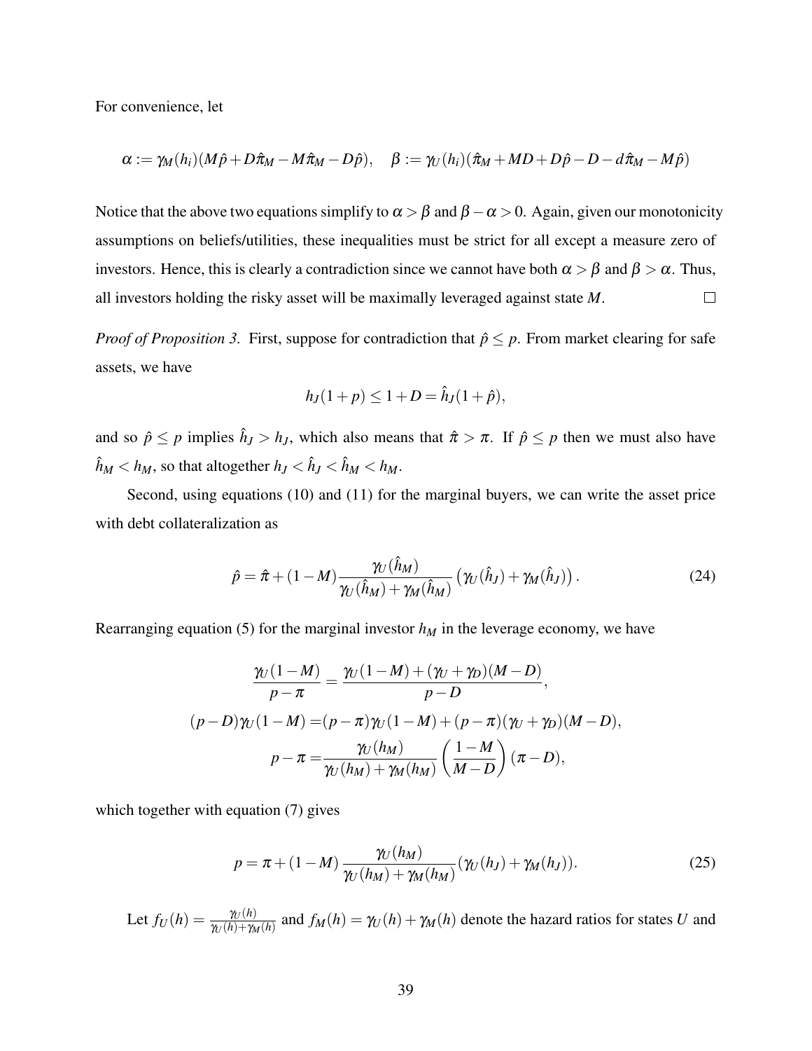For convenience, let

$$\alpha := \gamma_M(h_i)(M\hat{p} + D\hat{\pi}_M - M\hat{\pi}_M - D\hat{p}), \quad \beta := \gamma_U(h_i)(\hat{\pi}_M + MD + D\hat{p} - D - d\hat{\pi}_M - M\hat{p})$$

Notice that the above two equations simplify to $\alpha > \beta$ and $\beta - \alpha > 0$. Again, given our monotonicity assumptions on beliefs/utilities, these inequalities must be strict for all except a measure zero of investors. Hence, this is clearly a contradiction since we cannot have both $\alpha > \beta$ and $\beta > \alpha$. Thus, all investors holding the risky asset will be maximally leveraged against state $M$. □

*Proof of Proposition 3.* First, suppose for contradiction that $\hat{p} \leq p$. From market clearing for safe assets, we have

$$h_J(1+p) \leq 1 + D = \hat{h}_J(1+\hat{p}),$$

and so $\hat{p} \leq p$ implies $\hat{h}_J > h_J$, which also means that $\hat{\pi} > \pi$. If $\hat{p} \leq p$ then we must also have $\hat{h}_M < h_M$, so that altogether $h_J < \hat{h}_J < \hat{h}_M < h_M$.

Second, using equations (10) and (11) for the marginal buyers, we can write the asset price with debt collateralization as

$$\hat{p} = \hat{\pi} + (1-M)\frac{\gamma_U(\hat{h}_M)}{\gamma_U(\hat{h}_M) + \gamma_M(\hat{h}_M)}\left(\gamma_U(\hat{h}_J) + \gamma_M(\hat{h}_J)\right). \tag{24}$$

Rearranging equation (5) for the marginal investor $h_M$ in the leverage economy, we have

$$\begin{aligned}
\frac{\gamma_U(1-M)}{p-\pi} &= \frac{\gamma_U(1-M) + (\gamma_U + \gamma_D)(M-D)}{p-D}, \\
(p-D)\gamma_U(1-M) &= (p-\pi)\gamma_U(1-M) + (p-\pi)(\gamma_U + \gamma_D)(M-D), \\
p - \pi &= \frac{\gamma_U(h_M)}{\gamma_U(h_M) + \gamma_M(h_M)}\left(\frac{1-M}{M-D}\right)(\pi - D),
\end{aligned}$$

which together with equation (7) gives

$$p = \pi + (1-M)\frac{\gamma_U(h_M)}{\gamma_U(h_M) + \gamma_M(h_M)}(\gamma_U(h_J) + \gamma_M(h_J)). \tag{25}$$

Let $f_U(h) = \frac{\gamma_U(h)}{\gamma_U(h) + \gamma_M(h)}$ and $f_M(h) = \gamma_U(h) + \gamma_M(h)$ denote the hazard ratios for states $U$ and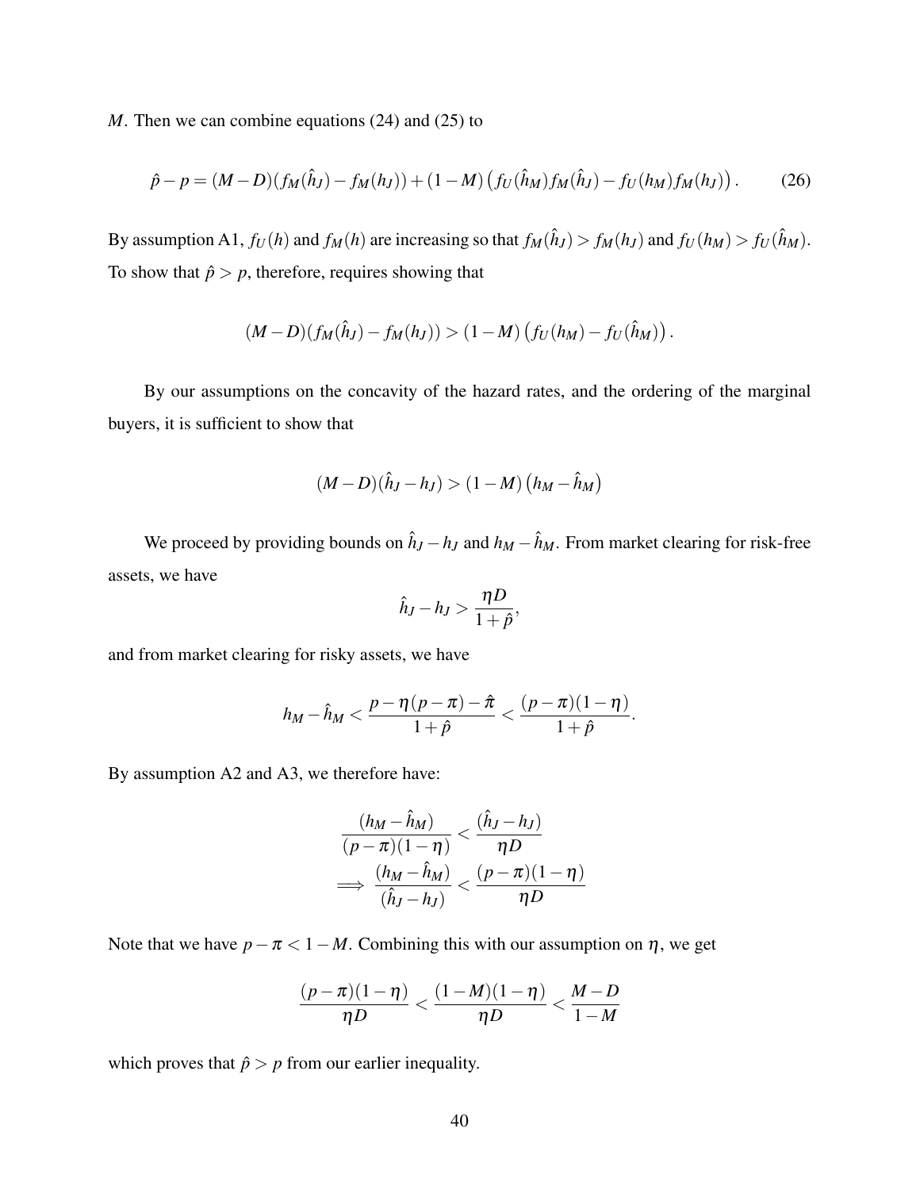$M$. Then we can combine equations (24) and (25) to

$$\hat{p} - p = (M - D)(f_M(\hat{h}_J) - f_M(h_J)) + (1 - M)\left(f_U(\hat{h}_M) f_M(\hat{h}_J) - f_U(h_M) f_M(h_J)\right). \tag{26}$$

By assumption A1, $f_U(h)$ and $f_M(h)$ are increasing so that $f_M(\hat{h}_J) > f_M(h_J)$ and $f_U(h_M) > f_U(\hat{h}_M)$. To show that $\hat{p} > p$, therefore, requires showing that

$$(M - D)(f_M(\hat{h}_J) - f_M(h_J)) > (1 - M)\left(f_U(h_M) - f_U(\hat{h}_M)\right).$$

By our assumptions on the concavity of the hazard rates, and the ordering of the marginal buyers, it is sufficient to show that

$$(M - D)(\hat{h}_J - h_J) > (1 - M)\left(h_M - \hat{h}_M\right)$$

We proceed by providing bounds on $\hat{h}_J - h_J$ and $h_M - \hat{h}_M$. From market clearing for risk-free assets, we have

$$\hat{h}_J - h_J > \frac{\eta D}{1 + \hat{p}},$$

and from market clearing for risky assets, we have

$$h_M - \hat{h}_M < \frac{p - \eta(p - \pi) - \hat{\pi}}{1 + \hat{p}} < \frac{(p - \pi)(1 - \eta)}{1 + \hat{p}}.$$

By assumption A2 and A3, we therefore have:

$$\frac{(h_M - \hat{h}_M)}{(p - \pi)(1 - \eta)} < \frac{(\hat{h}_J - h_J)}{\eta D}$$
$$\implies \frac{(h_M - \hat{h}_M)}{(\hat{h}_J - h_J)} < \frac{(p - \pi)(1 - \eta)}{\eta D}$$

Note that we have $p - \pi < 1 - M$. Combining this with our assumption on $\eta$, we get

$$\frac{(p - \pi)(1 - \eta)}{\eta D} < \frac{(1 - M)(1 - \eta)}{\eta D} < \frac{M - D}{1 - M}$$

which proves that $\hat{p} > p$ from our earlier inequality.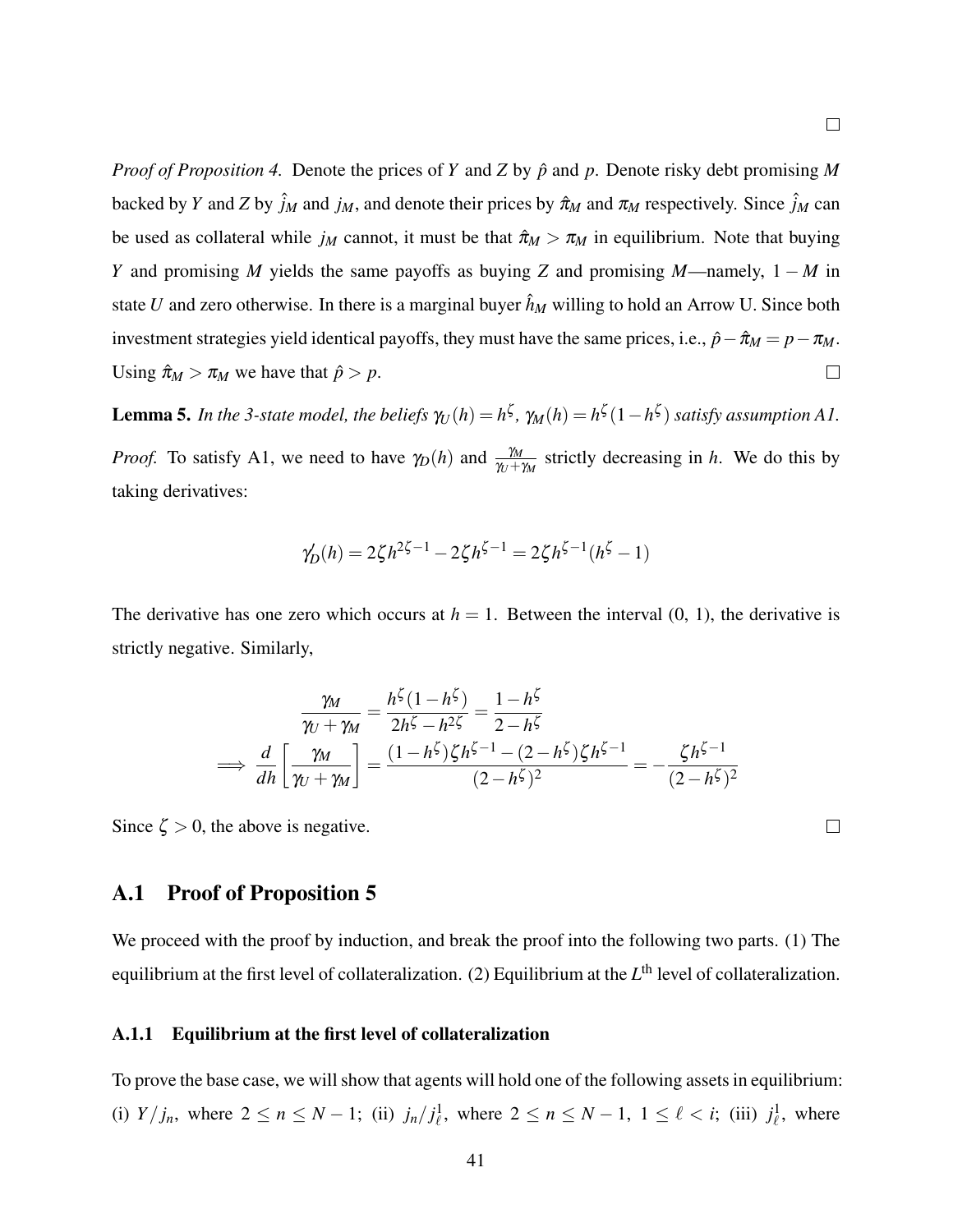□

*Proof of Proposition 4.* Denote the prices of $Y$ and $Z$ by $\hat{p}$ and $p$. Denote risky debt promising $M$ backed by $Y$ and $Z$ by $\hat{j}_M$ and $j_M$, and denote their prices by $\hat{\pi}_M$ and $\pi_M$ respectively. Since $\hat{j}_M$ can be used as collateral while $j_M$ cannot, it must be that $\hat{\pi}_M > \pi_M$ in equilibrium. Note that buying $Y$ and promising $M$ yields the same payoffs as buying $Z$ and promising $M$—namely, $1-M$ in state $U$ and zero otherwise. In there is a marginal buyer $\hat{h}_M$ willing to hold an Arrow U. Since both investment strategies yield identical payoffs, they must have the same prices, i.e., $\hat{p}-\hat{\pi}_M = p-\pi_M$. Using $\hat{\pi}_M > \pi_M$ we have that $\hat{p} > p$. □

**Lemma 5.** *In the 3-state model, the beliefs $\gamma_U(h) = h^\zeta$, $\gamma_M(h) = h^\zeta(1-h^\zeta)$ satisfy assumption A1.*

*Proof.* To satisfy A1, we need to have $\gamma_D(h)$ and $\frac{\gamma_M}{\gamma_U+\gamma_M}$ strictly decreasing in $h$. We do this by taking derivatives:

$$\gamma_D'(h) = 2\zeta h^{2\zeta-1} - 2\zeta h^{\zeta-1} = 2\zeta h^{\zeta-1}(h^\zeta - 1)$$

The derivative has one zero which occurs at $h = 1$. Between the interval (0, 1), the derivative is strictly negative. Similarly,

$$\frac{\gamma_M}{\gamma_U+\gamma_M} = \frac{h^\zeta(1-h^\zeta)}{2h^\zeta - h^{2\zeta}} = \frac{1-h^\zeta}{2-h^\zeta}$$

$$\Longrightarrow \frac{d}{dh}\left[\frac{\gamma_M}{\gamma_U+\gamma_M}\right] = \frac{(1-h^\zeta)\zeta h^{\zeta-1} - (2-h^\zeta)\zeta h^{\zeta-1}}{(2-h^\zeta)^2} = -\frac{\zeta h^{\zeta-1}}{(2-h^\zeta)^2}$$

Since $\zeta > 0$, the above is negative. □

## A.1 Proof of Proposition 5

We proceed with the proof by induction, and break the proof into the following two parts. (1) The equilibrium at the first level of collateralization. (2) Equilibrium at the $L^{\text{th}}$ level of collateralization.

### A.1.1 Equilibrium at the first level of collateralization

To prove the base case, we will show that agents will hold one of the following assets in equilibrium: (i) $Y/j_n$, where $2 \le n \le N-1$; (ii) $j_n/j^1_\ell$, where $2 \le n \le N-1$, $1 \le \ell < i$; (iii) $j^1_\ell$, where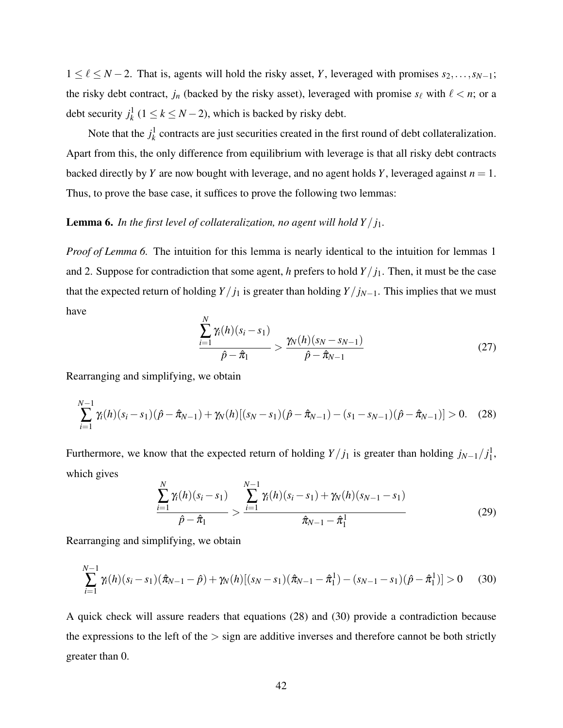$1 \leq \ell \leq N-2$. That is, agents will hold the risky asset, $Y$, leveraged with promises $s_2, \ldots, s_{N-1}$; the risky debt contract, $j_n$ (backed by the risky asset), leveraged with promise $s_\ell$ with $\ell < n$; or a debt security $j_k^1$ ($1 \leq k \leq N-2$), which is backed by risky debt.

Note that the $j_k^1$ contracts are just securities created in the first round of debt collateralization. Apart from this, the only difference from equilibrium with leverage is that all risky debt contracts backed directly by $Y$ are now bought with leverage, and no agent holds $Y$, leveraged against $n = 1$. Thus, to prove the base case, it suffices to prove the following two lemmas:

**Lemma 6.** *In the first level of collateralization, no agent will hold $Y/j_1$.*

*Proof of Lemma 6.* The intuition for this lemma is nearly identical to the intuition for lemmas 1 and 2. Suppose for contradiction that some agent, $h$ prefers to hold $Y/j_1$. Then, it must be the case that the expected return of holding $Y/j_1$ is greater than holding $Y/j_{N-1}$. This implies that we must have

$$\frac{\sum_{i=1}^{N} \gamma_i(h)(s_i - s_1)}{\hat{p} - \hat{\pi}_1} > \frac{\gamma_N(h)(s_N - s_{N-1})}{\hat{p} - \hat{\pi}_{N-1}} \tag{27}$$

Rearranging and simplifying, we obtain

$$\sum_{i=1}^{N-1} \gamma_i(h)(s_i - s_1)(\hat{p} - \hat{\pi}_{N-1}) + \gamma_N(h)[(s_N - s_1)(\hat{p} - \hat{\pi}_{N-1}) - (s_1 - s_{N-1})(\hat{p} - \hat{\pi}_{N-1})] > 0. \tag{28}$$

Furthermore, we know that the expected return of holding $Y/j_1$ is greater than holding $j_{N-1}/j_1^1$, which gives

$$\frac{\sum_{i=1}^{N} \gamma_i(h)(s_i - s_1)}{\hat{p} - \hat{\pi}_1} > \frac{\sum_{i=1}^{N-1} \gamma_i(h)(s_i - s_1) + \gamma_N(h)(s_{N-1} - s_1)}{\hat{\pi}_{N-1} - \hat{\pi}_1^1} \tag{29}$$

Rearranging and simplifying, we obtain

$$\sum_{i=1}^{N-1} \gamma_i(h)(s_i - s_1)(\hat{\pi}_{N-1} - \hat{p}) + \gamma_N(h)[(s_N - s_1)(\hat{\pi}_{N-1} - \hat{\pi}_1^1) - (s_{N-1} - s_1)(\hat{p} - \hat{\pi}_1^1)] > 0 \tag{30}$$

A quick check will assure readers that equations (28) and (30) provide a contradiction because the expressions to the left of the $>$ sign are additive inverses and therefore cannot be both strictly greater than 0.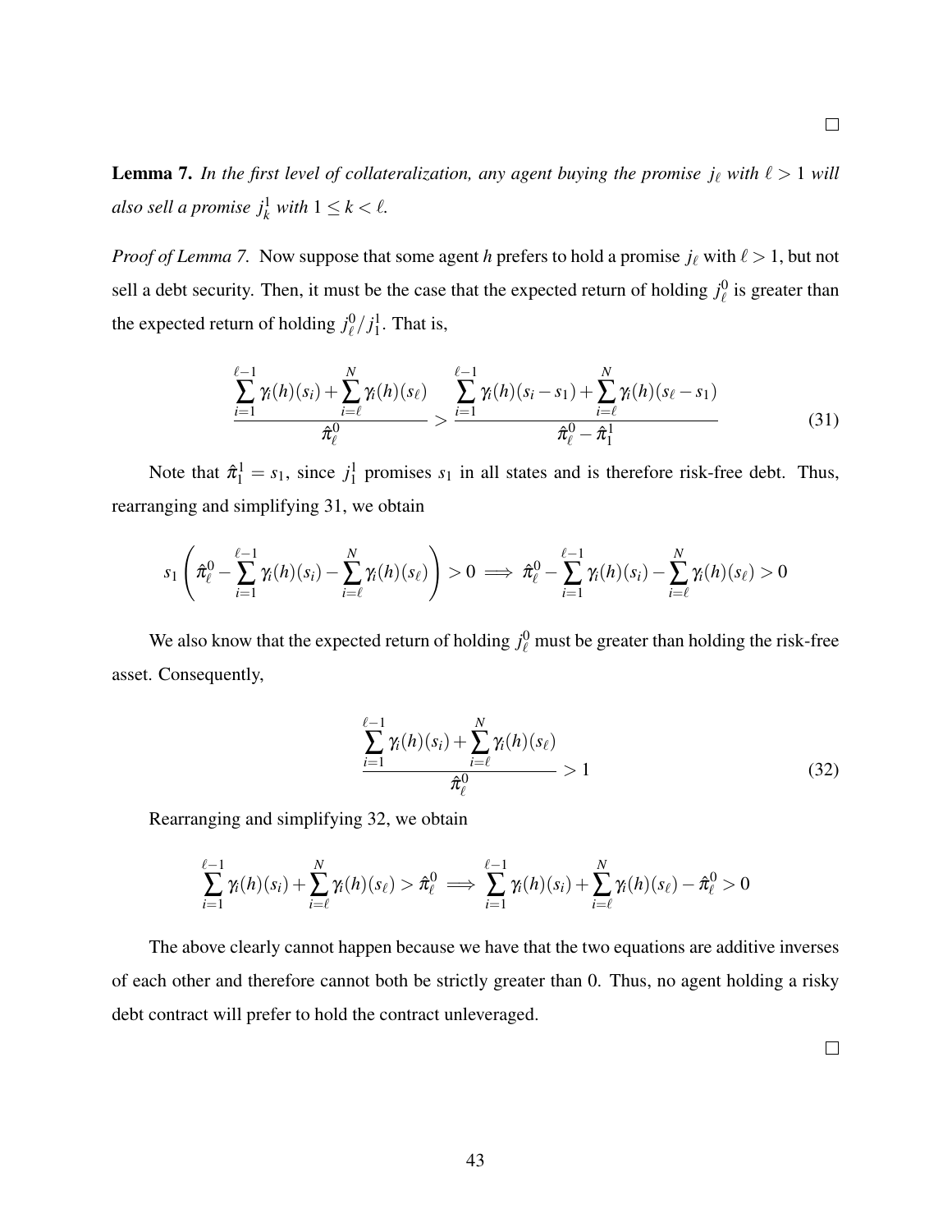□

**Lemma 7.** *In the first level of collateralization, any agent buying the promise $j_\ell$ with $\ell > 1$ will also sell a promise $j_k^1$ with $1 \le k < \ell$.*

*Proof of Lemma 7.* Now suppose that some agent $h$ prefers to hold a promise $j_\ell$ with $\ell > 1$, but not sell a debt security. Then, it must be the case that the expected return of holding $j_\ell^0$ is greater than the expected return of holding $j_\ell^0/j_1^1$. That is,

$$\frac{\sum_{i=1}^{\ell-1} \gamma_i(h)(s_i) + \sum_{i=\ell}^{N} \gamma_i(h)(s_\ell)}{\hat{\pi}_\ell^0} > \frac{\sum_{i=1}^{\ell-1} \gamma_i(h)(s_i - s_1) + \sum_{i=\ell}^{N} \gamma_i(h)(s_\ell - s_1)}{\hat{\pi}_\ell^0 - \hat{\pi}_1^1} \tag{31}$$

Note that $\hat{\pi}_1^1 = s_1$, since $j_1^1$ promises $s_1$ in all states and is therefore risk-free debt. Thus, rearranging and simplifying 31, we obtain

$$s_1 \left( \hat{\pi}_\ell^0 - \sum_{i=1}^{\ell-1} \gamma_i(h)(s_i) - \sum_{i=\ell}^{N} \gamma_i(h)(s_\ell) \right) > 0 \implies \hat{\pi}_\ell^0 - \sum_{i=1}^{\ell-1} \gamma_i(h)(s_i) - \sum_{i=\ell}^{N} \gamma_i(h)(s_\ell) > 0$$

We also know that the expected return of holding $j_\ell^0$ must be greater than holding the risk-free asset. Consequently,

$$\frac{\sum_{i=1}^{\ell-1} \gamma_i(h)(s_i) + \sum_{i=\ell}^{N} \gamma_i(h)(s_\ell)}{\hat{\pi}_\ell^0} > 1 \tag{32}$$

Rearranging and simplifying 32, we obtain

$$\sum_{i=1}^{\ell-1} \gamma_i(h)(s_i) + \sum_{i=\ell}^{N} \gamma_i(h)(s_\ell) > \hat{\pi}_\ell^0 \implies \sum_{i=1}^{\ell-1} \gamma_i(h)(s_i) + \sum_{i=\ell}^{N} \gamma_i(h)(s_\ell) - \hat{\pi}_\ell^0 > 0$$

The above clearly cannot happen because we have that the two equations are additive inverses of each other and therefore cannot both be strictly greater than 0. Thus, no agent holding a risky debt contract will prefer to hold the contract unleveraged.

□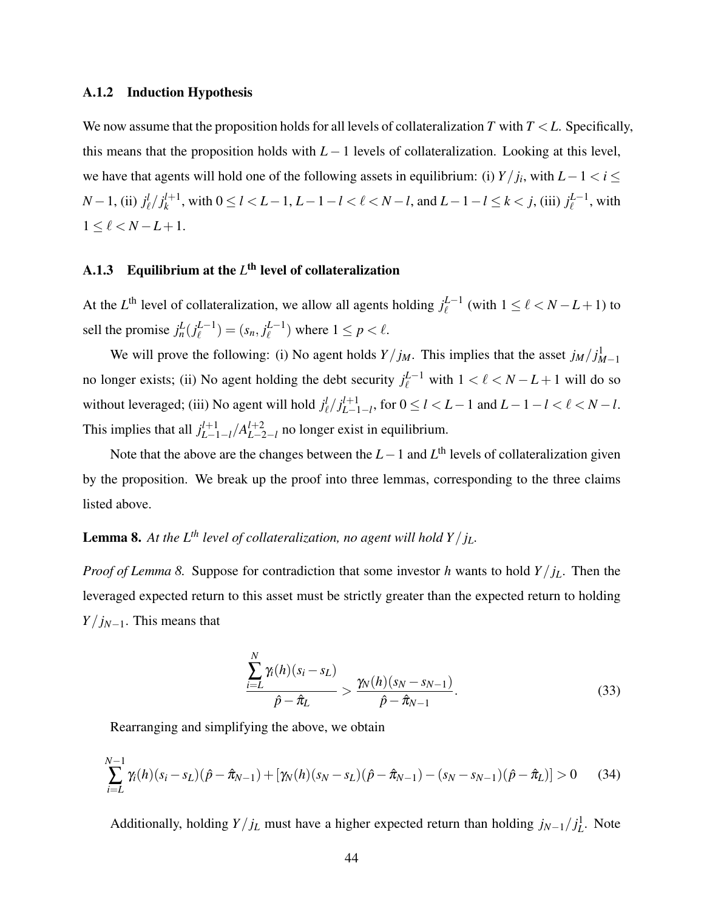### A.1.2 Induction Hypothesis

We now assume that the proposition holds for all levels of collateralization $T$ with $T < L$. Specifically, this means that the proposition holds with $L-1$ levels of collateralization. Looking at this level, we have that agents will hold one of the following assets in equilibrium: (i) $Y/j_i$, with $L-1 < i \leq N-1$, (ii) $j_\ell^l / j_k^{l+1}$, with $0 \leq l < L-1$, $L-1-l < \ell < N-l$, and $L-1-l \leq k < j$, (iii) $j_\ell^{L-1}$, with $1 \leq \ell < N-L+1$.

### A.1.3 Equilibrium at the $L^{\text{th}}$ level of collateralization

At the $L^{\text{th}}$ level of collateralization, we allow all agents holding $j_\ell^{L-1}$ (with $1 \leq \ell < N-L+1$) to sell the promise $j_n^L(j_\ell^{L-1}) = (s_n, j_\ell^{L-1})$ where $1 \leq p < \ell$.

We will prove the following: (i) No agent holds $Y/j_M$. This implies that the asset $j_M/j_{M-1}^1$ no longer exists; (ii) No agent holding the debt security $j_\ell^{L-1}$ with $1 < \ell < N-L+1$ will do so without leveraged; (iii) No agent will hold $j_\ell^l / j_{L-1-l}^{l+1}$, for $0 \leq l < L-1$ and $L-1-l < \ell < N-l$. This implies that all $j_{L-1-l}^{l+1} / A_{L-2-l}^{l+2}$ no longer exist in equilibrium.

Note that the above are the changes between the $L-1$ and $L^{\text{th}}$ levels of collateralization given by the proposition. We break up the proof into three lemmas, corresponding to the three claims listed above.

**Lemma 8.** *At the $L^{th}$ level of collateralization, no agent will hold $Y/j_L$.*

*Proof of Lemma 8.* Suppose for contradiction that some investor $h$ wants to hold $Y/j_L$. Then the leveraged expected return to this asset must be strictly greater than the expected return to holding $Y/j_{N-1}$. This means that

$$\frac{\sum_{i=L}^{N} \gamma_i(h)(s_i - s_L)}{\hat{p} - \hat{\pi}_L} > \frac{\gamma_N(h)(s_N - s_{N-1})}{\hat{p} - \hat{\pi}_{N-1}}. \tag{33}$$

Rearranging and simplifying the above, we obtain

$$\sum_{i=L}^{N-1} \gamma_i(h)(s_i - s_L)(\hat{p} - \hat{\pi}_{N-1}) + [\gamma_N(h)(s_N - s_L)(\hat{p} - \hat{\pi}_{N-1}) - (s_N - s_{N-1})(\hat{p} - \hat{\pi}_L)] > 0 \tag{34}$$

Additionally, holding $Y/j_L$ must have a higher expected return than holding $j_{N-1}/j_L^1$. Note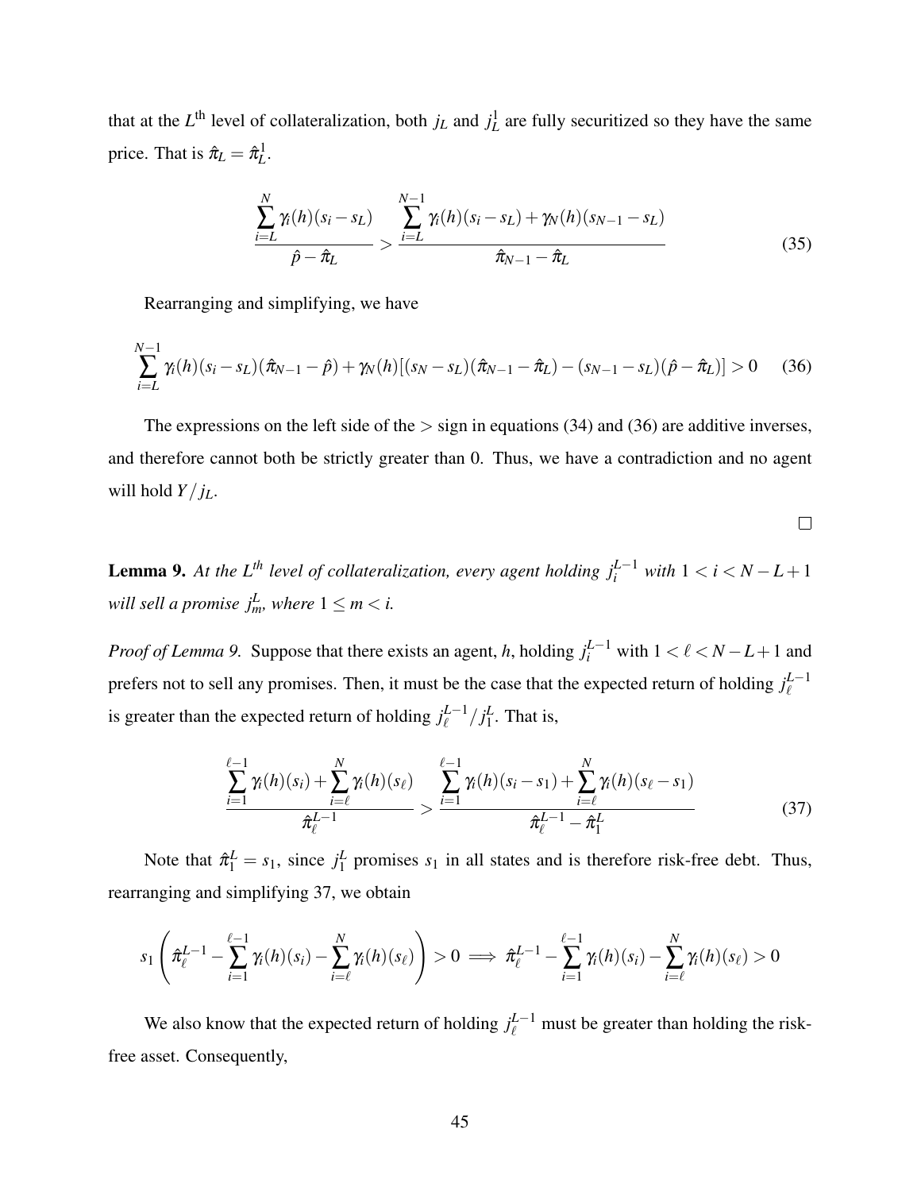that at the $L^{\text{th}}$ level of collateralization, both $j_L$ and $j_L^1$ are fully securitized so they have the same price. That is $\hat{\pi}_L = \hat{\pi}_L^1$.

$$\frac{\sum_{i=L}^{N} \gamma_i(h)(s_i - s_L)}{\hat{p} - \hat{\pi}_L} > \frac{\sum_{i=L}^{N-1} \gamma_i(h)(s_i - s_L) + \gamma_N(h)(s_{N-1} - s_L)}{\hat{\pi}_{N-1} - \hat{\pi}_L} \tag{35}$$

Rearranging and simplifying, we have

$$\sum_{i=L}^{N-1} \gamma_i(h)(s_i - s_L)(\hat{\pi}_{N-1} - \hat{p}) + \gamma_N(h)[(s_N - s_L)(\hat{\pi}_{N-1} - \hat{\pi}_L) - (s_{N-1} - s_L)(\hat{p} - \hat{\pi}_L)] > 0 \tag{36}$$

The expressions on the left side of the $>$ sign in equations (34) and (36) are additive inverses, and therefore cannot both be strictly greater than 0. Thus, we have a contradiction and no agent will hold $Y/j_L$.

$\square$

**Lemma 9.** *At the $L^{th}$ level of collateralization, every agent holding $j_i^{L-1}$ with $1 < i < N - L + 1$ will sell a promise $j_m^L$, where $1 \leq m < i$.*

*Proof of Lemma 9.* Suppose that there exists an agent, $h$, holding $j_i^{L-1}$ with $1 < \ell < N - L + 1$ and prefers not to sell any promises. Then, it must be the case that the expected return of holding $j_\ell^{L-1}$ is greater than the expected return of holding $j_\ell^{L-1}/j_1^L$. That is,

$$\frac{\sum_{i=1}^{\ell-1} \gamma_i(h)(s_i) + \sum_{i=\ell}^{N} \gamma_i(h)(s_\ell)}{\hat{\pi}_\ell^{L-1}} > \frac{\sum_{i=1}^{\ell-1} \gamma_i(h)(s_i - s_1) + \sum_{i=\ell}^{N} \gamma_i(h)(s_\ell - s_1)}{\hat{\pi}_\ell^{L-1} - \hat{\pi}_1^L} \tag{37}$$

Note that $\hat{\pi}_1^L = s_1$, since $j_1^L$ promises $s_1$ in all states and is therefore risk-free debt. Thus, rearranging and simplifying 37, we obtain

$$s_1 \left( \hat{\pi}_\ell^{L-1} - \sum_{i=1}^{\ell-1} \gamma_i(h)(s_i) - \sum_{i=\ell}^{N} \gamma_i(h)(s_\ell) \right) > 0 \implies \hat{\pi}_\ell^{L-1} - \sum_{i=1}^{\ell-1} \gamma_i(h)(s_i) - \sum_{i=\ell}^{N} \gamma_i(h)(s_\ell) > 0$$

We also know that the expected return of holding $j_\ell^{L-1}$ must be greater than holding the risk-free asset. Consequently,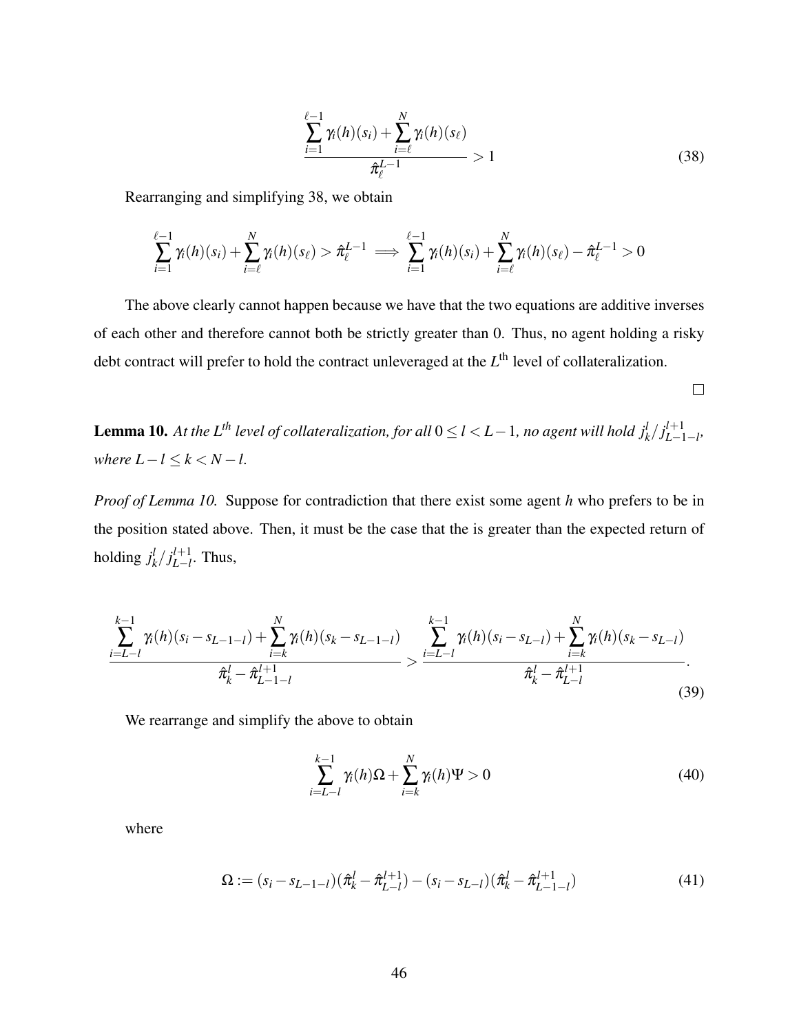$$\frac{\sum_{i=1}^{\ell-1} \gamma_i(h)(s_i) + \sum_{i=\ell}^{N} \gamma_i(h)(s_\ell)}{\hat{\pi}_\ell^{L-1}} > 1 \tag{38}$$

Rearranging and simplifying 38, we obtain

$$\sum_{i=1}^{\ell-1} \gamma_i(h)(s_i) + \sum_{i=\ell}^{N} \gamma_i(h)(s_\ell) > \hat{\pi}_\ell^{L-1} \implies \sum_{i=1}^{\ell-1} \gamma_i(h)(s_i) + \sum_{i=\ell}^{N} \gamma_i(h)(s_\ell) - \hat{\pi}_\ell^{L-1} > 0$$

The above clearly cannot happen because we have that the two equations are additive inverses of each other and therefore cannot both be strictly greater than 0. Thus, no agent holding a risky debt contract will prefer to hold the contract unleveraged at the $L^{\text{th}}$ level of collateralization.

□

**Lemma 10.** *At the $L^{th}$ level of collateralization, for all $0 \leq l < L-1$, no agent will hold $j_k^l / j_{L-1-l}^{l+1}$, where $L-l \leq k < N-l$.*

*Proof of Lemma 10.* Suppose for contradiction that there exist some agent $h$ who prefers to be in the position stated above. Then, it must be the case that the is greater than the expected return of holding $j_k^l / j_{L-l}^{l+1}$. Thus,

$$\frac{\sum_{i=L-l}^{k-1} \gamma_i(h)(s_i - s_{L-1-l}) + \sum_{i=k}^{N} \gamma_i(h)(s_k - s_{L-1-l})}{\hat{\pi}_k^l - \hat{\pi}_{L-1-l}^{l+1}} > \frac{\sum_{i=L-l}^{k-1} \gamma_i(h)(s_i - s_{L-l}) + \sum_{i=k}^{N} \gamma_i(h)(s_k - s_{L-l})}{\hat{\pi}_k^l - \hat{\pi}_{L-l}^{l+1}}. \tag{39}$$

We rearrange and simplify the above to obtain

$$\sum_{i=L-l}^{k-1} \gamma_i(h)\Omega + \sum_{i=k}^{N} \gamma_i(h)\Psi > 0 \tag{40}$$

where

$$\Omega := (s_i - s_{L-1-l})(\hat{\pi}_k^l - \hat{\pi}_{L-l}^{l+1}) - (s_i - s_{L-l})(\hat{\pi}_k^l - \hat{\pi}_{L-1-l}^{l+1}) \tag{41}$$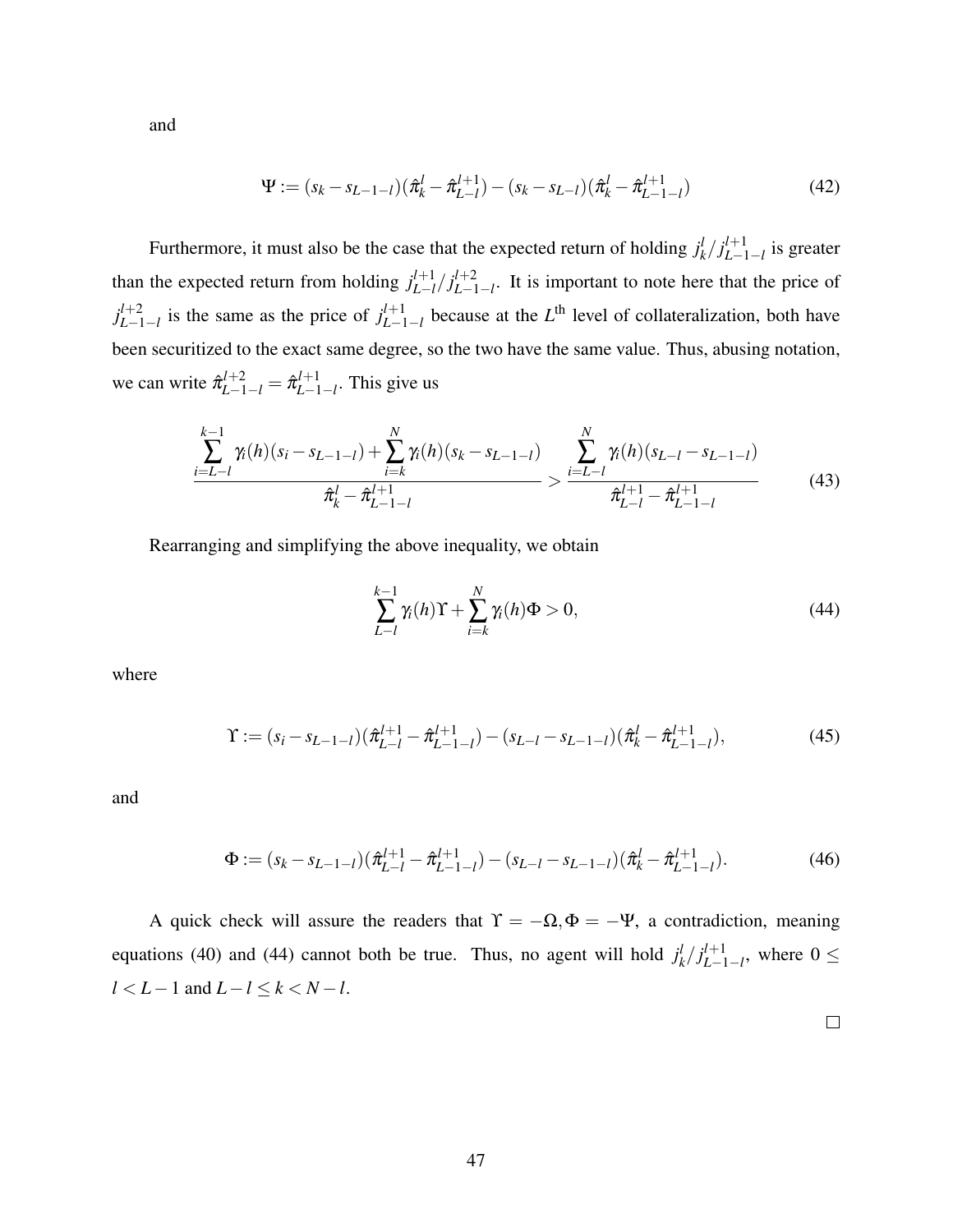and

$$
\Psi := (s_k - s_{L-1-l})(\hat{\pi}_k^l - \hat{\pi}_{L-l}^{l+1}) - (s_k - s_{L-l})(\hat{\pi}_k^l - \hat{\pi}_{L-1-l}^{l+1}) \tag{42}
$$

Furthermore, it must also be the case that the expected return of holding $j_k^l / j_{L-1-l}^{l+1}$ is greater than the expected return from holding $j_{L-l}^{l+1} / j_{L-1-l}^{l+2}$. It is important to note here that the price of $j_{L-1-l}^{l+2}$ is the same as the price of $j_{L-1-l}^{l+1}$ because at the $L^{\text{th}}$ level of collateralization, both have been securitized to the exact same degree, so the two have the same value. Thus, abusing notation, we can write $\hat{\pi}_{L-1-l}^{l+2} = \hat{\pi}_{L-1-l}^{l+1}$. This give us

$$
\frac{\sum_{i=L-l}^{k-1} \gamma_i(h)(s_i - s_{L-1-l}) + \sum_{i=k}^{N} \gamma_i(h)(s_k - s_{L-1-l})}{\hat{\pi}_k^l - \hat{\pi}_{L-1-l}^{l+1}} > \frac{\sum_{i=L-l}^{N} \gamma_i(h)(s_{L-l} - s_{L-1-l})}{\hat{\pi}_{L-l}^{l+1} - \hat{\pi}_{L-1-l}^{l+1}} \tag{43}
$$

Rearranging and simplifying the above inequality, we obtain

$$
\sum_{L-l}^{k-1} \gamma_i(h)\Upsilon + \sum_{i=k}^{N} \gamma_i(h)\Phi > 0, \tag{44}
$$

where

$$
\Upsilon := (s_i - s_{L-1-l})(\hat{\pi}_{L-l}^{l+1} - \hat{\pi}_{L-1-l}^{l+1}) - (s_{L-l} - s_{L-1-l})(\hat{\pi}_k^l - \hat{\pi}_{L-1-l}^{l+1}), \tag{45}
$$

and

$$
\Phi := (s_k - s_{L-1-l})(\hat{\pi}_{L-l}^{l+1} - \hat{\pi}_{L-1-l}^{l+1}) - (s_{L-l} - s_{L-1-l})(\hat{\pi}_k^l - \hat{\pi}_{L-1-l}^{l+1}). \tag{46}
$$

A quick check will assure the readers that $\Upsilon = -\Omega, \Phi = -\Psi$, a contradiction, meaning equations (40) and (44) cannot both be true. Thus, no agent will hold $j_k^l / j_{L-1-l}^{l+1}$, where $0 \leq l < L-1$ and $L-l \leq k < N-l$.

$\square$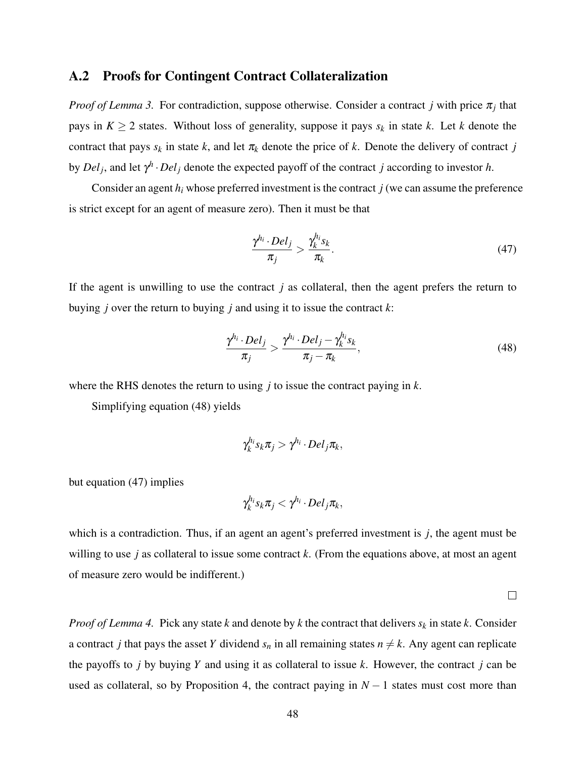## A.2 Proofs for Contingent Contract Collateralization

*Proof of Lemma 3.* For contradiction, suppose otherwise. Consider a contract $j$ with price $\pi_j$ that pays in $K \geq 2$ states. Without loss of generality, suppose it pays $s_k$ in state $k$. Let $k$ denote the contract that pays $s_k$ in state $k$, and let $\pi_k$ denote the price of $k$. Denote the delivery of contract $j$ by $Del_j$, and let $\gamma^h \cdot Del_j$ denote the expected payoff of the contract $j$ according to investor $h$.

Consider an agent $h_i$ whose preferred investment is the contract $j$ (we can assume the preference is strict except for an agent of measure zero). Then it must be that

$$\frac{\gamma^{h_i} \cdot Del_j}{\pi_j} > \frac{\gamma_k^{h_i} s_k}{\pi_k}. \tag{47}$$

If the agent is unwilling to use the contract $j$ as collateral, then the agent prefers the return to buying $j$ over the return to buying $j$ and using it to issue the contract $k$:

$$\frac{\gamma^{h_i} \cdot Del_j}{\pi_j} > \frac{\gamma^{h_i} \cdot Del_j - \gamma_k^{h_i} s_k}{\pi_j - \pi_k}, \tag{48}$$

where the RHS denotes the return to using $j$ to issue the contract paying in $k$.

Simplifying equation (48) yields

$$\gamma_k^{h_i} s_k \pi_j > \gamma^{h_i} \cdot Del_j \pi_k,$$

but equation (47) implies

$$\gamma_k^{h_i} s_k \pi_j < \gamma^{h_i} \cdot Del_j \pi_k,$$

which is a contradiction. Thus, if an agent an agent's preferred investment is $j$, the agent must be willing to use $j$ as collateral to issue some contract $k$. (From the equations above, at most an agent of measure zero would be indifferent.)

□

*Proof of Lemma 4.* Pick any state $k$ and denote by $k$ the contract that delivers $s_k$ in state $k$. Consider a contract $j$ that pays the asset $Y$ dividend $s_n$ in all remaining states $n \neq k$. Any agent can replicate the payoffs to $j$ by buying $Y$ and using it as collateral to issue $k$. However, the contract $j$ can be used as collateral, so by Proposition 4, the contract paying in $N-1$ states must cost more than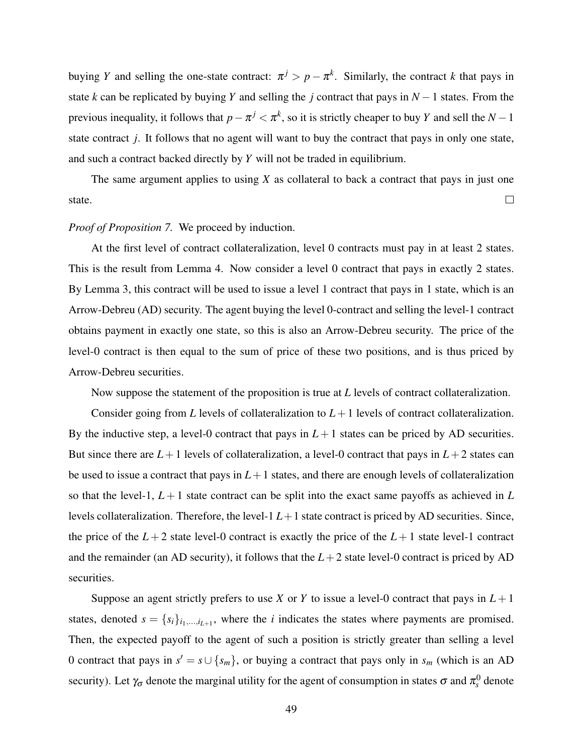buying $Y$ and selling the one-state contract: $\pi^j > p - \pi^k$. Similarly, the contract $k$ that pays in state $k$ can be replicated by buying $Y$ and selling the $j$ contract that pays in $N-1$ states. From the previous inequality, it follows that $p - \pi^j < \pi^k$, so it is strictly cheaper to buy $Y$ and sell the $N-1$ state contract $j$. It follows that no agent will want to buy the contract that pays in only one state, and such a contract backed directly by $Y$ will not be traded in equilibrium.

The same argument applies to using $X$ as collateral to back a contract that pays in just one state. □

*Proof of Proposition 7.* We proceed by induction.

At the first level of contract collateralization, level 0 contracts must pay in at least 2 states. This is the result from Lemma 4. Now consider a level 0 contract that pays in exactly 2 states. By Lemma 3, this contract will be used to issue a level 1 contract that pays in 1 state, which is an Arrow-Debreu (AD) security. The agent buying the level 0-contract and selling the level-1 contract obtains payment in exactly one state, so this is also an Arrow-Debreu security. The price of the level-0 contract is then equal to the sum of price of these two positions, and is thus priced by Arrow-Debreu securities.

Now suppose the statement of the proposition is true at $L$ levels of contract collateralization.

Consider going from $L$ levels of collateralization to $L+1$ levels of contract collateralization. By the inductive step, a level-0 contract that pays in $L+1$ states can be priced by AD securities. But since there are $L+1$ levels of collateralization, a level-0 contract that pays in $L+2$ states can be used to issue a contract that pays in $L+1$ states, and there are enough levels of collateralization so that the level-1, $L+1$ state contract can be split into the exact same payoffs as achieved in $L$ levels collateralization. Therefore, the level-1 $L+1$ state contract is priced by AD securities. Since, the price of the $L+2$ state level-0 contract is exactly the price of the $L+1$ state level-1 contract and the remainder (an AD security), it follows that the $L+2$ state level-0 contract is priced by AD securities.

Suppose an agent strictly prefers to use $X$ or $Y$ to issue a level-0 contract that pays in $L+1$ states, denoted $s = \{s_i\}_{i_1,\ldots,i_{L+1}}$, where the $i$ indicates the states where payments are promised. Then, the expected payoff to the agent of such a position is strictly greater than selling a level 0 contract that pays in $s' = s \cup \{s_m\}$, or buying a contract that pays only in $s_m$ (which is an AD security). Let $\gamma_\sigma$ denote the marginal utility for the agent of consumption in states $\sigma$ and $\pi_s^0$ denote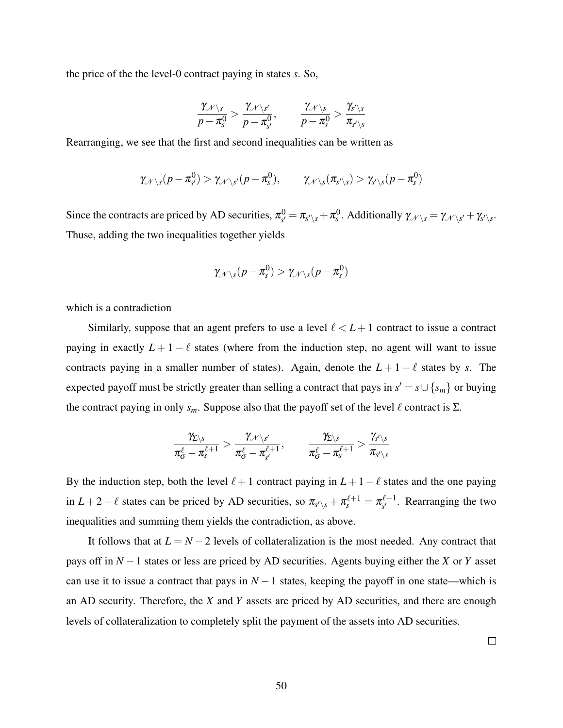the price of the the level-0 contract paying in states $s$. So,

$$\frac{\gamma_{\mathcal{N}\setminus s}}{p-\pi^0_s} > \frac{\gamma_{\mathcal{N}\setminus s'}}{p-\pi^0_{s'}}, \qquad \frac{\gamma_{\mathcal{N}\setminus s}}{p-\pi^0_s} > \frac{\gamma_{s'\setminus s}}{\pi_{s'\setminus s}}$$

Rearranging, we see that the first and second inequalities can be written as

$$\gamma_{\mathcal{N}\setminus s}(p-\pi^0_{s'}) > \gamma_{\mathcal{N}\setminus s'}(p-\pi^0_s), \qquad \gamma_{\mathcal{N}\setminus s}(\pi_{s'\setminus s}) > \gamma_{s'\setminus s}(p-\pi^0_s)$$

Since the contracts are priced by AD securities, $\pi^0_{s'} = \pi_{s'\setminus s} + \pi^0_s$. Additionally $\gamma_{\mathcal{N}\setminus s} = \gamma_{\mathcal{N}\setminus s'} + \gamma_{s'\setminus s}$. Thuse, adding the two inequalities together yields

$$\gamma_{\mathcal{N}\setminus s}(p-\pi^0_s) > \gamma_{\mathcal{N}\setminus s}(p-\pi^0_s)$$

which is a contradiction

Similarly, suppose that an agent prefers to use a level $\ell < L+1$ contract to issue a contract paying in exactly $L+1-\ell$ states (where from the induction step, no agent will want to issue contracts paying in a smaller number of states). Again, denote the $L+1-\ell$ states by $s$. The expected payoff must be strictly greater than selling a contract that pays in $s' = s \cup \{s_m\}$ or buying the contract paying in only $s_m$. Suppose also that the payoff set of the level $\ell$ contract is $\Sigma$.

$$\frac{\gamma_{\Sigma\setminus s}}{\pi^\ell_\sigma - \pi^{\ell+1}_s} > \frac{\gamma_{\mathcal{N}\setminus s'}}{\pi^\ell_\sigma - \pi^{\ell+1}_{s'}}, \qquad \frac{\gamma_{\Sigma\setminus s}}{\pi^\ell_\sigma - \pi^{\ell+1}_s} > \frac{\gamma_{s'\setminus s}}{\pi_{s'\setminus s}}$$

By the induction step, both the level $\ell+1$ contract paying in $L+1-\ell$ states and the one paying in $L+2-\ell$ states can be priced by AD securities, so $\pi_{s'\setminus s} + \pi^{\ell+1}_s = \pi^{\ell+1}_{s'}$. Rearranging the two inequalities and summing them yields the contradiction, as above.

It follows that at $L = N-2$ levels of collateralization is the most needed. Any contract that pays off in $N-1$ states or less are priced by AD securities. Agents buying either the $X$ or $Y$ asset can use it to issue a contract that pays in $N-1$ states, keeping the payoff in one state—which is an AD security. Therefore, the $X$ and $Y$ assets are priced by AD securities, and there are enough levels of collateralization to completely split the payment of the assets into AD securities.

□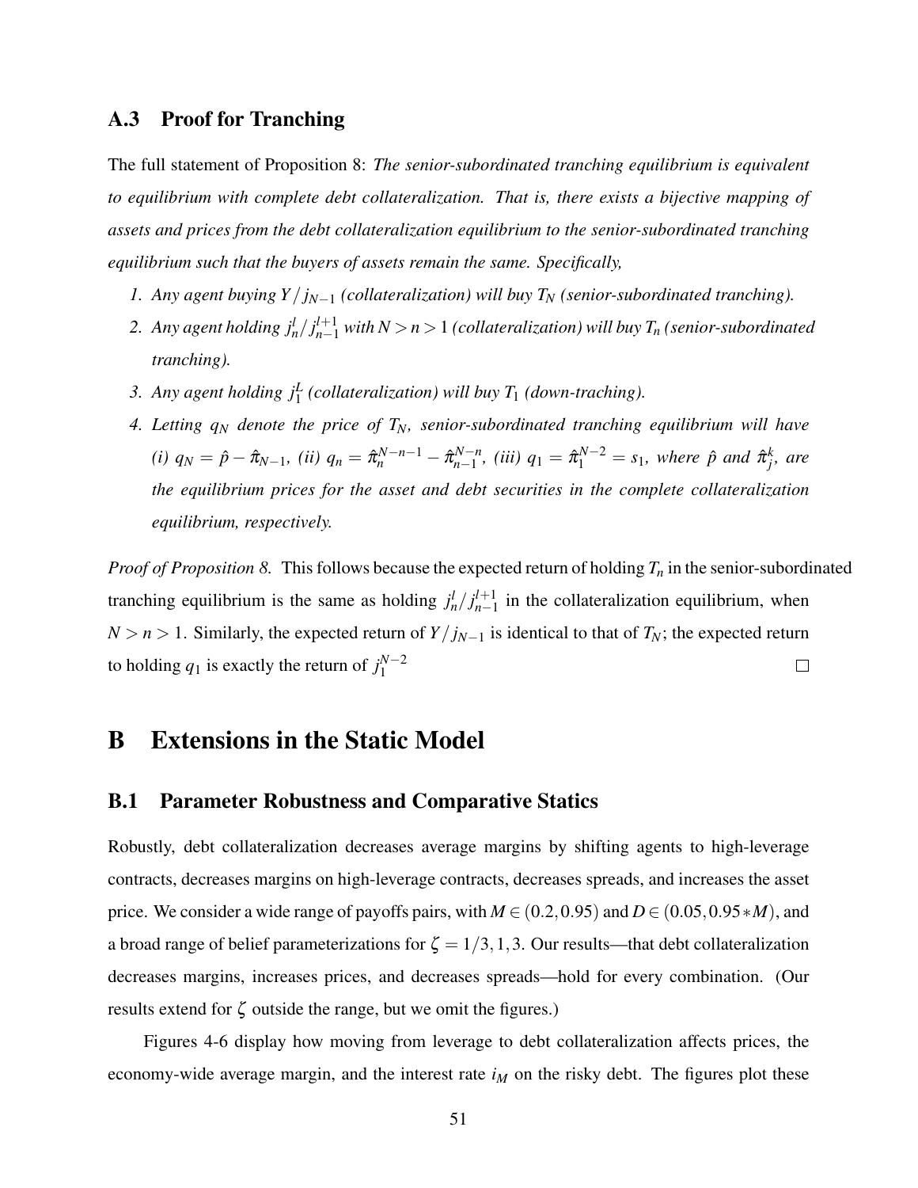## A.3 Proof for Tranching

The full statement of Proposition 8: *The senior-subordinated tranching equilibrium is equivalent to equilibrium with complete debt collateralization. That is, there exists a bijective mapping of assets and prices from the debt collateralization equilibrium to the senior-subordinated tranching equilibrium such that the buyers of assets remain the same. Specifically,*

1. *Any agent buying $Y / j_{N-1}$ (collateralization) will buy $T_N$ (senior-subordinated tranching).*
2. *Any agent holding $j_n^l / j_{n-1}^{l+1}$ with $N > n > 1$ (collateralization) will buy $T_n$ (senior-subordinated tranching).*
3. *Any agent holding $j_1^L$ (collateralization) will buy $T_1$ (down-traching).*
4. *Letting $q_N$ denote the price of $T_N$, senior-subordinated tranching equilibrium will have (i) $q_N = \hat{p} - \hat{\pi}_{N-1}$, (ii) $q_n = \hat{\pi}_n^{N-n-1} - \hat{\pi}_{n-1}^{N-n}$, (iii) $q_1 = \hat{\pi}_1^{N-2} = s_1$, where $\hat{p}$ and $\hat{\pi}_j^k$, are the equilibrium prices for the asset and debt securities in the complete collateralization equilibrium, respectively.*

*Proof of Proposition 8.* This follows because the expected return of holding $T_n$ in the senior-subordinated tranching equilibrium is the same as holding $j_n^l / j_{n-1}^{l+1}$ in the collateralization equilibrium, when $N > n > 1$. Similarly, the expected return of $Y / j_{N-1}$ is identical to that of $T_N$; the expected return to holding $q_1$ is exactly the return of $j_1^{N-2}$ □

# B Extensions in the Static Model

## B.1 Parameter Robustness and Comparative Statics

Robustly, debt collateralization decreases average margins by shifting agents to high-leverage contracts, decreases margins on high-leverage contracts, decreases spreads, and increases the asset price. We consider a wide range of payoffs pairs, with $M \in (0.2, 0.95)$ and $D \in (0.05, 0.95 * M)$, and a broad range of belief parameterizations for $\zeta = 1/3, 1, 3$. Our results—that debt collateralization decreases margins, increases prices, and decreases spreads—hold for every combination. (Our results extend for $\zeta$ outside the range, but we omit the figures.)

Figures 4-6 display how moving from leverage to debt collateralization affects prices, the economy-wide average margin, and the interest rate $i_M$ on the risky debt. The figures plot these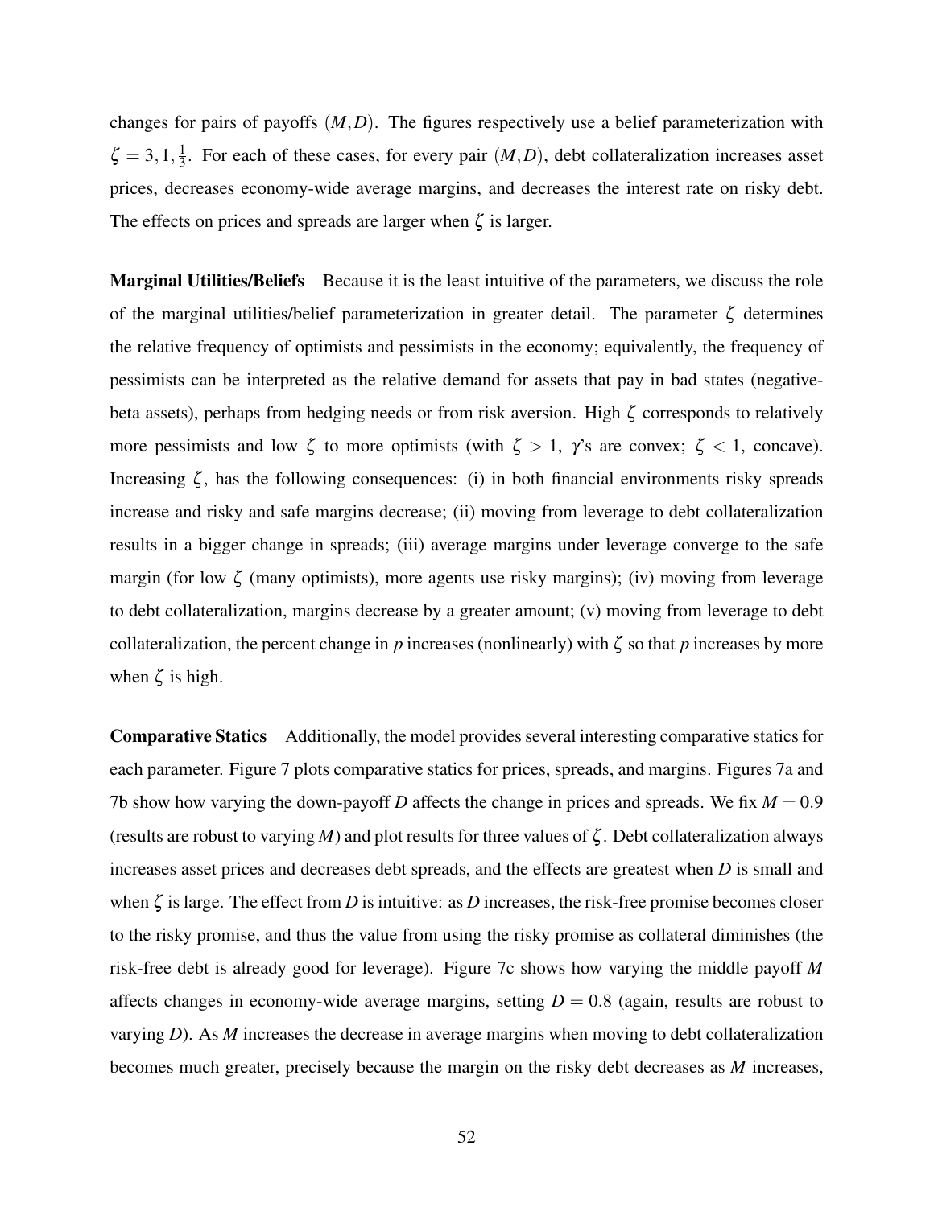changes for pairs of payoffs $(M, D)$. The figures respectively use a belief parameterization with $\zeta = 3, 1, \frac{1}{3}$. For each of these cases, for every pair $(M, D)$, debt collateralization increases asset prices, decreases economy-wide average margins, and decreases the interest rate on risky debt. The effects on prices and spreads are larger when $\zeta$ is larger.

**Marginal Utilities/Beliefs** Because it is the least intuitive of the parameters, we discuss the role of the marginal utilities/belief parameterization in greater detail. The parameter $\zeta$ determines the relative frequency of optimists and pessimists in the economy; equivalently, the frequency of pessimists can be interpreted as the relative demand for assets that pay in bad states (negative-beta assets), perhaps from hedging needs or from risk aversion. High $\zeta$ corresponds to relatively more pessimists and low $\zeta$ to more optimists (with $\zeta > 1$, $\gamma$'s are convex; $\zeta < 1$, concave). Increasing $\zeta$, has the following consequences: (i) in both financial environments risky spreads increase and risky and safe margins decrease; (ii) moving from leverage to debt collateralization results in a bigger change in spreads; (iii) average margins under leverage converge to the safe margin (for low $\zeta$ (many optimists), more agents use risky margins); (iv) moving from leverage to debt collateralization, margins decrease by a greater amount; (v) moving from leverage to debt collateralization, the percent change in $p$ increases (nonlinearly) with $\zeta$ so that $p$ increases by more when $\zeta$ is high.

**Comparative Statics** Additionally, the model provides several interesting comparative statics for each parameter. Figure 7 plots comparative statics for prices, spreads, and margins. Figures 7a and 7b show how varying the down-payoff $D$ affects the change in prices and spreads. We fix $M = 0.9$ (results are robust to varying $M$) and plot results for three values of $\zeta$. Debt collateralization always increases asset prices and decreases debt spreads, and the effects are greatest when $D$ is small and when $\zeta$ is large. The effect from $D$ is intuitive: as $D$ increases, the risk-free promise becomes closer to the risky promise, and thus the value from using the risky promise as collateral diminishes (the risk-free debt is already good for leverage). Figure 7c shows how varying the middle payoff $M$ affects changes in economy-wide average margins, setting $D = 0.8$ (again, results are robust to varying $D$). As $M$ increases the decrease in average margins when moving to debt collateralization becomes much greater, precisely because the margin on the risky debt decreases as $M$ increases,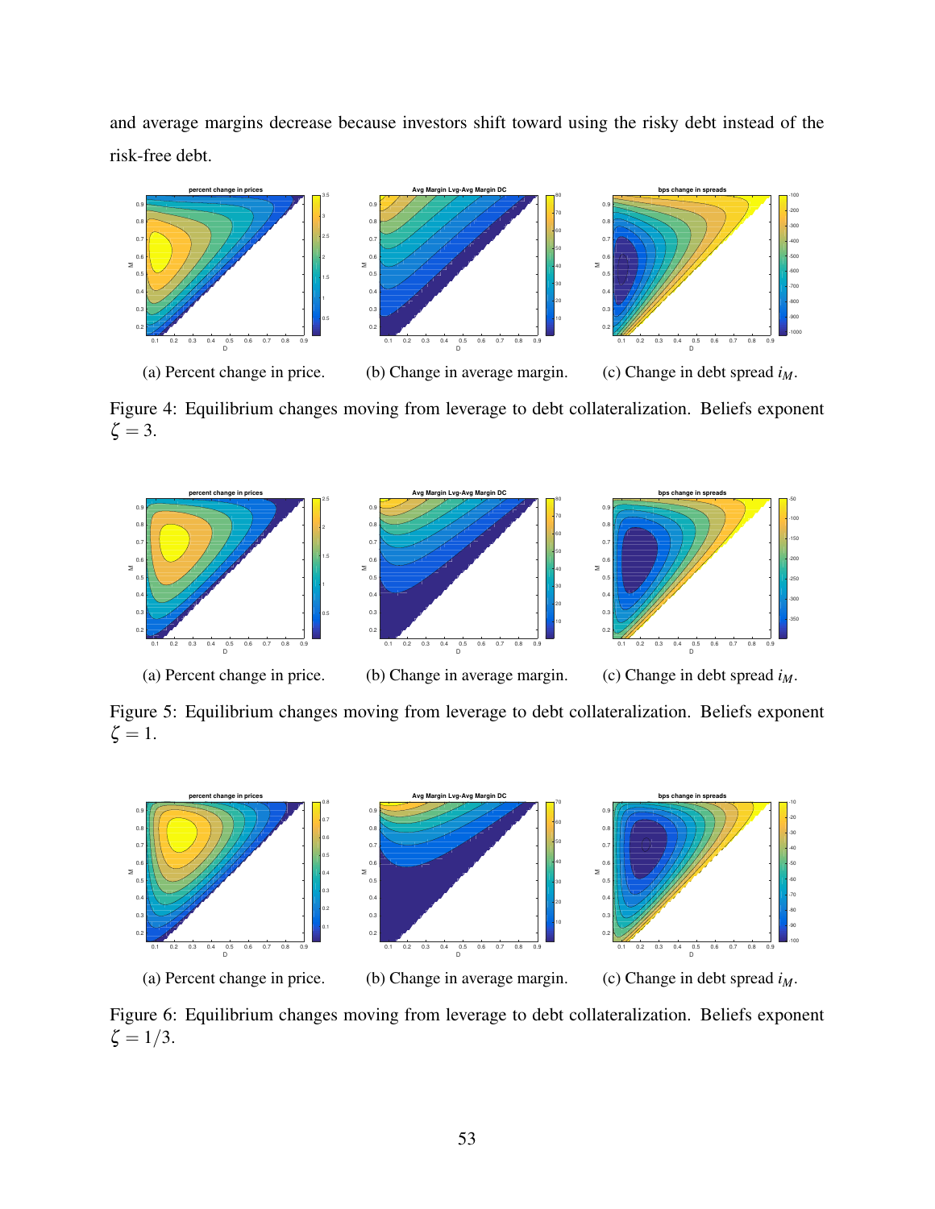and average margins decrease because investors shift toward using the risky debt instead of the risk-free debt.

(a) Percent change in price.

(b) Change in average margin.

(c) Change in debt spread $i_M$.

Figure 4: Equilibrium changes moving from leverage to debt collateralization. Beliefs exponent $\zeta = 3$.

(a) Percent change in price.

(b) Change in average margin.

(c) Change in debt spread $i_M$.

Figure 5: Equilibrium changes moving from leverage to debt collateralization. Beliefs exponent $\zeta = 1$.

(a) Percent change in price.

(b) Change in average margin.

(c) Change in debt spread $i_M$.

Figure 6: Equilibrium changes moving from leverage to debt collateralization. Beliefs exponent $\zeta = 1/3$.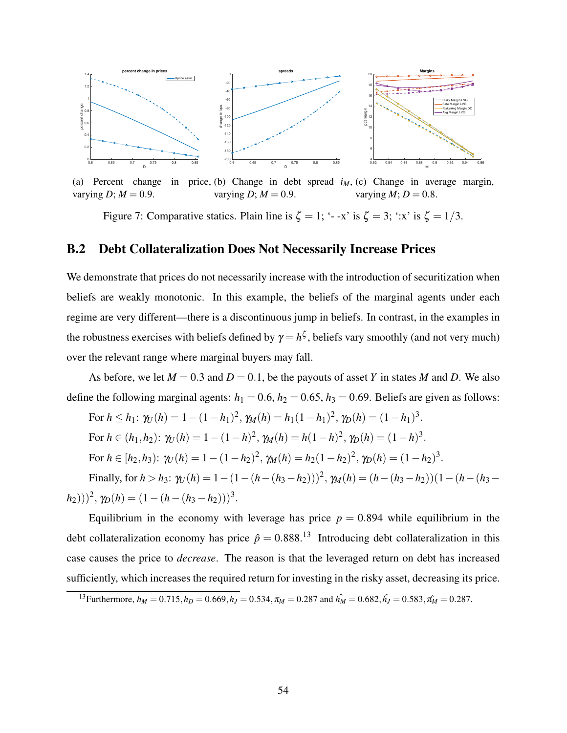(a) Percent change in price, varying $D$; $M = 0.9$.

(b) Change in debt spread $i_M$, varying $D$; $M = 0.9$.

(c) Change in average margin, varying $M$; $D = 0.8$.

Figure 7: Comparative statics. Plain line is $\zeta = 1$; '- -x' is $\zeta = 3$; ':x' is $\zeta = 1/3$.

## B.2 Debt Collateralization Does Not Necessarily Increase Prices

We demonstrate that prices do not necessarily increase with the introduction of securitization when beliefs are weakly monotonic. In this example, the beliefs of the marginal agents under each regime are very different—there is a discontinuous jump in beliefs. In contrast, in the examples in the robustness exercises with beliefs defined by $\gamma = h^{\zeta}$, beliefs vary smoothly (and not very much) over the relevant range where marginal buyers may fall.

As before, we let $M = 0.3$ and $D = 0.1$, be the payouts of asset $Y$ in states $M$ and $D$. We also define the following marginal agents: $h_1 = 0.6$, $h_2 = 0.65$, $h_3 = 0.69$. Beliefs are given as follows:

For $h \leq h_1$: $\gamma_U(h) = 1-(1-h_1)^2$, $\gamma_M(h) = h_1(1-h_1)^2$, $\gamma_D(h) = (1-h_1)^3$.

For $h \in (h_1, h_2)$: $\gamma_U(h) = 1-(1-h)^2$, $\gamma_M(h) = h(1-h)^2$, $\gamma_D(h) = (1-h)^3$.

For $h \in [h_2, h_3)$: $\gamma_U(h) = 1-(1-h_2)^2$, $\gamma_M(h) = h_2(1-h_2)^2$, $\gamma_D(h) = (1-h_2)^3$.

Finally, for $h > h_3$: $\gamma_U(h) = 1-(1-(h-(h_3-h_2)))^2$, $\gamma_M(h) = (h-(h_3-h_2))(1-(h-(h_3-h_2)))^2$, $\gamma_D(h) = (1-(h-(h_3-h_2)))^3$.

Equilibrium in the economy with leverage has price $p = 0.894$ while equilibrium in the debt collateralization economy has price $\hat{p} = 0.888$.[13] Introducing debt collateralization in this case causes the price to *decrease*. The reason is that the leveraged return on debt has increased sufficiently, which increases the required return for investing in the risky asset, decreasing its price.

[13] Furthermore, $h_M = 0.715, h_D = 0.669, h_J = 0.534, \pi_M = 0.287$ and $\hat{h_M} = 0.682, \hat{h_J} = 0.583, \hat{\pi_M} = 0.287$.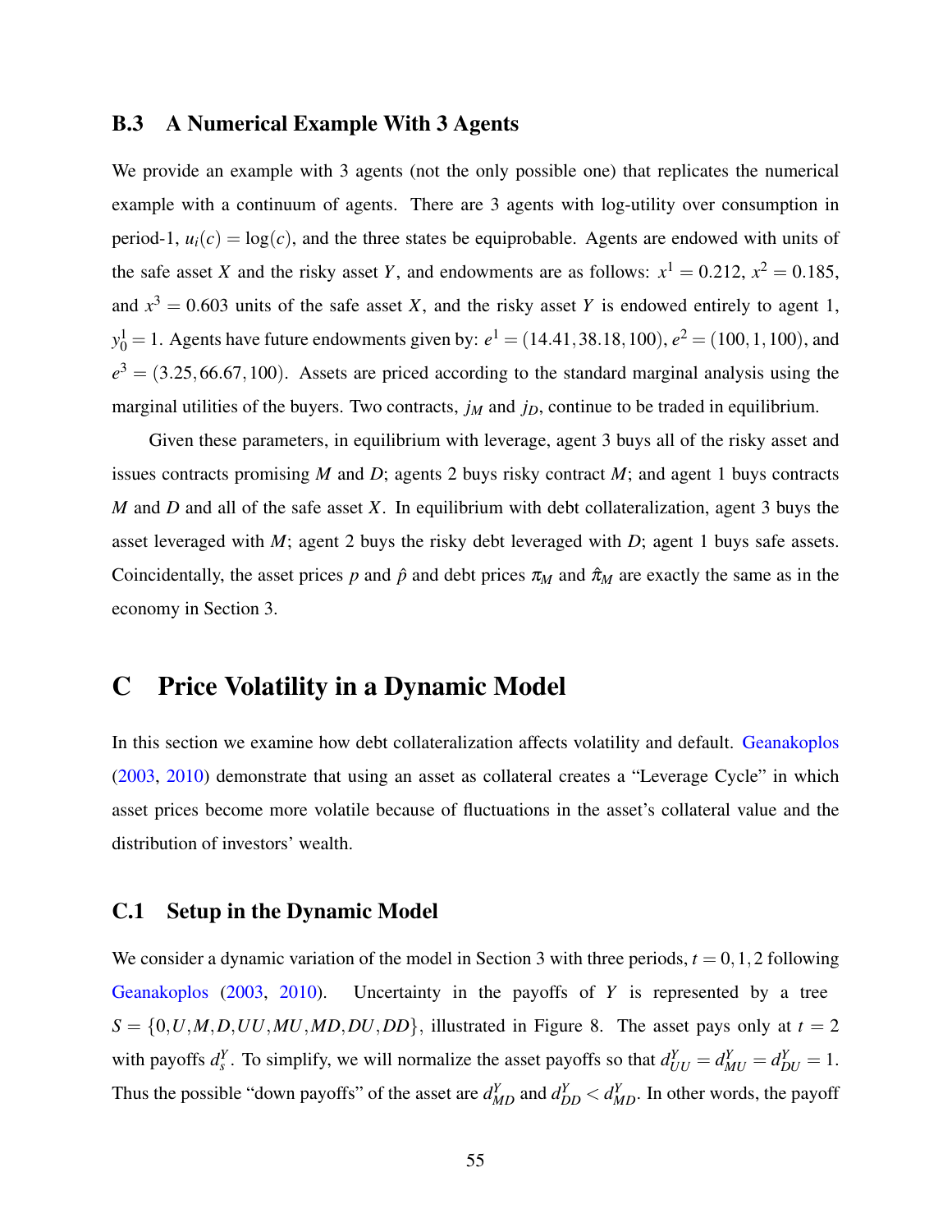### B.3 A Numerical Example With 3 Agents

We provide an example with 3 agents (not the only possible one) that replicates the numerical example with a continuum of agents. There are 3 agents with log-utility over consumption in period-1, $u_i(c) = \log(c)$, and the three states be equiprobable. Agents are endowed with units of the safe asset $X$ and the risky asset $Y$, and endowments are as follows: $x^1 = 0.212$, $x^2 = 0.185$, and $x^3 = 0.603$ units of the safe asset $X$, and the risky asset $Y$ is endowed entirely to agent 1, $y_0^1 = 1$. Agents have future endowments given by: $e^1 = (14.41, 38.18, 100)$, $e^2 = (100, 1, 100)$, and $e^3 = (3.25, 66.67, 100)$. Assets are priced according to the standard marginal analysis using the marginal utilities of the buyers. Two contracts, $j_M$ and $j_D$, continue to be traded in equilibrium.

Given these parameters, in equilibrium with leverage, agent 3 buys all of the risky asset and issues contracts promising $M$ and $D$; agents 2 buys risky contract $M$; and agent 1 buys contracts $M$ and $D$ and all of the safe asset $X$. In equilibrium with debt collateralization, agent 3 buys the asset leveraged with $M$; agent 2 buys the risky debt leveraged with $D$; agent 1 buys safe assets. Coincidentally, the asset prices $p$ and $\hat{p}$ and debt prices $\pi_M$ and $\hat{\pi}_M$ are exactly the same as in the economy in Section 3.

## C Price Volatility in a Dynamic Model

In this section we examine how debt collateralization affects volatility and default. Geanakoplos (2003, 2010) demonstrate that using an asset as collateral creates a "Leverage Cycle" in which asset prices become more volatile because of fluctuations in the asset's collateral value and the distribution of investors' wealth.

### C.1 Setup in the Dynamic Model

We consider a dynamic variation of the model in Section 3 with three periods, $t = 0, 1, 2$ following Geanakoplos (2003, 2010). Uncertainty in the payoffs of $Y$ is represented by a tree $S = \{0, U, M, D, UU, MU, MD, DU, DD\}$, illustrated in Figure 8. The asset pays only at $t = 2$ with payoffs $d_s^Y$. To simplify, we will normalize the asset payoffs so that $d_{UU}^Y = d_{MU}^Y = d_{DU}^Y = 1$. Thus the possible "down payoffs" of the asset are $d_{MD}^Y$ and $d_{DD}^Y < d_{MD}^Y$. In other words, the payoff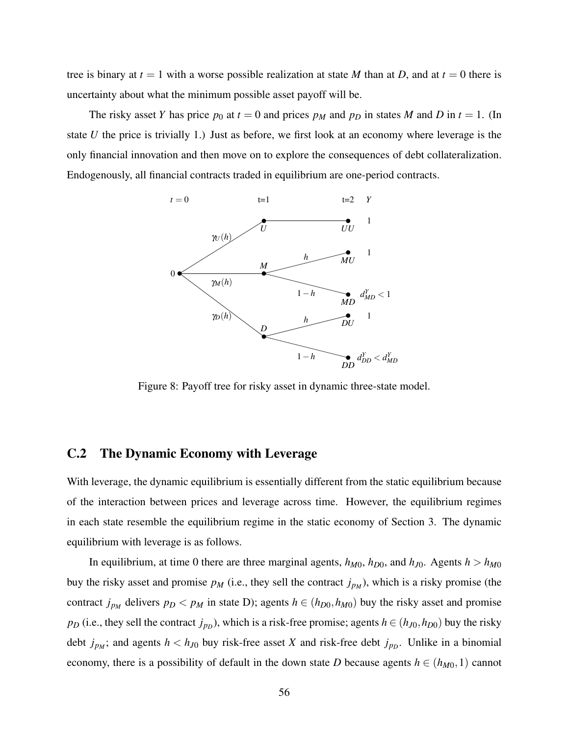tree is binary at $t = 1$ with a worse possible realization at state $M$ than at $D$, and at $t = 0$ there is uncertainty about what the minimum possible asset payoff will be.

The risky asset $Y$ has price $p_0$ at $t = 0$ and prices $p_M$ and $p_D$ in states $M$ and $D$ in $t = 1$. (In state $U$ the price is trivially 1.) Just as before, we first look at an economy where leverage is the only financial innovation and then move on to explore the consequences of debt collateralization. Endogenously, all financial contracts traded in equilibrium are one-period contracts.

Figure 8: Payoff tree for risky asset in dynamic three-state model.

## C.2 The Dynamic Economy with Leverage

With leverage, the dynamic equilibrium is essentially different from the static equilibrium because of the interaction between prices and leverage across time. However, the equilibrium regimes in each state resemble the equilibrium regime in the static economy of Section 3. The dynamic equilibrium with leverage is as follows.

In equilibrium, at time 0 there are three marginal agents, $h_{M0}$, $h_{D0}$, and $h_{J0}$. Agents $h > h_{M0}$ buy the risky asset and promise $p_M$ (i.e., they sell the contract $j_{p_M}$), which is a risky promise (the contract $j_{p_M}$ delivers $p_D < p_M$ in state D); agents $h \in (h_{D0}, h_{M0})$ buy the risky asset and promise $p_D$ (i.e., they sell the contract $j_{p_D}$), which is a risk-free promise; agents $h \in (h_{J0}, h_{D0})$ buy the risky debt $j_{p_M}$; and agents $h < h_{J0}$ buy risk-free asset $X$ and risk-free debt $j_{p_D}$. Unlike in a binomial economy, there is a possibility of default in the down state $D$ because agents $h \in (h_{M0}, 1)$ cannot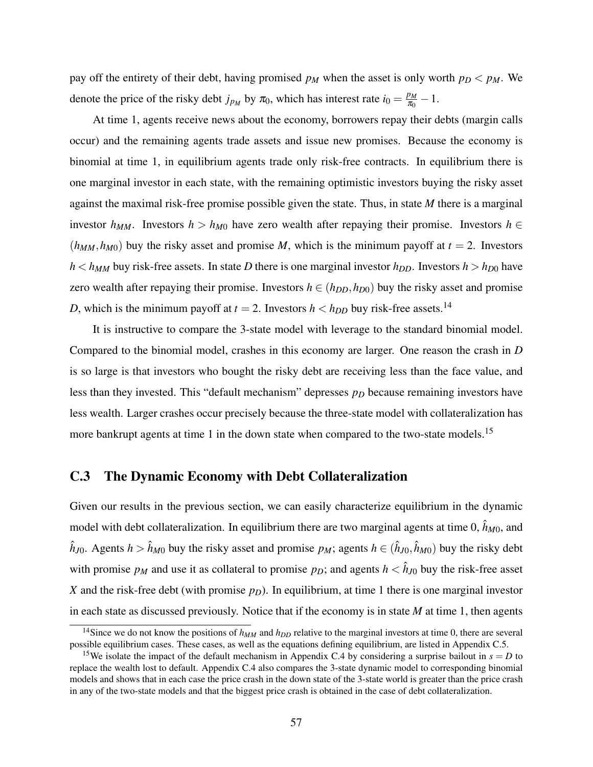pay off the entirety of their debt, having promised $p_M$ when the asset is only worth $p_D < p_M$. We denote the price of the risky debt $j_{p_M}$ by $\pi_0$, which has interest rate $i_0 = \frac{p_M}{\pi_0} - 1$.

At time 1, agents receive news about the economy, borrowers repay their debts (margin calls occur) and the remaining agents trade assets and issue new promises. Because the economy is binomial at time 1, in equilibrium agents trade only risk-free contracts. In equilibrium there is one marginal investor in each state, with the remaining optimistic investors buying the risky asset against the maximal risk-free promise possible given the state. Thus, in state $M$ there is a marginal investor $h_{MM}$. Investors $h > h_{M0}$ have zero wealth after repaying their promise. Investors $h \in (h_{MM}, h_{M0})$ buy the risky asset and promise $M$, which is the minimum payoff at $t = 2$. Investors $h < h_{MM}$ buy risk-free assets. In state $D$ there is one marginal investor $h_{DD}$. Investors $h > h_{D0}$ have zero wealth after repaying their promise. Investors $h \in (h_{DD}, h_{D0})$ buy the risky asset and promise $D$, which is the minimum payoff at $t = 2$. Investors $h < h_{DD}$ buy risk-free assets.[14]

It is instructive to compare the 3-state model with leverage to the standard binomial model. Compared to the binomial model, crashes in this economy are larger. One reason the crash in $D$ is so large is that investors who bought the risky debt are receiving less than the face value, and less than they invested. This "default mechanism" depresses $p_D$ because remaining investors have less wealth. Larger crashes occur precisely because the three-state model with collateralization has more bankrupt agents at time 1 in the down state when compared to the two-state models.[15]

## C.3 The Dynamic Economy with Debt Collateralization

Given our results in the previous section, we can easily characterize equilibrium in the dynamic model with debt collateralization. In equilibrium there are two marginal agents at time 0, $\hat{h}_{M0}$, and $\hat{h}_{J0}$. Agents $h > \hat{h}_{M0}$ buy the risky asset and promise $p_M$; agents $h \in (\hat{h}_{J0}, \hat{h}_{M0})$ buy the risky debt with promise $p_M$ and use it as collateral to promise $p_D$; and agents $h < \hat{h}_{J0}$ buy the risk-free asset $X$ and the risk-free debt (with promise $p_D$). In equilibrium, at time 1 there is one marginal investor in each state as discussed previously. Notice that if the economy is in state $M$ at time 1, then agents

[14] Since we do not know the positions of $h_{MM}$ and $h_{DD}$ relative to the marginal investors at time 0, there are several possible equilibrium cases. These cases, as well as the equations defining equilibrium, are listed in Appendix C.5.

[15] We isolate the impact of the default mechanism in Appendix C.4 by considering a surprise bailout in $s = D$ to replace the wealth lost to default. Appendix C.4 also compares the 3-state dynamic model to corresponding binomial models and shows that in each case the price crash in the down state of the 3-state world is greater than the price crash in any of the two-state models and that the biggest price crash is obtained in the case of debt collateralization.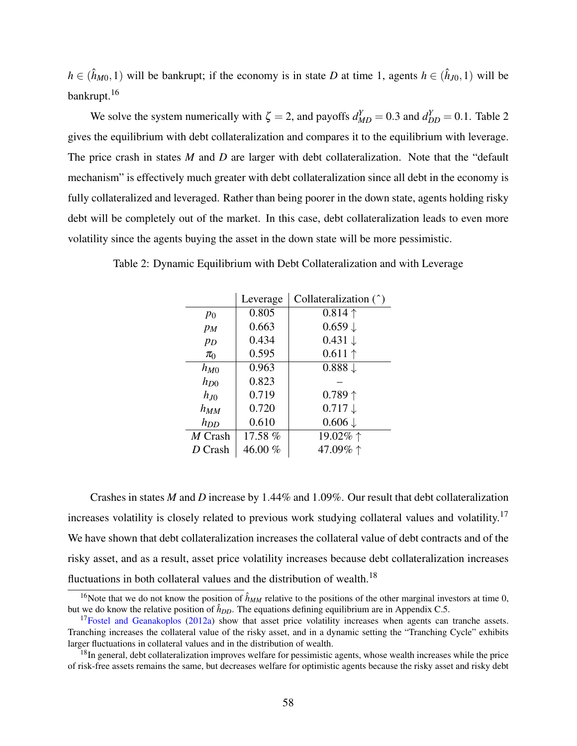$h \in (\hat{h}_{M0}, 1)$ will be bankrupt; if the economy is in state $D$ at time 1, agents $h \in (\hat{h}_{J0}, 1)$ will be bankrupt.[16]

We solve the system numerically with $\zeta = 2$, and payoffs $d^Y_{MD} = 0.3$ and $d^Y_{DD} = 0.1$. Table 2 gives the equilibrium with debt collateralization and compares it to the equilibrium with leverage. The price crash in states $M$ and $D$ are larger with debt collateralization. Note that the "default mechanism" is effectively much greater with debt collateralization since all debt in the economy is fully collateralized and leveraged. Rather than being poorer in the down state, agents holding risky debt will be completely out of the market. In this case, debt collateralization leads to even more volatility since the agents buying the asset in the down state will be more pessimistic.

Table 2: Dynamic Equilibrium with Debt Collateralization and with Leverage

| | Leverage | Collateralization ($\hat{\ }$) |
|---|---|---|
| $p_0$ | 0.805 | 0.814 $\uparrow$ |
| $p_M$ | 0.663 | 0.659 $\downarrow$ |
| $p_D$ | 0.434 | 0.431 $\downarrow$ |
| $\pi_0$ | 0.595 | 0.611 $\uparrow$ |
| $h_{M0}$ | 0.963 | 0.888 $\downarrow$ |
| $h_{D0}$ | 0.823 | – |
| $h_{J0}$ | 0.719 | 0.789 $\uparrow$ |
| $h_{MM}$ | 0.720 | 0.717 $\downarrow$ |
| $h_{DD}$ | 0.610 | 0.606 $\downarrow$ |
| $M$ Crash | 17.58 % | 19.02% $\uparrow$ |
| $D$ Crash | 46.00 % | 47.09% $\uparrow$ |

Crashes in states $M$ and $D$ increase by 1.44% and 1.09%. Our result that debt collateralization increases volatility is closely related to previous work studying collateral values and volatility.[17] We have shown that debt collateralization increases the collateral value of debt contracts and of the risky asset, and as a result, asset price volatility increases because debt collateralization increases fluctuations in both collateral values and the distribution of wealth.[18]

[16] Note that we do not know the position of $\hat{h}_{MM}$ relative to the positions of the other marginal investors at time 0, but we do know the relative position of $\hat{h}_{DD}$. The equations defining equilibrium are in Appendix C.5.

[17] Fostel and Geanakoplos (2012a) show that asset price volatility increases when agents can tranche assets. Tranching increases the collateral value of the risky asset, and in a dynamic setting the "Tranching Cycle" exhibits larger fluctuations in collateral values and in the distribution of wealth.

[18] In general, debt collateralization improves welfare for pessimistic agents, whose wealth increases while the price of risk-free assets remains the same, but decreases welfare for optimistic agents because the risky asset and risky debt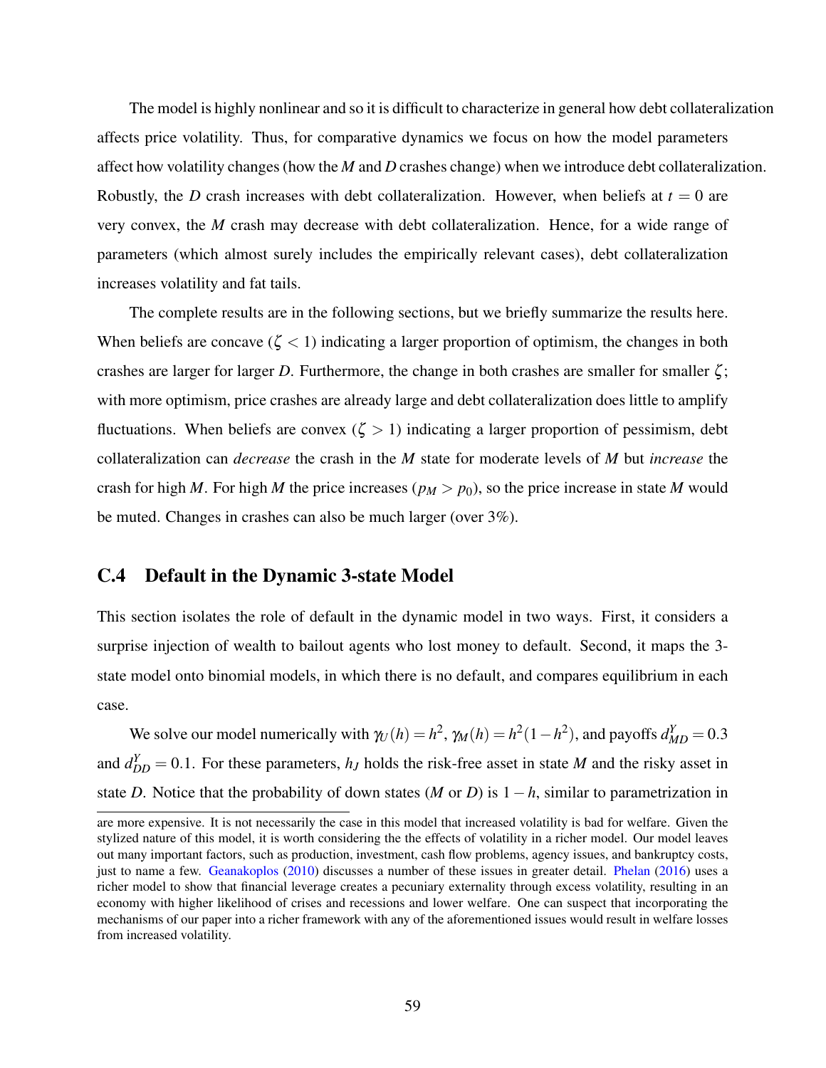The model is highly nonlinear and so it is difficult to characterize in general how debt collateralization affects price volatility. Thus, for comparative dynamics we focus on how the model parameters affect how volatility changes (how the $M$ and $D$ crashes change) when we introduce debt collateralization. Robustly, the $D$ crash increases with debt collateralization. However, when beliefs at $t = 0$ are very convex, the $M$ crash may decrease with debt collateralization. Hence, for a wide range of parameters (which almost surely includes the empirically relevant cases), debt collateralization increases volatility and fat tails.

The complete results are in the following sections, but we briefly summarize the results here. When beliefs are concave ($\zeta < 1$) indicating a larger proportion of optimism, the changes in both crashes are larger for larger $D$. Furthermore, the change in both crashes are smaller for smaller $\zeta$; with more optimism, price crashes are already large and debt collateralization does little to amplify fluctuations. When beliefs are convex ($\zeta > 1$) indicating a larger proportion of pessimism, debt collateralization can *decrease* the crash in the $M$ state for moderate levels of $M$ but *increase* the crash for high $M$. For high $M$ the price increases ($p_M > p_0$), so the price increase in state $M$ would be muted. Changes in crashes can also be much larger (over 3%).

## C.4 Default in the Dynamic 3-state Model

This section isolates the role of default in the dynamic model in two ways. First, it considers a surprise injection of wealth to bailout agents who lost money to default. Second, it maps the 3-state model onto binomial models, in which there is no default, and compares equilibrium in each case.

We solve our model numerically with $\gamma_U(h) = h^2$, $\gamma_M(h) = h^2(1-h^2)$, and payoffs $d^Y_{MD} = 0.3$ and $d^Y_{DD} = 0.1$. For these parameters, $h_J$ holds the risk-free asset in state $M$ and the risky asset in state $D$. Notice that the probability of down states ($M$ or $D$) is $1-h$, similar to parametrization in

are more expensive. It is not necessarily the case in this model that increased volatility is bad for welfare. Given the stylized nature of this model, it is worth considering the the effects of volatility in a richer model. Our model leaves out many important factors, such as production, investment, cash flow problems, agency issues, and bankruptcy costs, just to name a few. Geanakoplos (2010) discusses a number of these issues in greater detail. Phelan (2016) uses a richer model to show that financial leverage creates a pecuniary externality through excess volatility, resulting in an economy with higher likelihood of crises and recessions and lower welfare. One can suspect that incorporating the mechanisms of our paper into a richer framework with any of the aforementioned issues would result in welfare losses from increased volatility.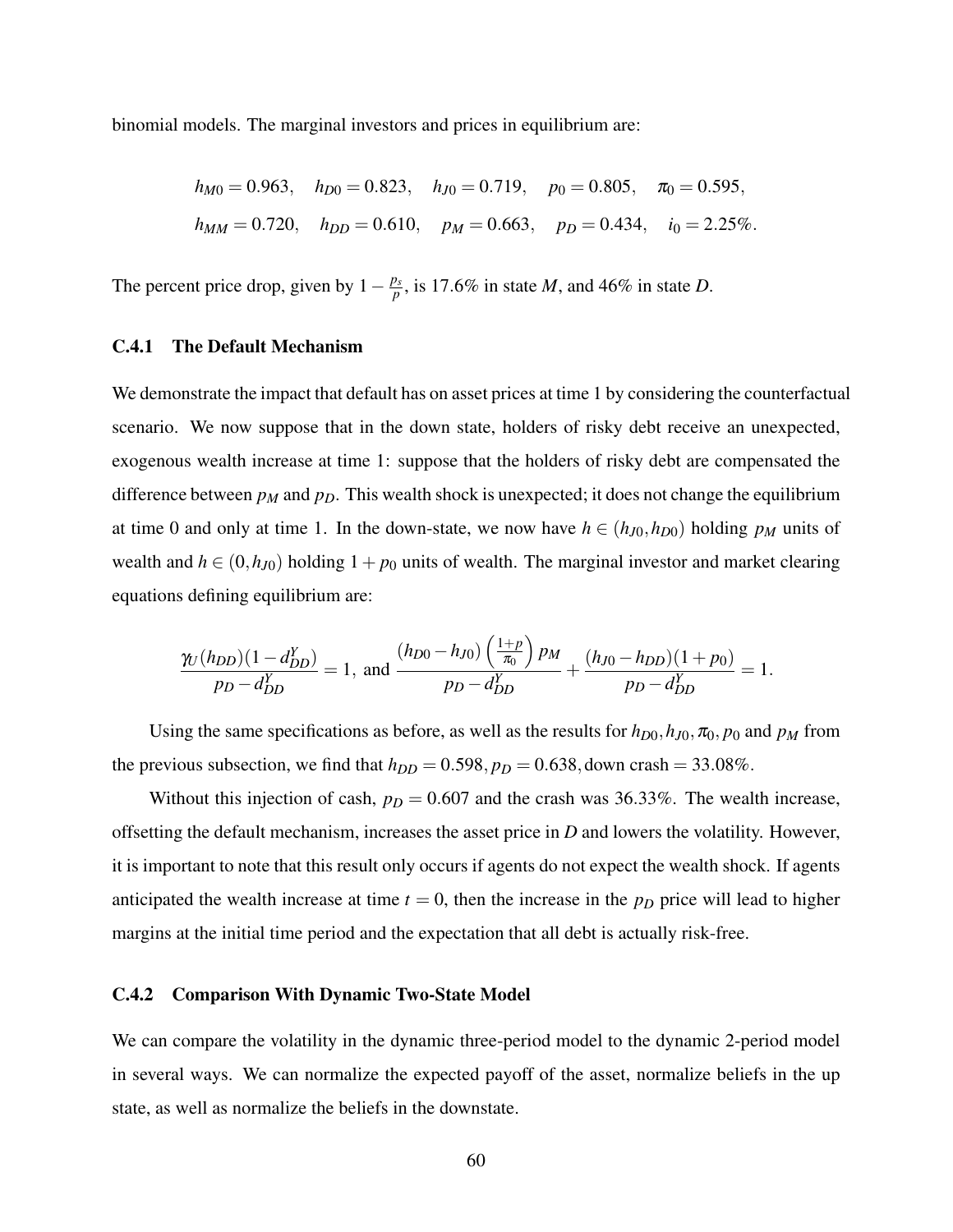binomial models. The marginal investors and prices in equilibrium are:

$$h_{M0} = 0.963, \quad h_{D0} = 0.823, \quad h_{J0} = 0.719, \quad p_0 = 0.805, \quad \pi_0 = 0.595,$$
$$h_{MM} = 0.720, \quad h_{DD} = 0.610, \quad p_M = 0.663, \quad p_D = 0.434, \quad i_0 = 2.25\%.$$

The percent price drop, given by $1 - \frac{p_s}{p}$, is 17.6% in state $M$, and 46% in state $D$.

### C.4.1 The Default Mechanism

We demonstrate the impact that default has on asset prices at time 1 by considering the counterfactual scenario. We now suppose that in the down state, holders of risky debt receive an unexpected, exogenous wealth increase at time 1: suppose that the holders of risky debt are compensated the difference between $p_M$ and $p_D$. This wealth shock is unexpected; it does not change the equilibrium at time 0 and only at time 1. In the down-state, we now have $h \in (h_{J0}, h_{D0})$ holding $p_M$ units of wealth and $h \in (0, h_{J0})$ holding $1 + p_0$ units of wealth. The marginal investor and market clearing equations defining equilibrium are:

$$\frac{\gamma_U(h_{DD})(1-d^Y_{DD})}{p_D - d^Y_{DD}} = 1, \text{ and } \frac{(h_{D0} - h_{J0})\left(\frac{1+p}{\pi_0}\right)p_M}{p_D - d^Y_{DD}} + \frac{(h_{J0} - h_{DD})(1+p_0)}{p_D - d^Y_{DD}} = 1.$$

Using the same specifications as before, as well as the results for $h_{D0}, h_{J0}, \pi_0, p_0$ and $p_M$ from the previous subsection, we find that $h_{DD} = 0.598, p_D = 0.638,$ down crash $= 33.08\%$.

Without this injection of cash, $p_D = 0.607$ and the crash was 36.33%. The wealth increase, offsetting the default mechanism, increases the asset price in $D$ and lowers the volatility. However, it is important to note that this result only occurs if agents do not expect the wealth shock. If agents anticipated the wealth increase at time $t = 0$, then the increase in the $p_D$ price will lead to higher margins at the initial time period and the expectation that all debt is actually risk-free.

### C.4.2 Comparison With Dynamic Two-State Model

We can compare the volatility in the dynamic three-period model to the dynamic 2-period model in several ways. We can normalize the expected payoff of the asset, normalize beliefs in the up state, as well as normalize the beliefs in the downstate.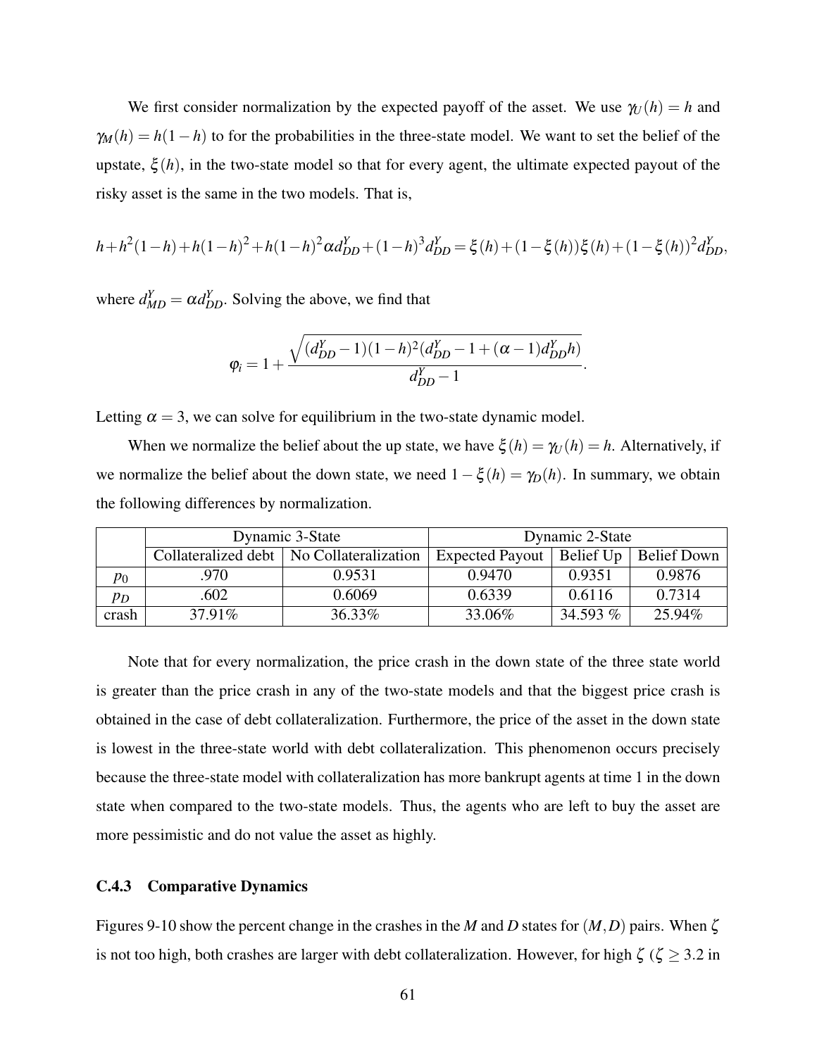We first consider normalization by the expected payoff of the asset. We use $\gamma_U(h) = h$ and $\gamma_M(h) = h(1-h)$ to for the probabilities in the three-state model. We want to set the belief of the upstate, $\xi(h)$, in the two-state model so that for every agent, the ultimate expected payout of the risky asset is the same in the two models. That is,

$$h + h^2(1-h) + h(1-h)^2 + h(1-h)^2\alpha d^Y_{DD} + (1-h)^3 d^Y_{DD} = \xi(h) + (1-\xi(h))\xi(h) + (1-\xi(h))^2 d^Y_{DD},$$

where $d^Y_{MD} = \alpha d^Y_{DD}$. Solving the above, we find that

$$\varphi_i = 1 + \frac{\sqrt{(d^Y_{DD}-1)(1-h)^2(d^Y_{DD}-1+(\alpha-1)d^Y_{DD}h)}}{d^Y_{DD}-1}.$$

Letting $\alpha = 3$, we can solve for equilibrium in the two-state dynamic model.

When we normalize the belief about the up state, we have $\xi(h) = \gamma_U(h) = h$. Alternatively, if we normalize the belief about the down state, we need $1 - \xi(h) = \gamma_D(h)$. In summary, we obtain the following differences by normalization.

| | Dynamic 3-State | | Dynamic 2-State | | |
|---|---|---|---|---|---|
| | Collateralized debt | No Collateralization | Expected Payout | Belief Up | Belief Down |
| $p_0$ | .970 | 0.9531 | 0.9470 | 0.9351 | 0.9876 |
| $p_D$ | .602 | 0.6069 | 0.6339 | 0.6116 | 0.7314 |
| crash | 37.91% | 36.33% | 33.06% | 34.593 % | 25.94% |

Note that for every normalization, the price crash in the down state of the three state world is greater than the price crash in any of the two-state models and that the biggest price crash is obtained in the case of debt collateralization. Furthermore, the price of the asset in the down state is lowest in the three-state world with debt collateralization. This phenomenon occurs precisely because the three-state model with collateralization has more bankrupt agents at time 1 in the down state when compared to the two-state models. Thus, the agents who are left to buy the asset are more pessimistic and do not value the asset as highly.

### C.4.3 Comparative Dynamics

Figures 9-10 show the percent change in the crashes in the $M$ and $D$ states for $(M, D)$ pairs. When $\zeta$ is not too high, both crashes are larger with debt collateralization. However, for high $\zeta$ ($\zeta \geq 3.2$ in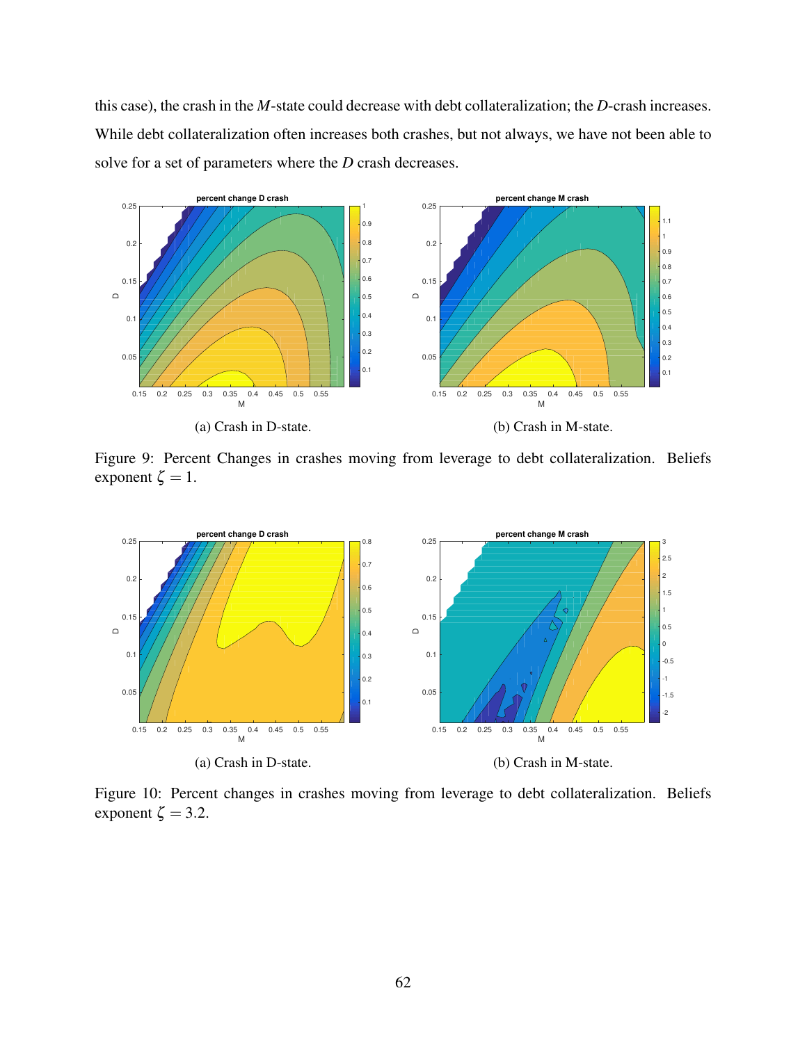this case), the crash in the $M$-state could decrease with debt collateralization; the $D$-crash increases. While debt collateralization often increases both crashes, but not always, we have not been able to solve for a set of parameters where the $D$ crash decreases.

(a) Crash in D-state.

(b) Crash in M-state.

Figure 9: Percent Changes in crashes moving from leverage to debt collateralization. Beliefs exponent $\zeta = 1$.

(a) Crash in D-state.

(b) Crash in M-state.

Figure 10: Percent changes in crashes moving from leverage to debt collateralization. Beliefs exponent $\zeta = 3.2$.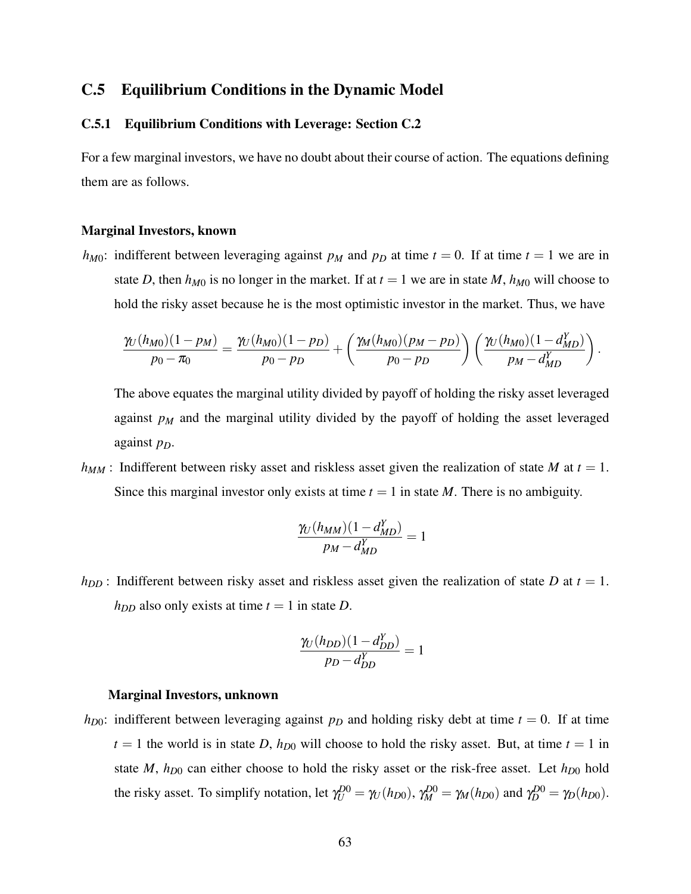## C.5 Equilibrium Conditions in the Dynamic Model

### C.5.1 Equilibrium Conditions with Leverage: Section C.2

For a few marginal investors, we have no doubt about their course of action. The equations defining them are as follows.

**Marginal Investors, known**

$h_{M0}$: indifferent between leveraging against $p_M$ and $p_D$ at time $t = 0$. If at time $t = 1$ we are in state $D$, then $h_{M0}$ is no longer in the market. If at $t = 1$ we are in state $M$, $h_{M0}$ will choose to hold the risky asset because he is the most optimistic investor in the market. Thus, we have

$$\frac{\gamma_U(h_{M0})(1-p_M)}{p_0 - \pi_0} = \frac{\gamma_U(h_{M0})(1-p_D)}{p_0 - p_D} + \left(\frac{\gamma_M(h_{M0})(p_M - p_D)}{p_0 - p_D}\right)\left(\frac{\gamma_U(h_{M0})(1-d^Y_{MD})}{p_M - d^Y_{MD}}\right).$$

The above equates the marginal utility divided by payoff of holding the risky asset leveraged against $p_M$ and the marginal utility divided by the payoff of holding the asset leveraged against $p_D$.

$h_{MM}$ : Indifferent between risky asset and riskless asset given the realization of state $M$ at $t = 1$. Since this marginal investor only exists at time $t = 1$ in state $M$. There is no ambiguity.

$$\frac{\gamma_U(h_{MM})(1-d^Y_{MD})}{p_M - d^Y_{MD}} = 1$$

$h_{DD}$ : Indifferent between risky asset and riskless asset given the realization of state $D$ at $t = 1$. $h_{DD}$ also only exists at time $t = 1$ in state $D$.

$$\frac{\gamma_U(h_{DD})(1-d^Y_{DD})}{p_D - d^Y_{DD}} = 1$$

**Marginal Investors, unknown**

$h_{D0}$: indifferent between leveraging against $p_D$ and holding risky debt at time $t = 0$. If at time $t = 1$ the world is in state $D$, $h_{D0}$ will choose to hold the risky asset. But, at time $t = 1$ in state $M$, $h_{D0}$ can either choose to hold the risky asset or the risk-free asset. Let $h_{D0}$ hold the risky asset. To simplify notation, let $\gamma^{D0}_U = \gamma_U(h_{D0})$, $\gamma^{D0}_M = \gamma_M(h_{D0})$ and $\gamma^{D0}_D = \gamma_D(h_{D0})$.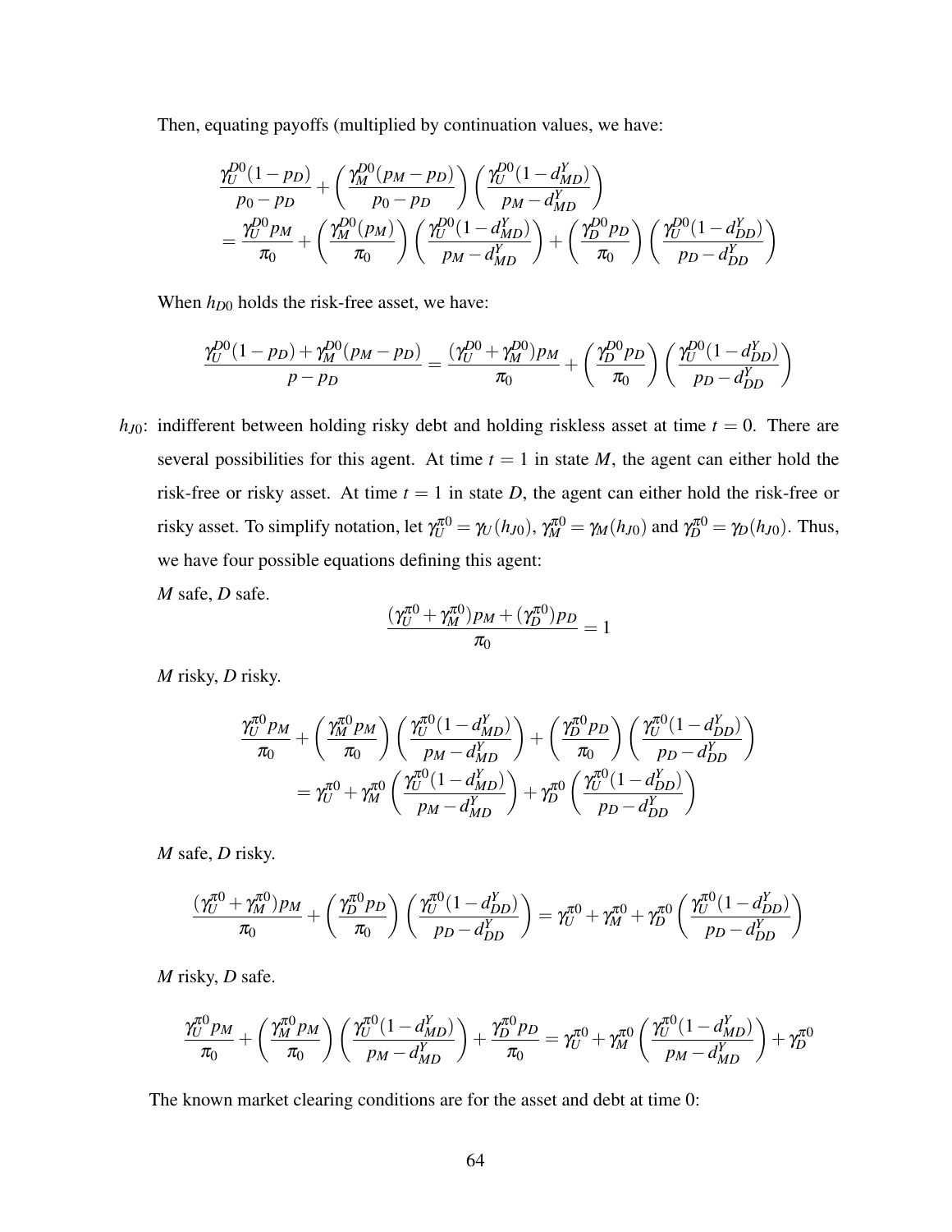Then, equating payoffs (multiplied by continuation values, we have:

$$
\begin{aligned}
&\frac{\gamma_U^{D0}(1-p_D)}{p_0-p_D}+\left(\frac{\gamma_M^{D0}(p_M-p_D)}{p_0-p_D}\right)\left(\frac{\gamma_U^{D0}(1-d_{MD}^Y)}{p_M-d_{MD}^Y}\right)\\
&=\frac{\gamma_U^{D0}p_M}{\pi_0}+\left(\frac{\gamma_M^{D0}(p_M)}{\pi_0}\right)\left(\frac{\gamma_U^{D0}(1-d_{MD}^Y)}{p_M-d_{MD}^Y}\right)+\left(\frac{\gamma_D^{D0}p_D}{\pi_0}\right)\left(\frac{\gamma_U^{D0}(1-d_{DD}^Y)}{p_D-d_{DD}^Y}\right)
\end{aligned}
$$

When $h_{D0}$ holds the risk-free asset, we have:

$$
\frac{\gamma_U^{D0}(1-p_D)+\gamma_M^{D0}(p_M-p_D)}{p-p_D}=\frac{(\gamma_U^{D0}+\gamma_M^{D0})p_M}{\pi_0}+\left(\frac{\gamma_D^{D0}p_D}{\pi_0}\right)\left(\frac{\gamma_U^{D0}(1-d_{DD}^Y)}{p_D-d_{DD}^Y}\right)
$$

$h_{J0}$: indifferent between holding risky debt and holding riskless asset at time $t=0$. There are several possibilities for this agent. At time $t=1$ in state $M$, the agent can either hold the risk-free or risky asset. At time $t=1$ in state $D$, the agent can either hold the risk-free or risky asset. To simplify notation, let $\gamma_U^{\pi 0}=\gamma_U(h_{J0})$, $\gamma_M^{\pi 0}=\gamma_M(h_{J0})$ and $\gamma_D^{\pi 0}=\gamma_D(h_{J0})$. Thus, we have four possible equations defining this agent:

*M* safe, *D* safe.

$$
\frac{(\gamma_U^{\pi 0}+\gamma_M^{\pi 0})p_M+(\gamma_D^{\pi 0})p_D}{\pi_0}=1
$$

*M* risky, *D* risky.

$$
\begin{aligned}
&\frac{\gamma_U^{\pi 0}p_M}{\pi_0}+\left(\frac{\gamma_M^{\pi 0}p_M}{\pi_0}\right)\left(\frac{\gamma_U^{\pi 0}(1-d_{MD}^Y)}{p_M-d_{MD}^Y}\right)+\left(\frac{\gamma_D^{\pi 0}p_D}{\pi_0}\right)\left(\frac{\gamma_U^{\pi 0}(1-d_{DD}^Y)}{p_D-d_{DD}^Y}\right)\\
&=\gamma_U^{\pi 0}+\gamma_M^{\pi 0}\left(\frac{\gamma_U^{\pi 0}(1-d_{MD}^Y)}{p_M-d_{MD}^Y}\right)+\gamma_D^{\pi 0}\left(\frac{\gamma_U^{\pi 0}(1-d_{DD}^Y)}{p_D-d_{DD}^Y}\right)
\end{aligned}
$$

*M* safe, *D* risky.

$$
\frac{(\gamma_U^{\pi 0}+\gamma_M^{\pi 0})p_M}{\pi_0}+\left(\frac{\gamma_D^{\pi 0}p_D}{\pi_0}\right)\left(\frac{\gamma_U^{\pi 0}(1-d_{DD}^Y)}{p_D-d_{DD}^Y}\right)=\gamma_U^{\pi 0}+\gamma_M^{\pi 0}+\gamma_D^{\pi 0}\left(\frac{\gamma_U^{\pi 0}(1-d_{DD}^Y)}{p_D-d_{DD}^Y}\right)
$$

*M* risky, *D* safe.

$$
\frac{\gamma_U^{\pi 0}p_M}{\pi_0}+\left(\frac{\gamma_M^{\pi 0}p_M}{\pi_0}\right)\left(\frac{\gamma_U^{\pi 0}(1-d_{MD}^Y)}{p_M-d_{MD}^Y}\right)+\frac{\gamma_D^{\pi 0}p_D}{\pi_0}=\gamma_U^{\pi 0}+\gamma_M^{\pi 0}\left(\frac{\gamma_U^{\pi 0}(1-d_{MD}^Y)}{p_M-d_{MD}^Y}\right)+\gamma_D^{\pi 0}
$$

The known market clearing conditions are for the asset and debt at time 0: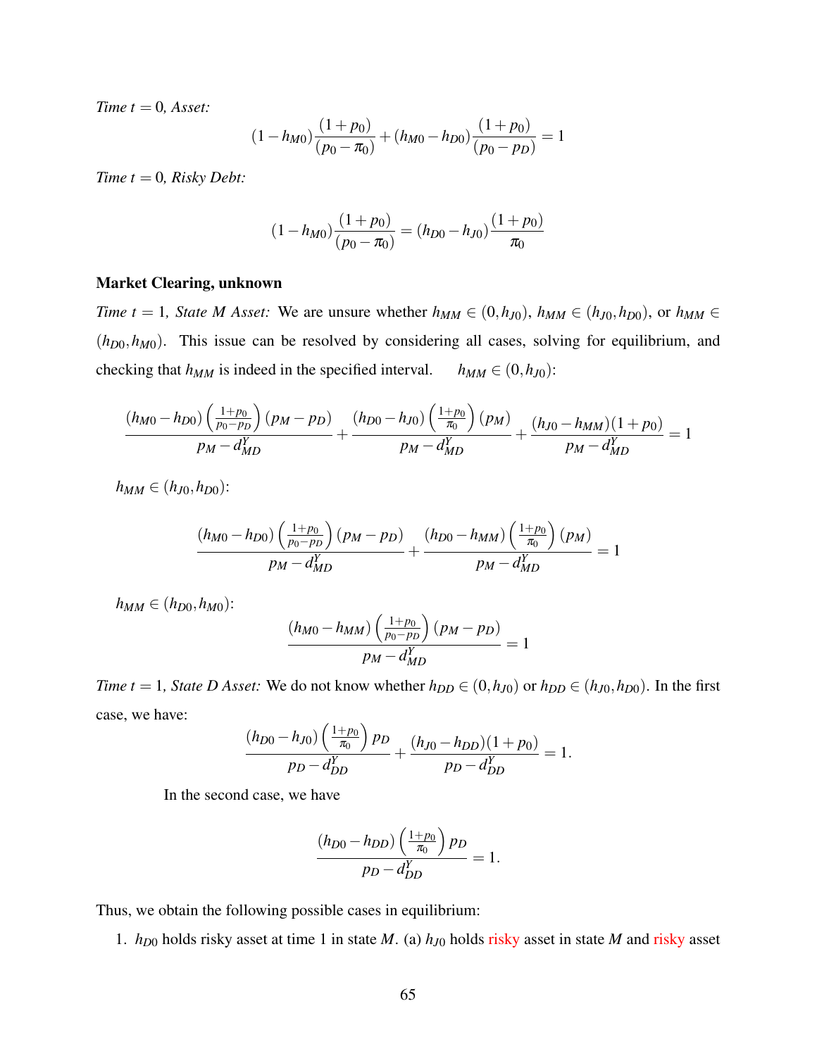*Time $t = 0$, Asset:*

$$(1 - h_{M0})\frac{(1+p_0)}{(p_0 - \pi_0)} + (h_{M0} - h_{D0})\frac{(1+p_0)}{(p_0 - p_D)} = 1$$

*Time $t = 0$, Risky Debt:*

$$(1 - h_{M0})\frac{(1+p_0)}{(p_0 - \pi_0)} = (h_{D0} - h_{J0})\frac{(1+p_0)}{\pi_0}$$

**Market Clearing, unknown**

*Time $t = 1$, State $M$ Asset:* We are unsure whether $h_{MM} \in (0, h_{J0})$, $h_{MM} \in (h_{J0}, h_{D0})$, or $h_{MM} \in (h_{D0}, h_{M0})$. This issue can be resolved by considering all cases, solving for equilibrium, and checking that $h_{MM}$ is indeed in the specified interval. $h_{MM} \in (0, h_{J0})$:

$$\frac{(h_{M0} - h_{D0})\left(\frac{1+p_0}{p_0 - p_D}\right)(p_M - p_D)}{p_M - d^Y_{MD}} + \frac{(h_{D0} - h_{J0})\left(\frac{1+p_0}{\pi_0}\right)(p_M)}{p_M - d^Y_{MD}} + \frac{(h_{J0} - h_{MM})(1+p_0)}{p_M - d^Y_{MD}} = 1$$

$h_{MM} \in (h_{J0}, h_{D0})$:

$$\frac{(h_{M0} - h_{D0})\left(\frac{1+p_0}{p_0 - p_D}\right)(p_M - p_D)}{p_M - d^Y_{MD}} + \frac{(h_{D0} - h_{MM})\left(\frac{1+p_0}{\pi_0}\right)(p_M)}{p_M - d^Y_{MD}} = 1$$

$h_{MM} \in (h_{D0}, h_{M0})$:

$$\frac{(h_{M0} - h_{MM})\left(\frac{1+p_0}{p_0 - p_D}\right)(p_M - p_D)}{p_M - d^Y_{MD}} = 1$$

*Time $t = 1$, State $D$ Asset:* We do not know whether $h_{DD} \in (0, h_{J0})$ or $h_{DD} \in (h_{J0}, h_{D0})$. In the first case, we have:

$$\frac{(h_{D0} - h_{J0})\left(\frac{1+p_0}{\pi_0}\right)p_D}{p_D - d^Y_{DD}} + \frac{(h_{J0} - h_{DD})(1+p_0)}{p_D - d^Y_{DD}} = 1.$$

In the second case, we have

$$\frac{(h_{D0} - h_{DD})\left(\frac{1+p_0}{\pi_0}\right)p_D}{p_D - d^Y_{DD}} = 1.$$

Thus, we obtain the following possible cases in equilibrium:

1. $h_{D0}$ holds risky asset at time 1 in state $M$. (a) $h_{J0}$ holds risky asset in state $M$ and risky asset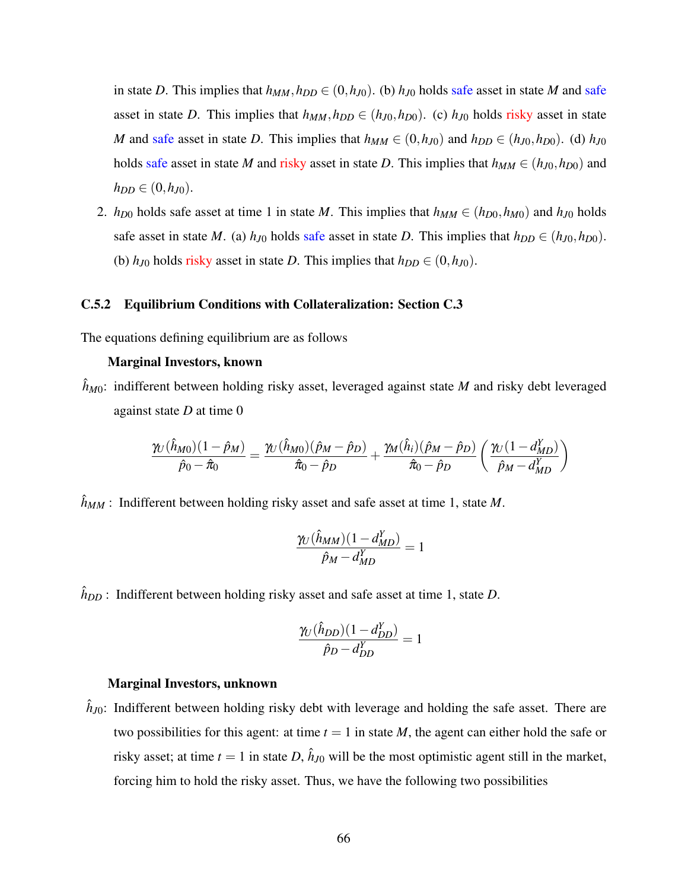in state $D$. This implies that $h_{MM}, h_{DD} \in (0, h_{J0})$. (b) $h_{J0}$ holds safe asset in state $M$ and safe asset in state $D$. This implies that $h_{MM}, h_{DD} \in (h_{J0}, h_{D0})$. (c) $h_{J0}$ holds risky asset in state $M$ and safe asset in state $D$. This implies that $h_{MM} \in (0, h_{J0})$ and $h_{DD} \in (h_{J0}, h_{D0})$. (d) $h_{J0}$ holds safe asset in state $M$ and risky asset in state $D$. This implies that $h_{MM} \in (h_{J0}, h_{D0})$ and $h_{DD} \in (0, h_{J0})$.

2. $h_{D0}$ holds safe asset at time 1 in state $M$. This implies that $h_{MM} \in (h_{D0}, h_{M0})$ and $h_{J0}$ holds safe asset in state $M$. (a) $h_{J0}$ holds safe asset in state $D$. This implies that $h_{DD} \in (h_{J0}, h_{D0})$. (b) $h_{J0}$ holds risky asset in state $D$. This implies that $h_{DD} \in (0, h_{J0})$.

### C.5.2 Equilibrium Conditions with Collateralization: Section C.3

The equations defining equilibrium are as follows

**Marginal Investors, known**

$\hat{h}_{M0}$: indifferent between holding risky asset, leveraged against state $M$ and risky debt leveraged against state $D$ at time 0

$$\frac{\gamma_U(\hat{h}_{M0})(1-\hat{p}_M)}{\hat{p}_0 - \hat{\pi}_0} = \frac{\gamma_U(\hat{h}_{M0})(\hat{p}_M - \hat{p}_D)}{\hat{\pi}_0 - \hat{p}_D} + \frac{\gamma_M(\hat{h}_i)(\hat{p}_M - \hat{p}_D)}{\hat{\pi}_0 - \hat{p}_D}\left(\frac{\gamma_U(1-d^Y_{MD})}{\hat{p}_M - d^Y_{MD}}\right)$$

$\hat{h}_{MM}$ : Indifferent between holding risky asset and safe asset at time 1, state $M$.

$$\frac{\gamma_U(\hat{h}_{MM})(1-d^Y_{MD})}{\hat{p}_M - d^Y_{MD}} = 1$$

$\hat{h}_{DD}$ : Indifferent between holding risky asset and safe asset at time 1, state $D$.

$$\frac{\gamma_U(\hat{h}_{DD})(1-d^Y_{DD})}{\hat{p}_D - d^Y_{DD}} = 1$$

**Marginal Investors, unknown**

$\hat{h}_{J0}$: Indifferent between holding risky debt with leverage and holding the safe asset. There are two possibilities for this agent: at time $t = 1$ in state $M$, the agent can either hold the safe or risky asset; at time $t = 1$ in state $D$, $\hat{h}_{J0}$ will be the most optimistic agent still in the market, forcing him to hold the risky asset. Thus, we have the following two possibilities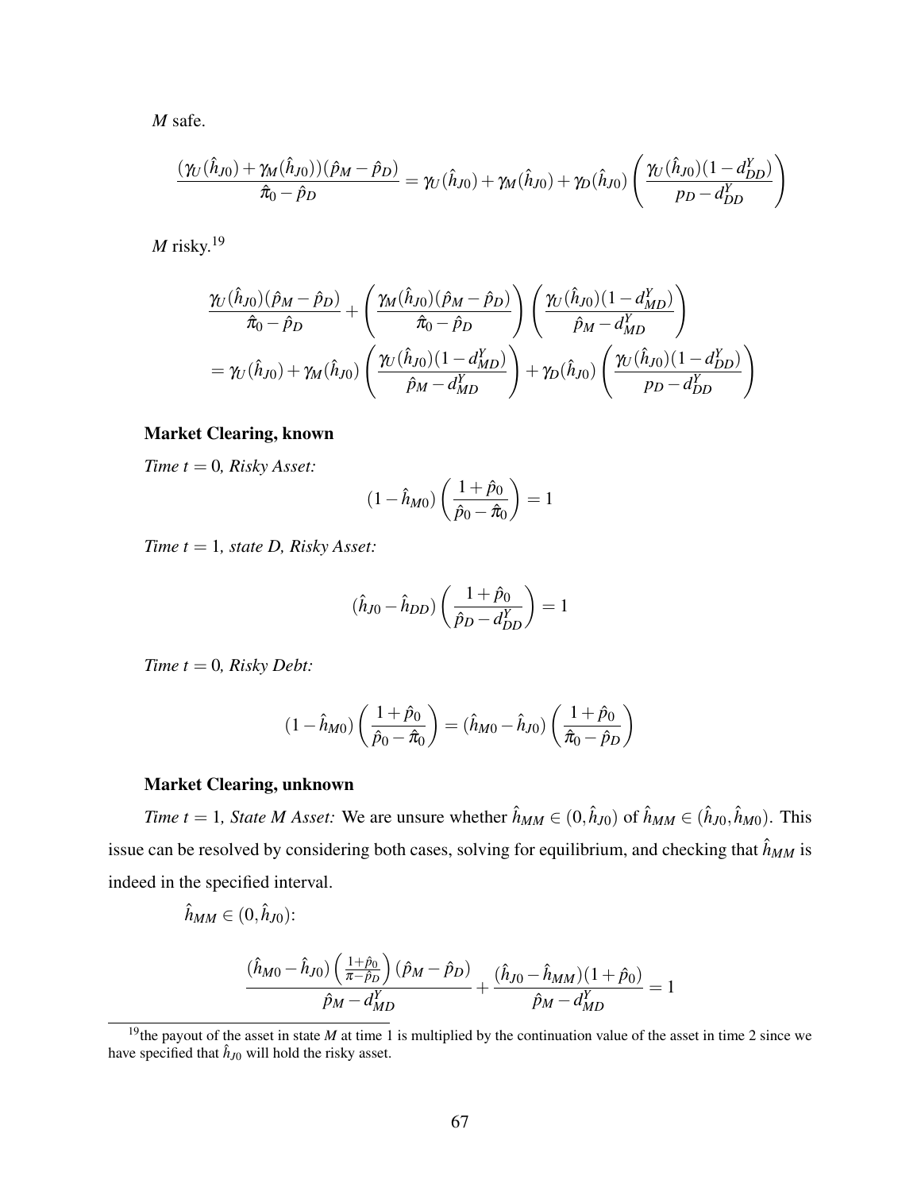*M* safe.

$$\frac{(\gamma_U(\hat{h}_{J0})+\gamma_M(\hat{h}_{J0}))(\hat{p}_M-\hat{p}_D)}{\hat{\pi}_0-\hat{p}_D} = \gamma_U(\hat{h}_{J0})+\gamma_M(\hat{h}_{J0})+\gamma_D(\hat{h}_{J0})\left(\frac{\gamma_U(\hat{h}_{J0})(1-d^Y_{DD})}{p_D-d^Y_{DD}}\right)$$

*M* risky.[19]

$$\begin{aligned}
&\frac{\gamma_U(\hat{h}_{J0})(\hat{p}_M-\hat{p}_D)}{\hat{\pi}_0-\hat{p}_D}+\left(\frac{\gamma_M(\hat{h}_{J0})(\hat{p}_M-\hat{p}_D)}{\hat{\pi}_0-\hat{p}_D}\right)\left(\frac{\gamma_U(\hat{h}_{J0})(1-d^Y_{MD})}{\hat{p}_M-d^Y_{MD}}\right)\\
&=\gamma_U(\hat{h}_{J0})+\gamma_M(\hat{h}_{J0})\left(\frac{\gamma_U(\hat{h}_{J0})(1-d^Y_{MD})}{\hat{p}_M-d^Y_{MD}}\right)+\gamma_D(\hat{h}_{J0})\left(\frac{\gamma_U(\hat{h}_{J0})(1-d^Y_{DD})}{p_D-d^Y_{DD}}\right)
\end{aligned}$$

**Market Clearing, known**

*Time $t=0$, Risky Asset:*

$$(1-\hat{h}_{M0})\left(\frac{1+\hat{p}_0}{\hat{p}_0-\hat{\pi}_0}\right)=1$$

*Time $t=1$, state D, Risky Asset:*

$$(\hat{h}_{J0}-\hat{h}_{DD})\left(\frac{1+\hat{p}_0}{\hat{p}_D-d^Y_{DD}}\right)=1$$

*Time $t=0$, Risky Debt:*

$$(1-\hat{h}_{M0})\left(\frac{1+\hat{p}_0}{\hat{p}_0-\hat{\pi}_0}\right)=(\hat{h}_{M0}-\hat{h}_{J0})\left(\frac{1+\hat{p}_0}{\hat{\pi}_0-\hat{p}_D}\right)$$

**Market Clearing, unknown**

*Time $t=1$, State M Asset:* We are unsure whether $\hat{h}_{MM}\in(0,\hat{h}_{J0})$ of $\hat{h}_{MM}\in(\hat{h}_{J0},\hat{h}_{M0})$. This issue can be resolved by considering both cases, solving for equilibrium, and checking that $\hat{h}_{MM}$ is indeed in the specified interval.

$\hat{h}_{MM}\in(0,\hat{h}_{J0})$:

$$\frac{(\hat{h}_{M0}-\hat{h}_{J0})\left(\frac{1+\hat{p}_0}{\pi-\hat{p}_D}\right)(\hat{p}_M-\hat{p}_D)}{\hat{p}_M-d^Y_{MD}}+\frac{(\hat{h}_{J0}-\hat{h}_{MM})(1+\hat{p}_0)}{\hat{p}_M-d^Y_{MD}}=1$$

[19] the payout of the asset in state *M* at time 1 is multiplied by the continuation value of the asset in time 2 since we have specified that $\hat{h}_{J0}$ will hold the risky asset.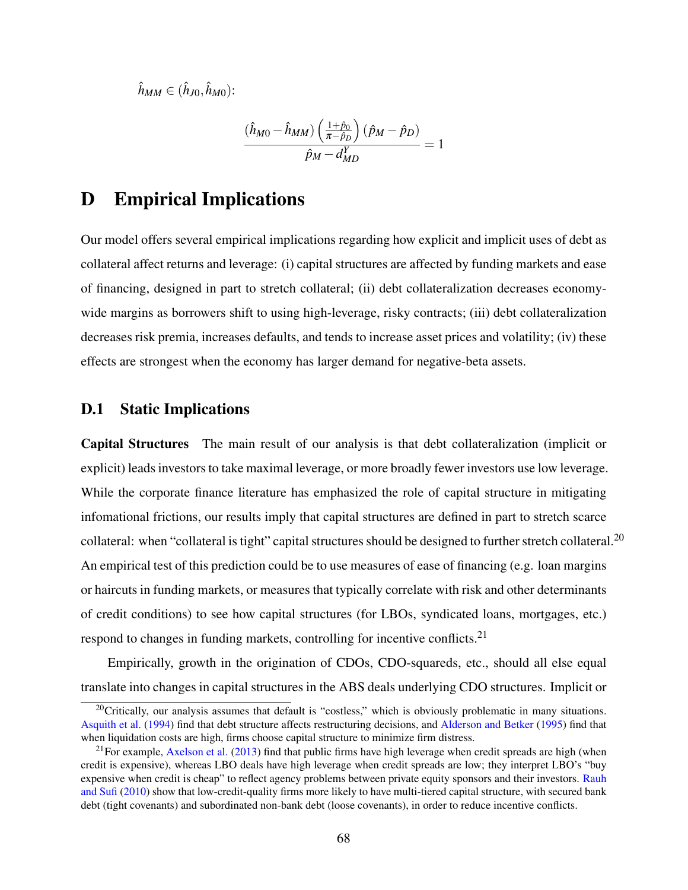$\hat{h}_{MM} \in (\hat{h}_{J0}, \hat{h}_{M0})$:

$$\frac{(\hat{h}_{M0} - \hat{h}_{MM})\left(\frac{1+\hat{p}_0}{\pi - \hat{p}_D}\right)(\hat{p}_M - \hat{p}_D)}{\hat{p}_M - d^Y_{MD}} = 1$$

# D Empirical Implications

Our model offers several empirical implications regarding how explicit and implicit uses of debt as collateral affect returns and leverage: (i) capital structures are affected by funding markets and ease of financing, designed in part to stretch collateral; (ii) debt collateralization decreases economy-wide margins as borrowers shift to using high-leverage, risky contracts; (iii) debt collateralization decreases risk premia, increases defaults, and tends to increase asset prices and volatility; (iv) these effects are strongest when the economy has larger demand for negative-beta assets.

## D.1 Static Implications

**Capital Structures** The main result of our analysis is that debt collateralization (implicit or explicit) leads investors to take maximal leverage, or more broadly fewer investors use low leverage. While the corporate finance literature has emphasized the role of capital structure in mitigating infomational frictions, our results imply that capital structures are defined in part to stretch scarce collateral: when "collateral is tight" capital structures should be designed to further stretch collateral.[20] An empirical test of this prediction could be to use measures of ease of financing (e.g. loan margins or haircuts in funding markets, or measures that typically correlate with risk and other determinants of credit conditions) to see how capital structures (for LBOs, syndicated loans, mortgages, etc.) respond to changes in funding markets, controlling for incentive conflicts.[21]

Empirically, growth in the origination of CDOs, CDO-squareds, etc., should all else equal translate into changes in capital structures in the ABS deals underlying CDO structures. Implicit or

[20] Critically, our analysis assumes that default is "costless," which is obviously problematic in many situations. Asquith et al. (1994) find that debt structure affects restructuring decisions, and Alderson and Betker (1995) find that when liquidation costs are high, firms choose capital structure to minimize firm distress.

[21] For example, Axelson et al. (2013) find that public firms have high leverage when credit spreads are high (when credit is expensive), whereas LBO deals have high leverage when credit spreads are low; they interpret LBO's "buy expensive when credit is cheap" to reflect agency problems between private equity sponsors and their investors. Rauh and Sufi (2010) show that low-credit-quality firms more likely to have multi-tiered capital structure, with secured bank debt (tight covenants) and subordinated non-bank debt (loose covenants), in order to reduce incentive conflicts.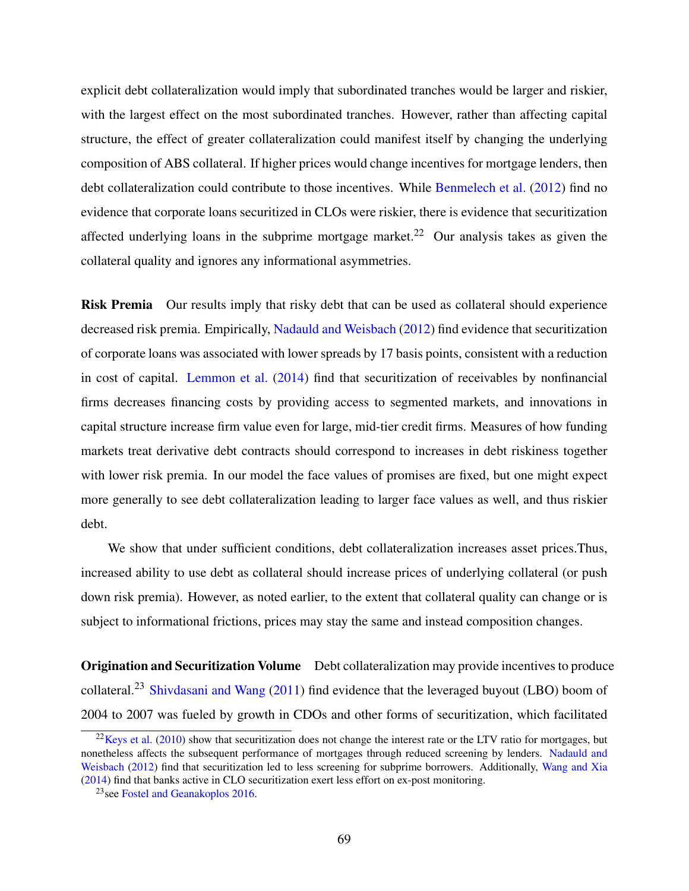explicit debt collateralization would imply that subordinated tranches would be larger and riskier, with the largest effect on the most subordinated tranches. However, rather than affecting capital structure, the effect of greater collateralization could manifest itself by changing the underlying composition of ABS collateral. If higher prices would change incentives for mortgage lenders, then debt collateralization could contribute to those incentives. While Benmelech et al. (2012) find no evidence that corporate loans securitized in CLOs were riskier, there is evidence that securitization affected underlying loans in the subprime mortgage market.[22] Our analysis takes as given the collateral quality and ignores any informational asymmetries.

**Risk Premia** Our results imply that risky debt that can be used as collateral should experience decreased risk premia. Empirically, Nadauld and Weisbach (2012) find evidence that securitization of corporate loans was associated with lower spreads by 17 basis points, consistent with a reduction in cost of capital. Lemmon et al. (2014) find that securitization of receivables by nonfinancial firms decreases financing costs by providing access to segmented markets, and innovations in capital structure increase firm value even for large, mid-tier credit firms. Measures of how funding markets treat derivative debt contracts should correspond to increases in debt riskiness together with lower risk premia. In our model the face values of promises are fixed, but one might expect more generally to see debt collateralization leading to larger face values as well, and thus riskier debt.

We show that under sufficient conditions, debt collateralization increases asset prices.Thus, increased ability to use debt as collateral should increase prices of underlying collateral (or push down risk premia). However, as noted earlier, to the extent that collateral quality can change or is subject to informational frictions, prices may stay the same and instead composition changes.

**Origination and Securitization Volume** Debt collateralization may provide incentives to produce collateral.[23] Shivdasani and Wang (2011) find evidence that the leveraged buyout (LBO) boom of 2004 to 2007 was fueled by growth in CDOs and other forms of securitization, which facilitated

---

[22] Keys et al. (2010) show that securitization does not change the interest rate or the LTV ratio for mortgages, but nonetheless affects the subsequent performance of mortgages through reduced screening by lenders. Nadauld and Weisbach (2012) find that securitization led to less screening for subprime borrowers. Additionally, Wang and Xia (2014) find that banks active in CLO securitization exert less effort on ex-post monitoring.

[23] see Fostel and Geanakoplos 2016.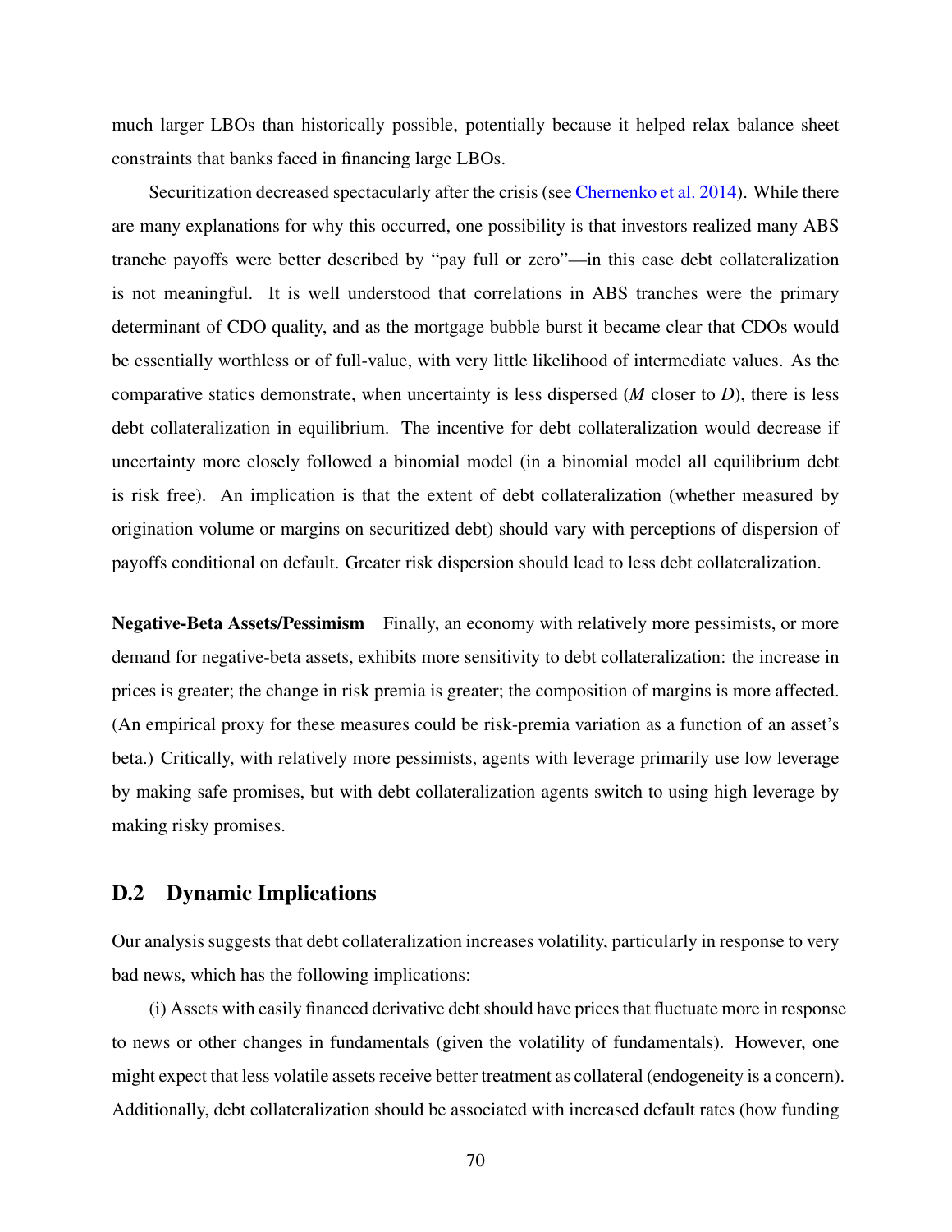much larger LBOs than historically possible, potentially because it helped relax balance sheet constraints that banks faced in financing large LBOs.

Securitization decreased spectacularly after the crisis (see Chernenko et al. 2014). While there are many explanations for why this occurred, one possibility is that investors realized many ABS tranche payoffs were better described by "pay full or zero"—in this case debt collateralization is not meaningful. It is well understood that correlations in ABS tranches were the primary determinant of CDO quality, and as the mortgage bubble burst it became clear that CDOs would be essentially worthless or of full-value, with very little likelihood of intermediate values. As the comparative statics demonstrate, when uncertainty is less dispersed ($M$ closer to $D$), there is less debt collateralization in equilibrium. The incentive for debt collateralization would decrease if uncertainty more closely followed a binomial model (in a binomial model all equilibrium debt is risk free). An implication is that the extent of debt collateralization (whether measured by origination volume or margins on securitized debt) should vary with perceptions of dispersion of payoffs conditional on default. Greater risk dispersion should lead to less debt collateralization.

**Negative-Beta Assets/Pessimism** Finally, an economy with relatively more pessimists, or more demand for negative-beta assets, exhibits more sensitivity to debt collateralization: the increase in prices is greater; the change in risk premia is greater; the composition of margins is more affected. (An empirical proxy for these measures could be risk-premia variation as a function of an asset's beta.) Critically, with relatively more pessimists, agents with leverage primarily use low leverage by making safe promises, but with debt collateralization agents switch to using high leverage by making risky promises.

## D.2 Dynamic Implications

Our analysis suggests that debt collateralization increases volatility, particularly in response to very bad news, which has the following implications:

(i) Assets with easily financed derivative debt should have prices that fluctuate more in response to news or other changes in fundamentals (given the volatility of fundamentals). However, one might expect that less volatile assets receive better treatment as collateral (endogeneity is a concern). Additionally, debt collateralization should be associated with increased default rates (how funding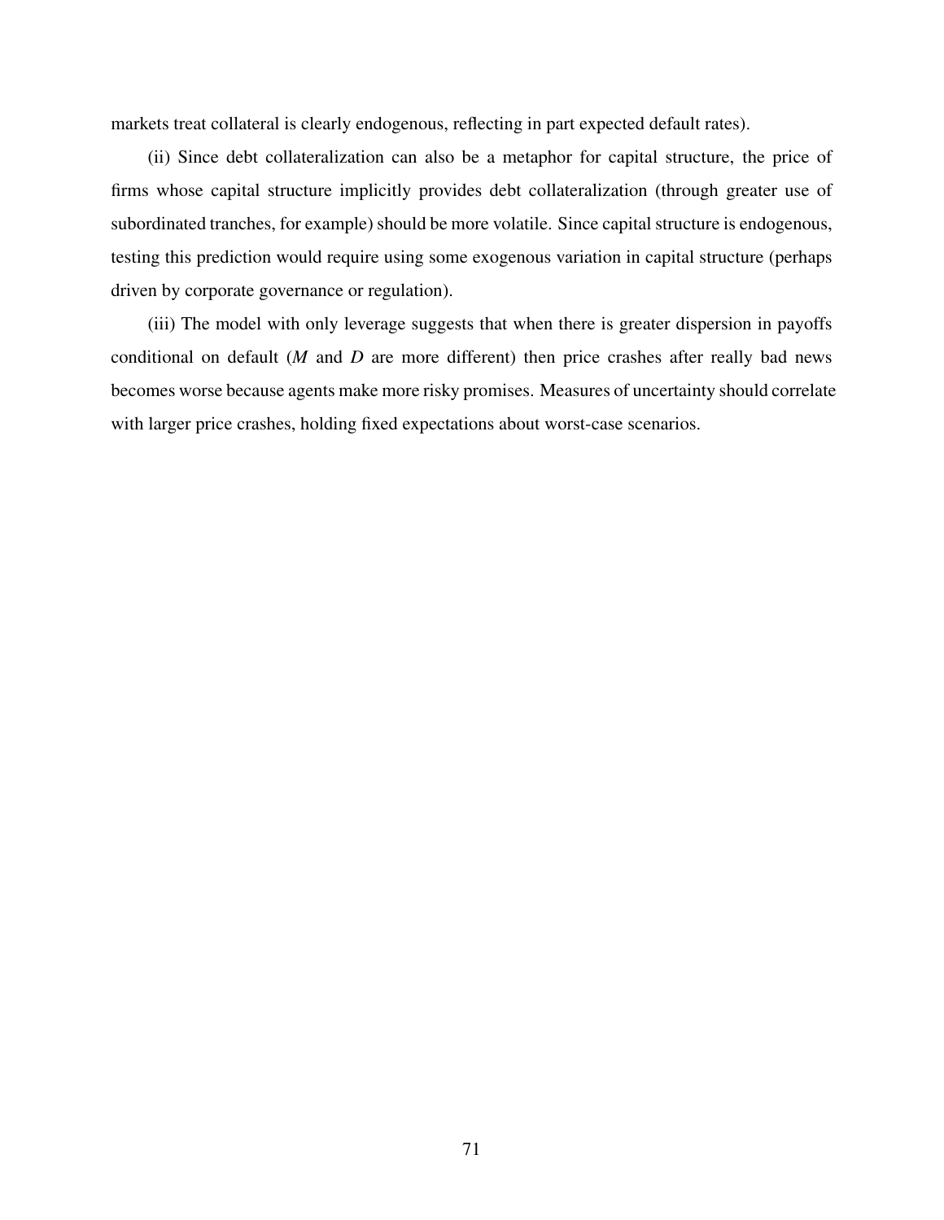markets treat collateral is clearly endogenous, reflecting in part expected default rates).

(ii) Since debt collateralization can also be a metaphor for capital structure, the price of firms whose capital structure implicitly provides debt collateralization (through greater use of subordinated tranches, for example) should be more volatile. Since capital structure is endogenous, testing this prediction would require using some exogenous variation in capital structure (perhaps driven by corporate governance or regulation).

(iii) The model with only leverage suggests that when there is greater dispersion in payoffs conditional on default ($M$ and $D$ are more different) then price crashes after really bad news becomes worse because agents make more risky promises. Measures of uncertainty should correlate with larger price crashes, holding fixed expectations about worst-case scenarios.